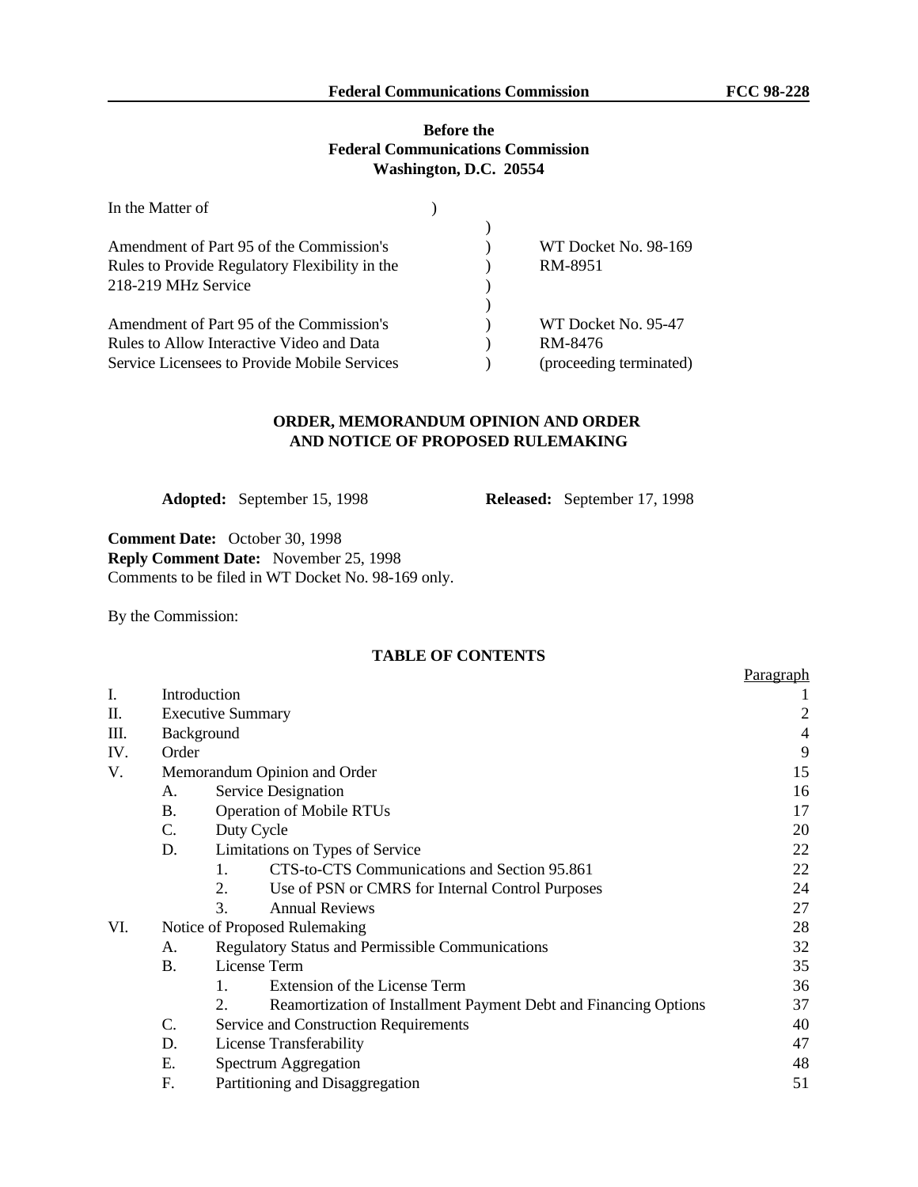**Before the**
**Federal Communications Commission**
**Washington, D.C. 20554**

| | | |
|---|---|---|
| In the Matter of | ) | |
| | ) | |
| Amendment of Part 95 of the Commission's Rules to Provide Regulatory Flexibility in the 218-219 MHz Service | ) | WT Docket No. 98-169 RM-8951 |
| | ) | |
| Amendment of Part 95 of the Commission's Rules to Allow Interactive Video and Data Service Licensees to Provide Mobile Services | ) | WT Docket No. 95-47 RM-8476 (proceeding terminated) |

## ORDER, MEMORANDUM OPINION AND ORDER AND NOTICE OF PROPOSED RULEMAKING

**Adopted:** September 15, 1998 **Released:** September 17, 1998

**Comment Date:** October 30, 1998
**Reply Comment Date:** November 25, 1998
Comments to be filed in WT Docket No. 98-169 only.

By the Commission:

### TABLE OF CONTENTS

| | | | | Paragraph |
|---|---|---|---|---|
| I. | Introduction | | | 1 |
| II. | Executive Summary | | | 2 |
| III. | Background | | | 4 |
| IV. | Order | | | 9 |
| V. | Memorandum Opinion and Order | | | 15 |
| | A. | Service Designation | | 16 |
| | B. | Operation of Mobile RTUs | | 17 |
| | C. | Duty Cycle | | 20 |
| | D. | Limitations on Types of Service | | 22 |
| | | 1. | CTS-to-CTS Communications and Section 95.861 | 22 |
| | | 2. | Use of PSN or CMRS for Internal Control Purposes | 24 |
| | | 3. | Annual Reviews | 27 |
| VI. | Notice of Proposed Rulemaking | | | 28 |
| | A. | Regulatory Status and Permissible Communications | | 32 |
| | B. | License Term | | 35 |
| | | 1. | Extension of the License Term | 36 |
| | | 2. | Reamortization of Installment Payment Debt and Financing Options | 37 |
| | C. | Service and Construction Requirements | | 40 |
| | D. | License Transferability | | 47 |
| | E. | Spectrum Aggregation | | 48 |
| | F. | Partitioning and Disaggregation | | 51 |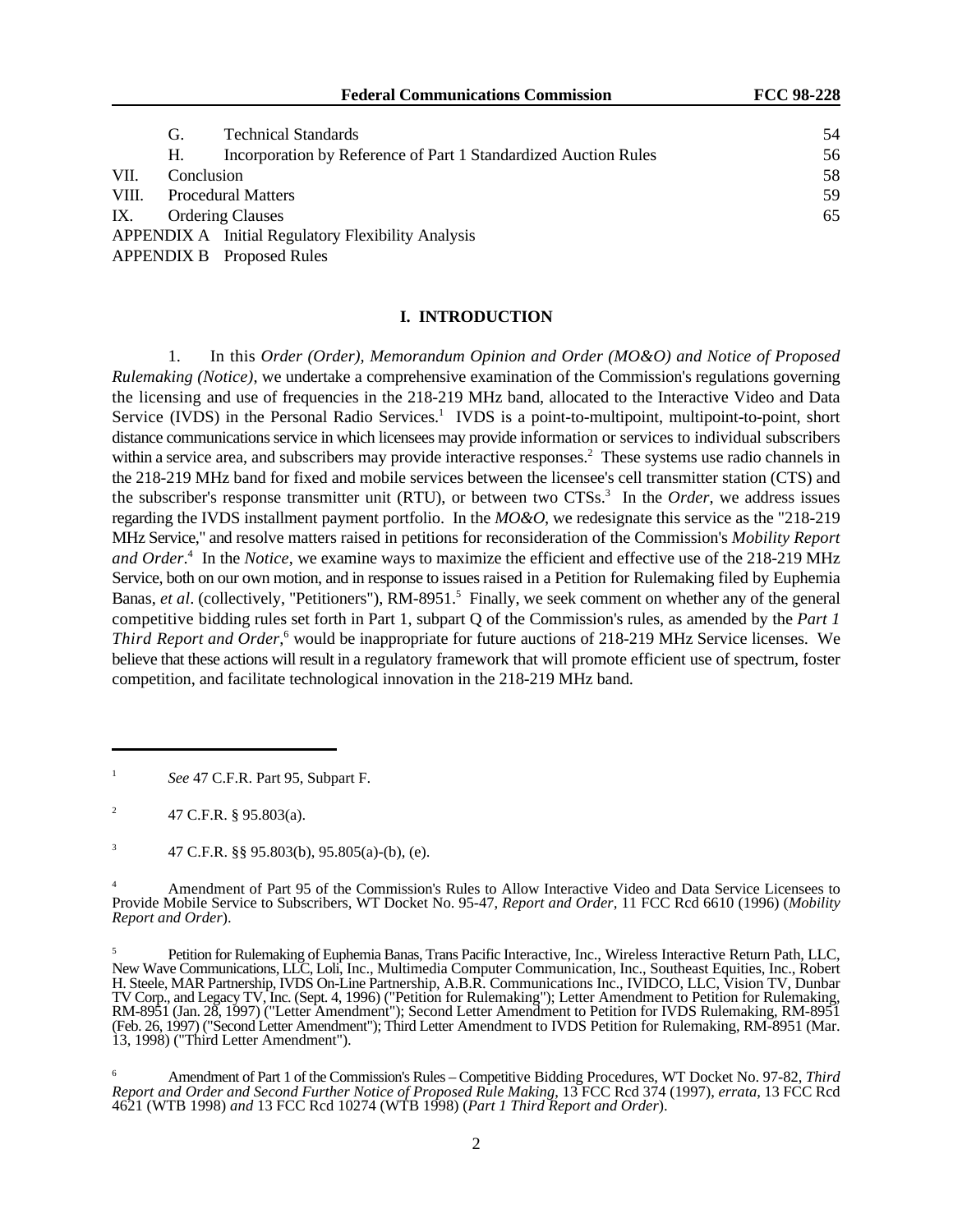| | | | |
|---|---|---|---|
| | G. | Technical Standards | 54 |
| | H. | Incorporation by Reference of Part 1 Standardized Auction Rules | 56 |
| VII. | Conclusion | | 58 |
| VIII. | Procedural Matters | | 59 |
| IX. | Ordering Clauses | | 65 |
| APPENDIX A | Initial Regulatory Flexibility Analysis | | |
| APPENDIX B | Proposed Rules | | |

## I. INTRODUCTION

1. In this *Order (Order), Memorandum Opinion and Order (MO&O) and Notice of Proposed Rulemaking (Notice)*, we undertake a comprehensive examination of the Commission's regulations governing the licensing and use of frequencies in the 218-219 MHz band, allocated to the Interactive Video and Data Service (IVDS) in the Personal Radio Services.[1] IVDS is a point-to-multipoint, multipoint-to-point, short distance communications service in which licensees may provide information or services to individual subscribers within a service area, and subscribers may provide interactive responses.[2] These systems use radio channels in the 218-219 MHz band for fixed and mobile services between the licensee's cell transmitter station (CTS) and the subscriber's response transmitter unit (RTU), or between two CTSs.[3] In the *Order*, we address issues regarding the IVDS installment payment portfolio. In the *MO&O*, we redesignate this service as the "218-219 MHz Service," and resolve matters raised in petitions for reconsideration of the Commission's *Mobility Report and Order*.[4] In the *Notice*, we examine ways to maximize the efficient and effective use of the 218-219 MHz Service, both on our own motion, and in response to issues raised in a Petition for Rulemaking filed by Euphemia Banas, *et al*. (collectively, "Petitioners"), RM-8951.[5] Finally, we seek comment on whether any of the general competitive bidding rules set forth in Part 1, subpart Q of the Commission's rules, as amended by the *Part 1 Third Report and Order*,[6] would be inappropriate for future auctions of 218-219 MHz Service licenses. We believe that these actions will result in a regulatory framework that will promote efficient use of spectrum, foster competition, and facilitate technological innovation in the 218-219 MHz band.

---

[1] *See* 47 C.F.R. Part 95, Subpart F.

[2] 47 C.F.R. § 95.803(a).

[3] 47 C.F.R. §§ 95.803(b), 95.805(a)-(b), (e).

[4] Amendment of Part 95 of the Commission's Rules to Allow Interactive Video and Data Service Licensees to Provide Mobile Service to Subscribers, WT Docket No. 95-47, *Report and Order*, 11 FCC Rcd 6610 (1996) (*Mobility Report and Order*).

[5] Petition for Rulemaking of Euphemia Banas, Trans Pacific Interactive, Inc., Wireless Interactive Return Path, LLC, New Wave Communications, LLC, Loli, Inc., Multimedia Computer Communication, Inc., Southeast Equities, Inc., Robert H. Steele, MAR Partnership, IVDS On-Line Partnership, A.B.R. Communications Inc., IVIDCO, LLC, Vision TV, Dunbar TV Corp., and Legacy TV, Inc. (Sept. 4, 1996) ("Petition for Rulemaking"); Letter Amendment to Petition for Rulemaking, RM-8951 (Jan. 28, 1997) ("Letter Amendment"); Second Letter Amendment to Petition for IVDS Rulemaking, RM-8951 (Feb. 26, 1997) ("Second Letter Amendment"); Third Letter Amendment to IVDS Petition for Rulemaking, RM-8951 (Mar. 13, 1998) ("Third Letter Amendment").

[6] Amendment of Part 1 of the Commission's Rules – Competitive Bidding Procedures, WT Docket No. 97-82, *Third Report and Order and Second Further Notice of Proposed Rule Making*, 13 FCC Rcd 374 (1997), *errata*, 13 FCC Rcd 4621 (WTB 1998) *and* 13 FCC Rcd 10274 (WTB 1998) (*Part 1 Third Report and Order*).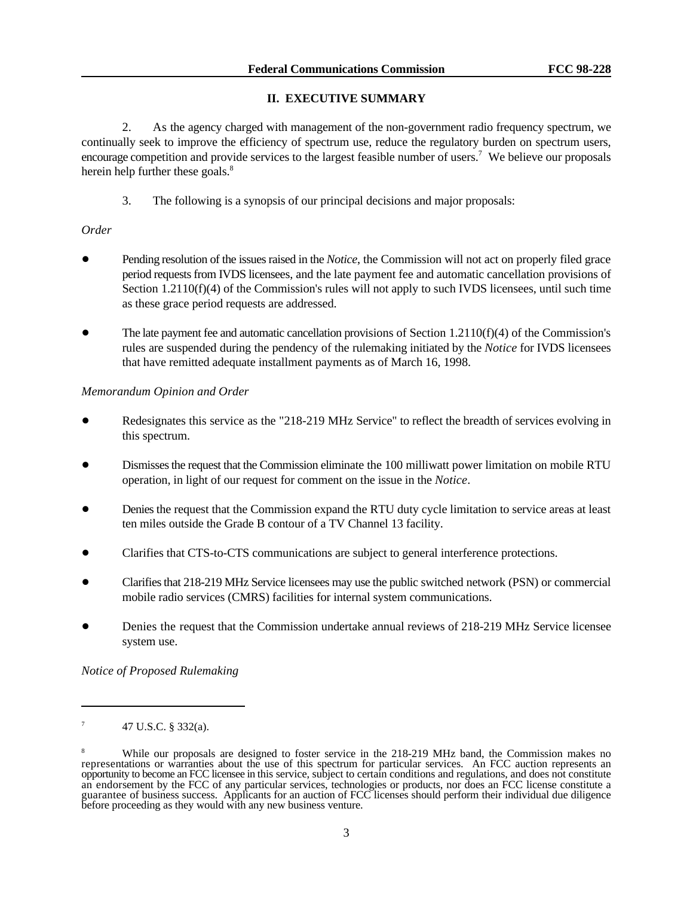## II. EXECUTIVE SUMMARY

2. As the agency charged with management of the non-government radio frequency spectrum, we continually seek to improve the efficiency of spectrum use, reduce the regulatory burden on spectrum users, encourage competition and provide services to the largest feasible number of users.[7] We believe our proposals herein help further these goals.[8]

3. The following is a synopsis of our principal decisions and major proposals:

*Order*

- Pending resolution of the issues raised in the *Notice*, the Commission will not act on properly filed grace period requests from IVDS licensees, and the late payment fee and automatic cancellation provisions of Section 1.2110(f)(4) of the Commission's rules will not apply to such IVDS licensees, until such time as these grace period requests are addressed.
- The late payment fee and automatic cancellation provisions of Section 1.2110(f)(4) of the Commission's rules are suspended during the pendency of the rulemaking initiated by the *Notice* for IVDS licensees that have remitted adequate installment payments as of March 16, 1998.

*Memorandum Opinion and Order*

- Redesignates this service as the "218-219 MHz Service" to reflect the breadth of services evolving in this spectrum.
- Dismisses the request that the Commission eliminate the 100 milliwatt power limitation on mobile RTU operation, in light of our request for comment on the issue in the *Notice*.
- Denies the request that the Commission expand the RTU duty cycle limitation to service areas at least ten miles outside the Grade B contour of a TV Channel 13 facility.
- Clarifies that CTS-to-CTS communications are subject to general interference protections.
- Clarifies that 218-219 MHz Service licensees may use the public switched network (PSN) or commercial mobile radio services (CMRS) facilities for internal system communications.
- Denies the request that the Commission undertake annual reviews of 218-219 MHz Service licensee system use.

*Notice of Proposed Rulemaking*

---

[7] 47 U.S.C. § 332(a).

[8] While our proposals are designed to foster service in the 218-219 MHz band, the Commission makes no representations or warranties about the use of this spectrum for particular services. An FCC auction represents an opportunity to become an FCC licensee in this service, subject to certain conditions and regulations, and does not constitute an endorsement by the FCC of any particular services, technologies or products, nor does an FCC license constitute a guarantee of business success. Applicants for an auction of FCC licenses should perform their individual due diligence before proceeding as they would with any new business venture.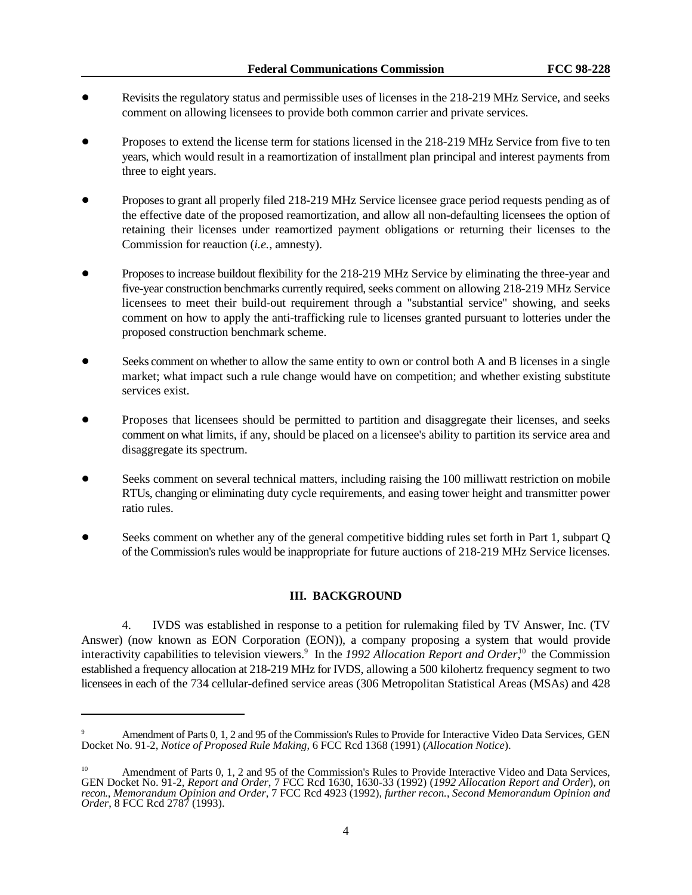- Revisits the regulatory status and permissible uses of licenses in the 218-219 MHz Service, and seeks comment on allowing licensees to provide both common carrier and private services.

- Proposes to extend the license term for stations licensed in the 218-219 MHz Service from five to ten years, which would result in a reamortization of installment plan principal and interest payments from three to eight years.

- Proposes to grant all properly filed 218-219 MHz Service licensee grace period requests pending as of the effective date of the proposed reamortization, and allow all non-defaulting licensees the option of retaining their licenses under reamortized payment obligations or returning their licenses to the Commission for reauction (*i.e.*, amnesty).

- Proposes to increase buildout flexibility for the 218-219 MHz Service by eliminating the three-year and five-year construction benchmarks currently required, seeks comment on allowing 218-219 MHz Service licensees to meet their build-out requirement through a "substantial service" showing, and seeks comment on how to apply the anti-trafficking rule to licenses granted pursuant to lotteries under the proposed construction benchmark scheme.

- Seeks comment on whether to allow the same entity to own or control both A and B licenses in a single market; what impact such a rule change would have on competition; and whether existing substitute services exist.

- Proposes that licensees should be permitted to partition and disaggregate their licenses, and seeks comment on what limits, if any, should be placed on a licensee's ability to partition its service area and disaggregate its spectrum.

- Seeks comment on several technical matters, including raising the 100 milliwatt restriction on mobile RTUs, changing or eliminating duty cycle requirements, and easing tower height and transmitter power ratio rules.

- Seeks comment on whether any of the general competitive bidding rules set forth in Part 1, subpart Q of the Commission's rules would be inappropriate for future auctions of 218-219 MHz Service licenses.

## III. BACKGROUND

4. IVDS was established in response to a petition for rulemaking filed by TV Answer, Inc. (TV Answer) (now known as EON Corporation (EON)), a company proposing a system that would provide interactivity capabilities to television viewers.[9] In the *1992 Allocation Report and Order*,[10] the Commission established a frequency allocation at 218-219 MHz for IVDS, allowing a 500 kilohertz frequency segment to two licensees in each of the 734 cellular-defined service areas (306 Metropolitan Statistical Areas (MSAs) and 428

---

[9] Amendment of Parts 0, 1, 2 and 95 of the Commission's Rules to Provide for Interactive Video Data Services, GEN Docket No. 91-2, *Notice of Proposed Rule Making*, 6 FCC Rcd 1368 (1991) (*Allocation Notice*).

[10] Amendment of Parts 0, 1, 2 and 95 of the Commission's Rules to Provide Interactive Video and Data Services, GEN Docket No. 91-2, *Report and Order*, 7 FCC Rcd 1630, 1630-33 (1992) (*1992 Allocation Report and Order*), *on recon.*, *Memorandum Opinion and Order*, 7 FCC Rcd 4923 (1992), *further recon.*, *Second Memorandum Opinion and Order*, 8 FCC Rcd 2787 (1993).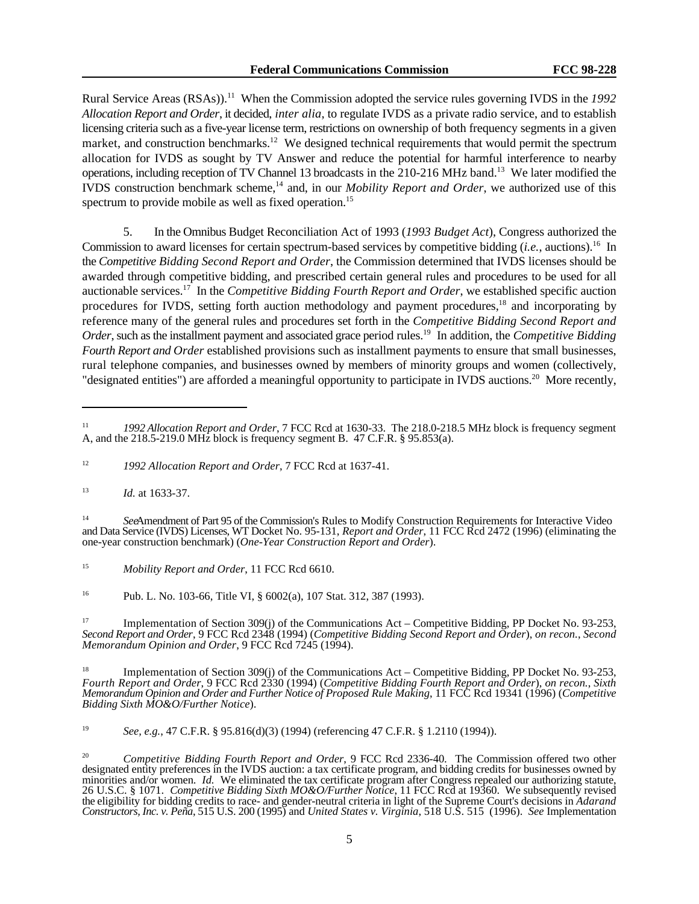Rural Service Areas (RSAs)).[11] When the Commission adopted the service rules governing IVDS in the *1992 Allocation Report and Order*, it decided, *inter alia*, to regulate IVDS as a private radio service, and to establish licensing criteria such as a five-year license term, restrictions on ownership of both frequency segments in a given market, and construction benchmarks.[12] We designed technical requirements that would permit the spectrum allocation for IVDS as sought by TV Answer and reduce the potential for harmful interference to nearby operations, including reception of TV Channel 13 broadcasts in the 210-216 MHz band.[13] We later modified the IVDS construction benchmark scheme,[14] and, in our *Mobility Report and Order*, we authorized use of this spectrum to provide mobile as well as fixed operation.[15]

5. In the Omnibus Budget Reconciliation Act of 1993 (*1993 Budget Act*), Congress authorized the Commission to award licenses for certain spectrum-based services by competitive bidding (*i.e.*, auctions).[16] In the *Competitive Bidding Second Report and Order*, the Commission determined that IVDS licenses should be awarded through competitive bidding, and prescribed certain general rules and procedures to be used for all auctionable services.[17] In the *Competitive Bidding Fourth Report and Order*, we established specific auction procedures for IVDS, setting forth auction methodology and payment procedures,[18] and incorporating by reference many of the general rules and procedures set forth in the *Competitive Bidding Second Report and Order*, such as the installment payment and associated grace period rules.[19] In addition, the *Competitive Bidding Fourth Report and Order* established provisions such as installment payments to ensure that small businesses, rural telephone companies, and businesses owned by members of minority groups and women (collectively, "designated entities") are afforded a meaningful opportunity to participate in IVDS auctions.[20] More recently,

---

[11] *1992 Allocation Report and Order*, 7 FCC Rcd at 1630-33. The 218.0-218.5 MHz block is frequency segment A, and the 218.5-219.0 MHz block is frequency segment B. 47 C.F.R. § 95.853(a).

[12] *1992 Allocation Report and Order*, 7 FCC Rcd at 1637-41.

[13] *Id.* at 1633-37.

[14] *See* Amendment of Part 95 of the Commission's Rules to Modify Construction Requirements for Interactive Video and Data Service (IVDS) Licenses, WT Docket No. 95-131, *Report and Order*, 11 FCC Rcd 2472 (1996) (eliminating the one-year construction benchmark) (*One-Year Construction Report and Order*).

[15] *Mobility Report and Order*, 11 FCC Rcd 6610.

[16] Pub. L. No. 103-66, Title VI, § 6002(a), 107 Stat. 312, 387 (1993).

[17] Implementation of Section 309(j) of the Communications Act – Competitive Bidding, PP Docket No. 93-253, *Second Report and Order*, 9 FCC Rcd 2348 (1994) (*Competitive Bidding Second Report and Order*), *on recon.*, *Second Memorandum Opinion and Order*, 9 FCC Rcd 7245 (1994).

[18] Implementation of Section 309(j) of the Communications Act – Competitive Bidding, PP Docket No. 93-253, *Fourth Report and Order*, 9 FCC Rcd 2330 (1994) (*Competitive Bidding Fourth Report and Order*), *on recon.*, *Sixth Memorandum Opinion and Order and Further Notice of Proposed Rule Making*, 11 FCC Rcd 19341 (1996) (*Competitive Bidding Sixth MO&O/Further Notice*).

[19] *See, e.g.*, 47 C.F.R. § 95.816(d)(3) (1994) (referencing 47 C.F.R. § 1.2110 (1994)).

[20] *Competitive Bidding Fourth Report and Order*, 9 FCC Rcd 2336-40. The Commission offered two other designated entity preferences in the IVDS auction: a tax certificate program, and bidding credits for businesses owned by minorities and/or women. *Id.* We eliminated the tax certificate program after Congress repealed our authorizing statute, 26 U.S.C. § 1071. *Competitive Bidding Sixth MO&O/Further Notice*, 11 FCC Rcd at 19360. We subsequently revised the eligibility for bidding credits to race- and gender-neutral criteria in light of the Supreme Court's decisions in *Adarand Constructors, Inc. v. Peña*, 515 U.S. 200 (1995) and *United States v. Virginia*, 518 U.S. 515 (1996). *See* Implementation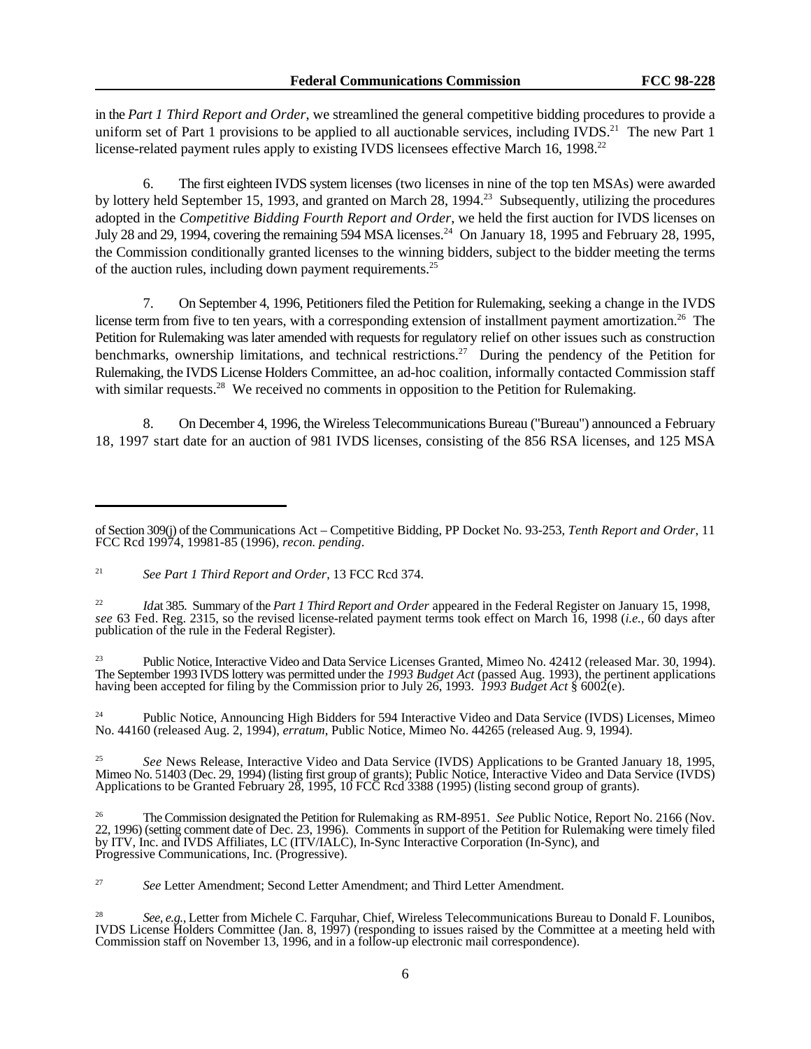in the *Part 1 Third Report and Order*, we streamlined the general competitive bidding procedures to provide a uniform set of Part 1 provisions to be applied to all auctionable services, including IVDS.[21] The new Part 1 license-related payment rules apply to existing IVDS licensees effective March 16, 1998.[22]

6. The first eighteen IVDS system licenses (two licenses in nine of the top ten MSAs) were awarded by lottery held September 15, 1993, and granted on March 28, 1994.[23] Subsequently, utilizing the procedures adopted in the *Competitive Bidding Fourth Report and Order*, we held the first auction for IVDS licenses on July 28 and 29, 1994, covering the remaining 594 MSA licenses.[24] On January 18, 1995 and February 28, 1995, the Commission conditionally granted licenses to the winning bidders, subject to the bidder meeting the terms of the auction rules, including down payment requirements.[25]

7. On September 4, 1996, Petitioners filed the Petition for Rulemaking, seeking a change in the IVDS license term from five to ten years, with a corresponding extension of installment payment amortization.[26] The Petition for Rulemaking was later amended with requests for regulatory relief on other issues such as construction benchmarks, ownership limitations, and technical restrictions.[27] During the pendency of the Petition for Rulemaking, the IVDS License Holders Committee, an ad-hoc coalition, informally contacted Commission staff with similar requests.[28] We received no comments in opposition to the Petition for Rulemaking.

8. On December 4, 1996, the Wireless Telecommunications Bureau ("Bureau") announced a February 18, 1997 start date for an auction of 981 IVDS licenses, consisting of the 856 RSA licenses, and 125 MSA

---

of Section 309(j) of the Communications Act – Competitive Bidding, PP Docket No. 93-253, *Tenth Report and Order*, 11 FCC Rcd 19974, 19981-85 (1996), *recon. pending*.

[21] *See Part 1 Third Report and Order*, 13 FCC Rcd 374.

[22] *Id.* at 385. Summary of the *Part 1 Third Report and Order* appeared in the Federal Register on January 15, 1998, *see* 63 Fed. Reg. 2315, so the revised license-related payment terms took effect on March 16, 1998 (*i.e.*, 60 days after publication of the rule in the Federal Register).

[23] Public Notice, Interactive Video and Data Service Licenses Granted, Mimeo No. 42412 (released Mar. 30, 1994). The September 1993 IVDS lottery was permitted under the *1993 Budget Act* (passed Aug. 1993), the pertinent applications having been accepted for filing by the Commission prior to July 26, 1993. *1993 Budget Act* § 6002(e).

[24] Public Notice, Announcing High Bidders for 594 Interactive Video and Data Service (IVDS) Licenses, Mimeo No. 44160 (released Aug. 2, 1994), *erratum*, Public Notice, Mimeo No. 44265 (released Aug. 9, 1994).

[25] *See* News Release, Interactive Video and Data Service (IVDS) Applications to be Granted January 18, 1995, Mimeo No. 51403 (Dec. 29, 1994) (listing first group of grants); Public Notice, Interactive Video and Data Service (IVDS) Applications to be Granted February 28, 1995, 10 FCC Rcd 3388 (1995) (listing second group of grants).

[26] The Commission designated the Petition for Rulemaking as RM-8951. *See* Public Notice, Report No. 2166 (Nov. 22, 1996) (setting comment date of Dec. 23, 1996). Comments in support of the Petition for Rulemaking were timely filed by ITV, Inc. and IVDS Affiliates, LC (ITV/IALC), In-Sync Interactive Corporation (In-Sync), and Progressive Communications, Inc. (Progressive).

[27] *See* Letter Amendment; Second Letter Amendment; and Third Letter Amendment.

[28] *See, e.g.*, Letter from Michele C. Farquhar, Chief, Wireless Telecommunications Bureau to Donald F. Lounibos, IVDS License Holders Committee (Jan. 8, 1997) (responding to issues raised by the Committee at a meeting held with Commission staff on November 13, 1996, and in a follow-up electronic mail correspondence).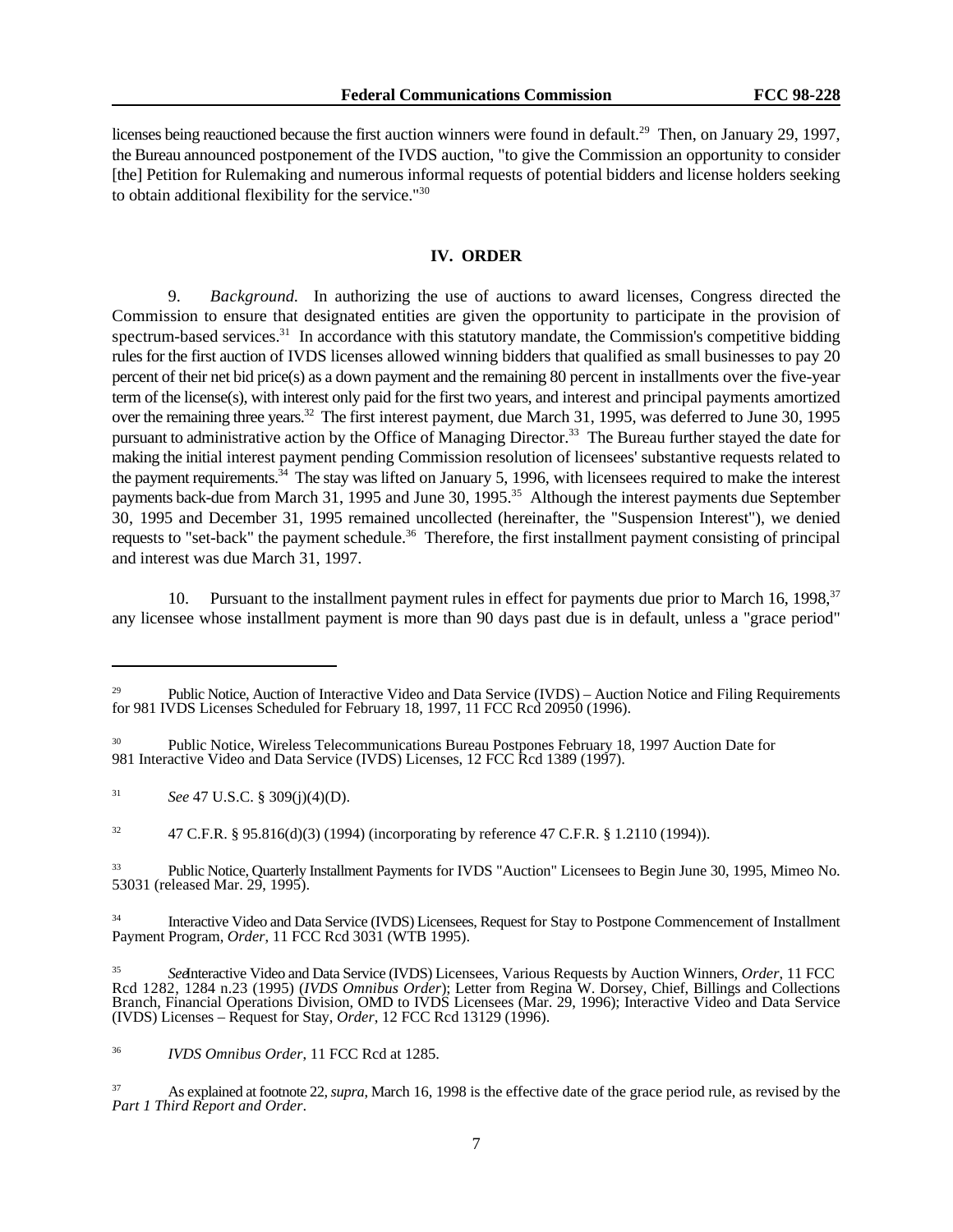licenses being reauctioned because the first auction winners were found in default.[29] Then, on January 29, 1997, the Bureau announced postponement of the IVDS auction, "to give the Commission an opportunity to consider [the] Petition for Rulemaking and numerous informal requests of potential bidders and license holders seeking to obtain additional flexibility for the service."[30]

## IV. ORDER

9. *Background.* In authorizing the use of auctions to award licenses, Congress directed the Commission to ensure that designated entities are given the opportunity to participate in the provision of spectrum-based services.[31] In accordance with this statutory mandate, the Commission's competitive bidding rules for the first auction of IVDS licenses allowed winning bidders that qualified as small businesses to pay 20 percent of their net bid price(s) as a down payment and the remaining 80 percent in installments over the five-year term of the license(s), with interest only paid for the first two years, and interest and principal payments amortized over the remaining three years.[32] The first interest payment, due March 31, 1995, was deferred to June 30, 1995 pursuant to administrative action by the Office of Managing Director.[33] The Bureau further stayed the date for making the initial interest payment pending Commission resolution of licensees' substantive requests related to the payment requirements.[34] The stay was lifted on January 5, 1996, with licensees required to make the interest payments back-due from March 31, 1995 and June 30, 1995.[35] Although the interest payments due September 30, 1995 and December 31, 1995 remained uncollected (hereinafter, the "Suspension Interest"), we denied requests to "set-back" the payment schedule.[36] Therefore, the first installment payment consisting of principal and interest was due March 31, 1997.

10. Pursuant to the installment payment rules in effect for payments due prior to March 16, 1998,[37] any licensee whose installment payment is more than 90 days past due is in default, unless a "grace period"

---

[29] Public Notice, Auction of Interactive Video and Data Service (IVDS) – Auction Notice and Filing Requirements for 981 IVDS Licenses Scheduled for February 18, 1997, 11 FCC Rcd 20950 (1996).

[30] Public Notice, Wireless Telecommunications Bureau Postpones February 18, 1997 Auction Date for 981 Interactive Video and Data Service (IVDS) Licenses, 12 FCC Rcd 1389 (1997).

[31] *See* 47 U.S.C. § 309(j)(4)(D).

[32] 47 C.F.R. § 95.816(d)(3) (1994) (incorporating by reference 47 C.F.R. § 1.2110 (1994)).

[33] Public Notice, Quarterly Installment Payments for IVDS "Auction" Licensees to Begin June 30, 1995, Mimeo No. 53031 (released Mar. 29, 1995).

[34] Interactive Video and Data Service (IVDS) Licensees, Request for Stay to Postpone Commencement of Installment Payment Program, *Order*, 11 FCC Rcd 3031 (WTB 1995).

[35] *See* Interactive Video and Data Service (IVDS) Licensees, Various Requests by Auction Winners, *Order*, 11 FCC Rcd 1282, 1284 n.23 (1995) (*IVDS Omnibus Order*); Letter from Regina W. Dorsey, Chief, Billings and Collections Branch, Financial Operations Division, OMD to IVDS Licensees (Mar. 29, 1996); Interactive Video and Data Service (IVDS) Licenses – Request for Stay, *Order*, 12 FCC Rcd 13129 (1996).

[36] *IVDS Omnibus Order*, 11 FCC Rcd at 1285.

[37] As explained at footnote 22, *supra*, March 16, 1998 is the effective date of the grace period rule, as revised by the *Part 1 Third Report and Order*.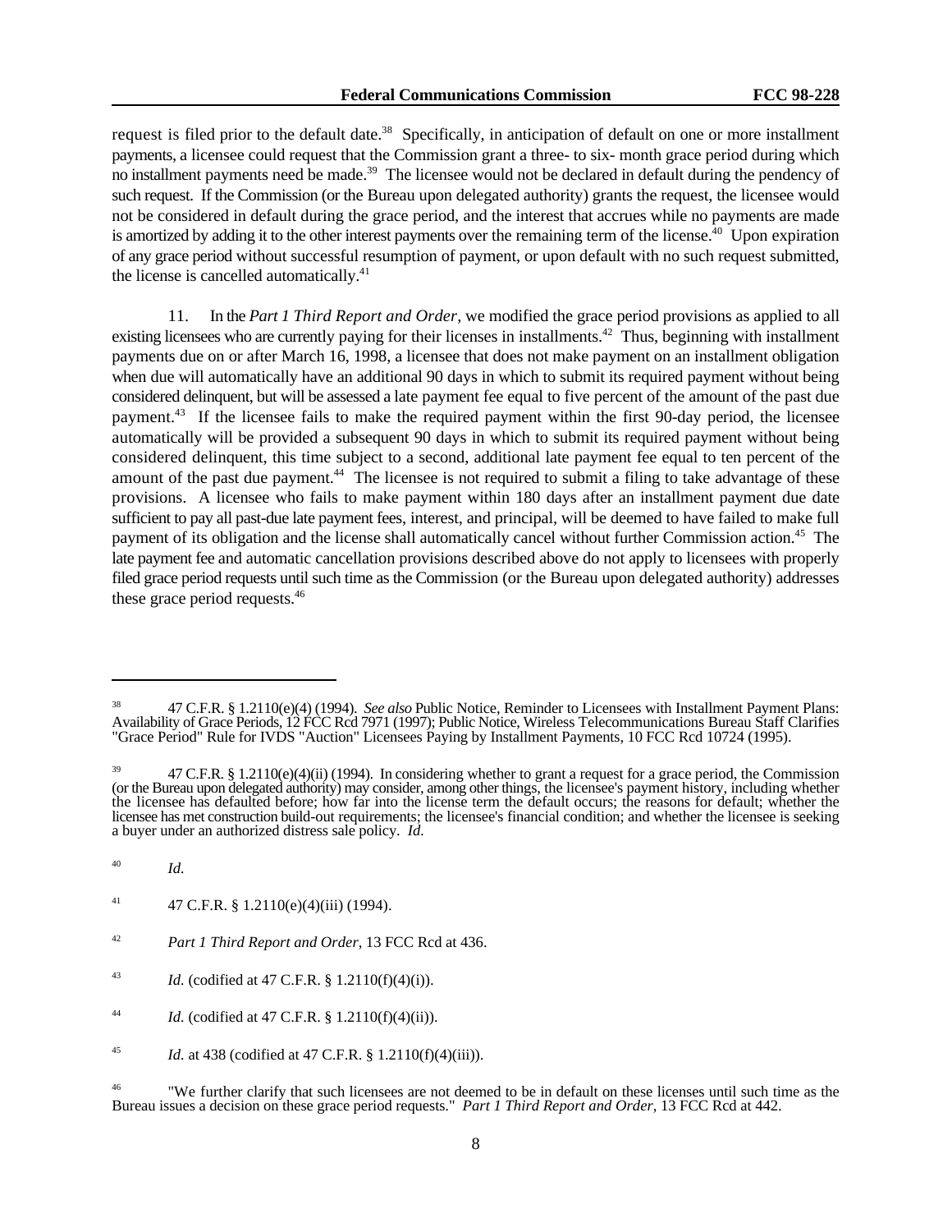request is filed prior to the default date.[38] Specifically, in anticipation of default on one or more installment payments, a licensee could request that the Commission grant a three- to six- month grace period during which no installment payments need be made.[39] The licensee would not be declared in default during the pendency of such request. If the Commission (or the Bureau upon delegated authority) grants the request, the licensee would not be considered in default during the grace period, and the interest that accrues while no payments are made is amortized by adding it to the other interest payments over the remaining term of the license.[40] Upon expiration of any grace period without successful resumption of payment, or upon default with no such request submitted, the license is cancelled automatically.[41]

11. In the *Part 1 Third Report and Order*, we modified the grace period provisions as applied to all existing licensees who are currently paying for their licenses in installments.[42] Thus, beginning with installment payments due on or after March 16, 1998, a licensee that does not make payment on an installment obligation when due will automatically have an additional 90 days in which to submit its required payment without being considered delinquent, but will be assessed a late payment fee equal to five percent of the amount of the past due payment.[43] If the licensee fails to make the required payment within the first 90-day period, the licensee automatically will be provided a subsequent 90 days in which to submit its required payment without being considered delinquent, this time subject to a second, additional late payment fee equal to ten percent of the amount of the past due payment.[44] The licensee is not required to submit a filing to take advantage of these provisions. A licensee who fails to make payment within 180 days after an installment payment due date sufficient to pay all past-due late payment fees, interest, and principal, will be deemed to have failed to make full payment of its obligation and the license shall automatically cancel without further Commission action.[45] The late payment fee and automatic cancellation provisions described above do not apply to licensees with properly filed grace period requests until such time as the Commission (or the Bureau upon delegated authority) addresses these grace period requests.[46]

---

[38] 47 C.F.R. § 1.2110(e)(4) (1994). *See also* Public Notice, Reminder to Licensees with Installment Payment Plans: Availability of Grace Periods, 12 FCC Rcd 7971 (1997); Public Notice, Wireless Telecommunications Bureau Staff Clarifies "Grace Period" Rule for IVDS "Auction" Licensees Paying by Installment Payments, 10 FCC Rcd 10724 (1995).

[39] 47 C.F.R. § 1.2110(e)(4)(ii) (1994). In considering whether to grant a request for a grace period, the Commission (or the Bureau upon delegated authority) may consider, among other things, the licensee's payment history, including whether the licensee has defaulted before; how far into the license term the default occurs; the reasons for default; whether the licensee has met construction build-out requirements; the licensee's financial condition; and whether the licensee is seeking a buyer under an authorized distress sale policy. *Id.*

[40] *Id.*

[41] 47 C.F.R. § 1.2110(e)(4)(iii) (1994).

[42] *Part 1 Third Report and Order*, 13 FCC Rcd at 436.

[43] *Id.* (codified at 47 C.F.R. § 1.2110(f)(4)(i)).

[44] *Id.* (codified at 47 C.F.R. § 1.2110(f)(4)(ii)).

[45] *Id.* at 438 (codified at 47 C.F.R. § 1.2110(f)(4)(iii)).

[46] "We further clarify that such licensees are not deemed to be in default on these licenses until such time as the Bureau issues a decision on these grace period requests." *Part 1 Third Report and Order*, 13 FCC Rcd at 442.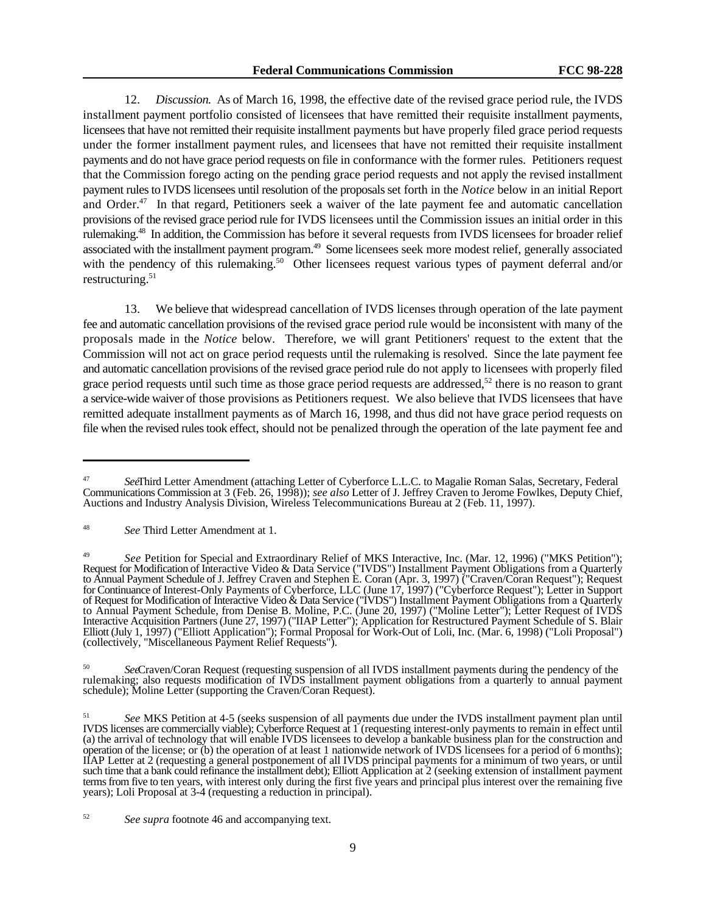12. *Discussion.* As of March 16, 1998, the effective date of the revised grace period rule, the IVDS installment payment portfolio consisted of licensees that have remitted their requisite installment payments, licensees that have not remitted their requisite installment payments but have properly filed grace period requests under the former installment payment rules, and licensees that have not remitted their requisite installment payments and do not have grace period requests on file in conformance with the former rules. Petitioners request that the Commission forego acting on the pending grace period requests and not apply the revised installment payment rules to IVDS licensees until resolution of the proposals set forth in the *Notice* below in an initial Report and Order.[47] In that regard, Petitioners seek a waiver of the late payment fee and automatic cancellation provisions of the revised grace period rule for IVDS licensees until the Commission issues an initial order in this rulemaking.[48] In addition, the Commission has before it several requests from IVDS licensees for broader relief associated with the installment payment program.[49] Some licensees seek more modest relief, generally associated with the pendency of this rulemaking.[50] Other licensees request various types of payment deferral and/or restructuring.[51]

13. We believe that widespread cancellation of IVDS licenses through operation of the late payment fee and automatic cancellation provisions of the revised grace period rule would be inconsistent with many of the proposals made in the *Notice* below. Therefore, we will grant Petitioners' request to the extent that the Commission will not act on grace period requests until the rulemaking is resolved. Since the late payment fee and automatic cancellation provisions of the revised grace period rule do not apply to licensees with properly filed grace period requests until such time as those grace period requests are addressed,[52] there is no reason to grant a service-wide waiver of those provisions as Petitioners request. We also believe that IVDS licensees that have remitted adequate installment payments as of March 16, 1998, and thus did not have grace period requests on file when the revised rules took effect, should not be penalized through the operation of the late payment fee and

---

[47] *See* Third Letter Amendment (attaching Letter of Cyberforce L.L.C. to Magalie Roman Salas, Secretary, Federal Communications Commission at 3 (Feb. 26, 1998)); *see also* Letter of J. Jeffrey Craven to Jerome Fowlkes, Deputy Chief, Auctions and Industry Analysis Division, Wireless Telecommunications Bureau at 2 (Feb. 11, 1997).

[48] *See* Third Letter Amendment at 1.

[49] *See* Petition for Special and Extraordinary Relief of MKS Interactive, Inc. (Mar. 12, 1996) ("MKS Petition"); Request for Modification of Interactive Video & Data Service ("IVDS") Installment Payment Obligations from a Quarterly to Annual Payment Schedule of J. Jeffrey Craven and Stephen E. Coran (Apr. 3, 1997) ("Craven/Coran Request"); Request for Continuance of Interest-Only Payments of Cyberforce, LLC (June 17, 1997) ("Cyberforce Request"); Letter in Support of Request for Modification of Interactive Video & Data Service ("IVDS") Installment Payment Obligations from a Quarterly to Annual Payment Schedule, from Denise B. Moline, P.C. (June 20, 1997) ("Moline Letter"); Letter Request of IVDS Interactive Acquisition Partners (June 27, 1997) ("IIAP Letter"); Application for Restructured Payment Schedule of S. Blair Elliott (July 1, 1997) ("Elliott Application"); Formal Proposal for Work-Out of Loli, Inc. (Mar. 6, 1998) ("Loli Proposal") (collectively, "Miscellaneous Payment Relief Requests").

[50] *See* Craven/Coran Request (requesting suspension of all IVDS installment payments during the pendency of the rulemaking; also requests modification of IVDS installment payment obligations from a quarterly to annual payment schedule); Moline Letter (supporting the Craven/Coran Request).

[51] *See* MKS Petition at 4-5 (seeks suspension of all payments due under the IVDS installment payment plan until IVDS licenses are commercially viable); Cyberforce Request at 1 (requesting interest-only payments to remain in effect until (a) the arrival of technology that will enable IVDS licensees to develop a bankable business plan for the construction and operation of the license; or (b) the operation of at least 1 nationwide network of IVDS licensees for a period of 6 months); IIAP Letter at 2 (requesting a general postponement of all IVDS principal payments for a minimum of two years, or until such time that a bank could refinance the installment debt); Elliott Application at 2 (seeking extension of installment payment terms from five to ten years, with interest only during the first five years and principal plus interest over the remaining five years); Loli Proposal at 3-4 (requesting a reduction in principal).

[52] *See supra* footnote 46 and accompanying text.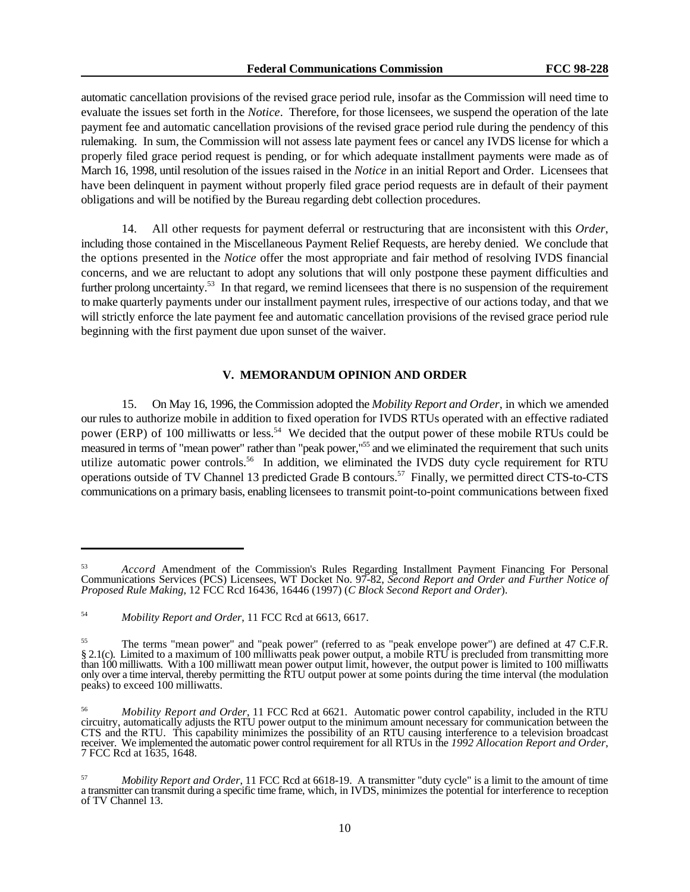automatic cancellation provisions of the revised grace period rule, insofar as the Commission will need time to evaluate the issues set forth in the *Notice*. Therefore, for those licensees, we suspend the operation of the late payment fee and automatic cancellation provisions of the revised grace period rule during the pendency of this rulemaking. In sum, the Commission will not assess late payment fees or cancel any IVDS license for which a properly filed grace period request is pending, or for which adequate installment payments were made as of March 16, 1998, until resolution of the issues raised in the *Notice* in an initial Report and Order. Licensees that have been delinquent in payment without properly filed grace period requests are in default of their payment obligations and will be notified by the Bureau regarding debt collection procedures.

14. All other requests for payment deferral or restructuring that are inconsistent with this *Order*, including those contained in the Miscellaneous Payment Relief Requests, are hereby denied. We conclude that the options presented in the *Notice* offer the most appropriate and fair method of resolving IVDS financial concerns, and we are reluctant to adopt any solutions that will only postpone these payment difficulties and further prolong uncertainty.[53] In that regard, we remind licensees that there is no suspension of the requirement to make quarterly payments under our installment payment rules, irrespective of our actions today, and that we will strictly enforce the late payment fee and automatic cancellation provisions of the revised grace period rule beginning with the first payment due upon sunset of the waiver.

## V. MEMORANDUM OPINION AND ORDER

15. On May 16, 1996, the Commission adopted the *Mobility Report and Order*, in which we amended our rules to authorize mobile in addition to fixed operation for IVDS RTUs operated with an effective radiated power (ERP) of 100 milliwatts or less.[54] We decided that the output power of these mobile RTUs could be measured in terms of "mean power" rather than "peak power,"[55] and we eliminated the requirement that such units utilize automatic power controls.[56] In addition, we eliminated the IVDS duty cycle requirement for RTU operations outside of TV Channel 13 predicted Grade B contours.[57] Finally, we permitted direct CTS-to-CTS communications on a primary basis, enabling licensees to transmit point-to-point communications between fixed

---

[53] *Accord* Amendment of the Commission's Rules Regarding Installment Payment Financing For Personal Communications Services (PCS) Licensees, WT Docket No. 97-82, *Second Report and Order and Further Notice of Proposed Rule Making*, 12 FCC Rcd 16436, 16446 (1997) (*C Block Second Report and Order*).

[54] *Mobility Report and Order*, 11 FCC Rcd at 6613, 6617.

[55] The terms "mean power" and "peak power" (referred to as "peak envelope power") are defined at 47 C.F.R. § 2.1(c). Limited to a maximum of 100 milliwatts peak power output, a mobile RTU is precluded from transmitting more than 100 milliwatts. With a 100 milliwatt mean power output limit, however, the output power is limited to 100 milliwatts only over a time interval, thereby permitting the RTU output power at some points during the time interval (the modulation peaks) to exceed 100 milliwatts.

[56] *Mobility Report and Order*, 11 FCC Rcd at 6621. Automatic power control capability, included in the RTU circuitry, automatically adjusts the RTU power output to the minimum amount necessary for communication between the CTS and the RTU. This capability minimizes the possibility of an RTU causing interference to a television broadcast receiver. We implemented the automatic power control requirement for all RTUs in the *1992 Allocation Report and Order*, 7 FCC Rcd at 1635, 1648.

[57] *Mobility Report and Order*, 11 FCC Rcd at 6618-19. A transmitter "duty cycle" is a limit to the amount of time a transmitter can transmit during a specific time frame, which, in IVDS, minimizes the potential for interference to reception of TV Channel 13.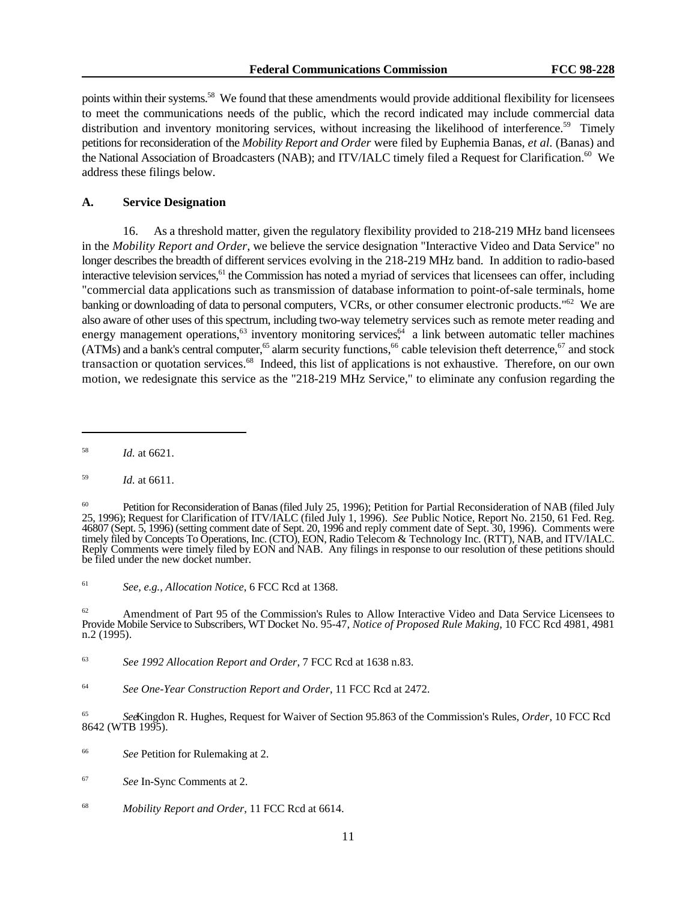points within their systems.[58] We found that these amendments would provide additional flexibility for licensees to meet the communications needs of the public, which the record indicated may include commercial data distribution and inventory monitoring services, without increasing the likelihood of interference.[59] Timely petitions for reconsideration of the *Mobility Report and Order* were filed by Euphemia Banas, *et al.* (Banas) and the National Association of Broadcasters (NAB); and ITV/IALC timely filed a Request for Clarification.[60] We address these filings below.

## A. Service Designation

16. As a threshold matter, given the regulatory flexibility provided to 218-219 MHz band licensees in the *Mobility Report and Order*, we believe the service designation "Interactive Video and Data Service" no longer describes the breadth of different services evolving in the 218-219 MHz band. In addition to radio-based interactive television services,[61] the Commission has noted a myriad of services that licensees can offer, including "commercial data applications such as transmission of database information to point-of-sale terminals, home banking or downloading of data to personal computers, VCRs, or other consumer electronic products."[62] We are also aware of other uses of this spectrum, including two-way telemetry services such as remote meter reading and energy management operations,[63] inventory monitoring services,[64] a link between automatic teller machines (ATMs) and a bank's central computer,[65] alarm security functions,[66] cable television theft deterrence,[67] and stock transaction or quotation services.[68] Indeed, this list of applications is not exhaustive. Therefore, on our own motion, we redesignate this service as the "218-219 MHz Service," to eliminate any confusion regarding the

---

[58] *Id.* at 6621.

[59] *Id.* at 6611.

[60] Petition for Reconsideration of Banas (filed July 25, 1996); Petition for Partial Reconsideration of NAB (filed July 25, 1996); Request for Clarification of ITV/IALC (filed July 1, 1996). *See* Public Notice, Report No. 2150, 61 Fed. Reg. 46807 (Sept. 5, 1996) (setting comment date of Sept. 20, 1996 and reply comment date of Sept. 30, 1996). Comments were timely filed by Concepts To Operations, Inc. (CTO), EON, Radio Telecom & Technology Inc. (RTT), NAB, and ITV/IALC. Reply Comments were timely filed by EON and NAB. Any filings in response to our resolution of these petitions should be filed under the new docket number.

[61] *See, e.g.*, *Allocation Notice*, 6 FCC Rcd at 1368.

[62] Amendment of Part 95 of the Commission's Rules to Allow Interactive Video and Data Service Licensees to Provide Mobile Service to Subscribers, WT Docket No. 95-47, *Notice of Proposed Rule Making*, 10 FCC Rcd 4981, 4981 n.2 (1995).

[63] *See 1992 Allocation Report and Order*, 7 FCC Rcd at 1638 n.83.

[64] *See One-Year Construction Report and Order*, 11 FCC Rcd at 2472.

[65] *See* Kingdon R. Hughes, Request for Waiver of Section 95.863 of the Commission's Rules, *Order*, 10 FCC Rcd 8642 (WTB 1995).

[66] *See* Petition for Rulemaking at 2.

[67] *See* In-Sync Comments at 2.

[68] *Mobility Report and Order*, 11 FCC Rcd at 6614.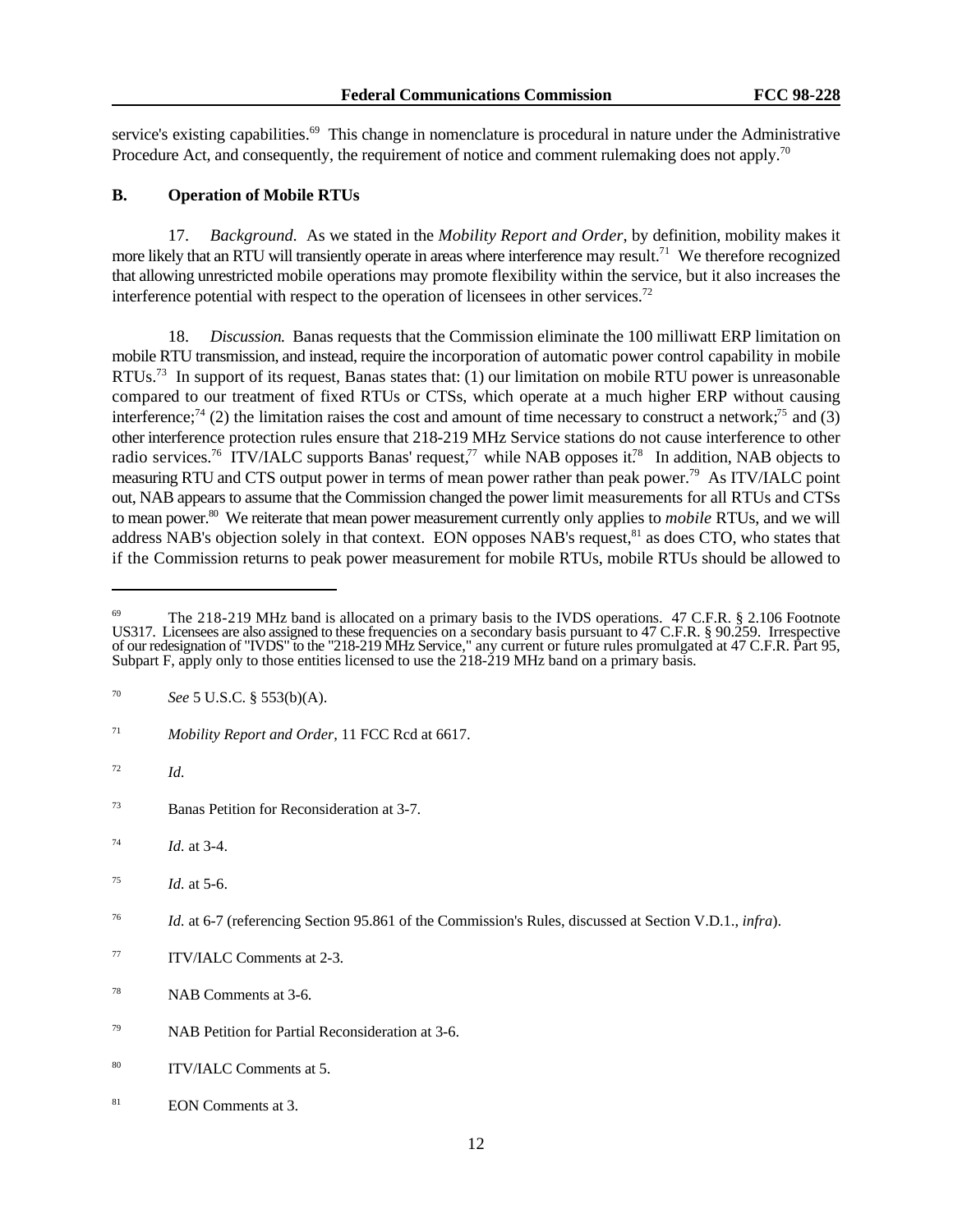service's existing capabilities.[69] This change in nomenclature is procedural in nature under the Administrative Procedure Act, and consequently, the requirement of notice and comment rulemaking does not apply.[70]

### B. Operation of Mobile RTUs

17. *Background.* As we stated in the *Mobility Report and Order*, by definition, mobility makes it more likely that an RTU will transiently operate in areas where interference may result.[71] We therefore recognized that allowing unrestricted mobile operations may promote flexibility within the service, but it also increases the interference potential with respect to the operation of licensees in other services.[72]

18. *Discussion.* Banas requests that the Commission eliminate the 100 milliwatt ERP limitation on mobile RTU transmission, and instead, require the incorporation of automatic power control capability in mobile RTUs.[73] In support of its request, Banas states that: (1) our limitation on mobile RTU power is unreasonable compared to our treatment of fixed RTUs or CTSs, which operate at a much higher ERP without causing interference;[74] (2) the limitation raises the cost and amount of time necessary to construct a network;[75] and (3) other interference protection rules ensure that 218-219 MHz Service stations do not cause interference to other radio services.[76] ITV/IALC supports Banas' request,[77] while NAB opposes it.[78] In addition, NAB objects to measuring RTU and CTS output power in terms of mean power rather than peak power.[79] As ITV/IALC point out, NAB appears to assume that the Commission changed the power limit measurements for all RTUs and CTSs to mean power.[80] We reiterate that mean power measurement currently only applies to *mobile* RTUs, and we will address NAB's objection solely in that context. EON opposes NAB's request,[81] as does CTO, who states that if the Commission returns to peak power measurement for mobile RTUs, mobile RTUs should be allowed to

---

[69] The 218-219 MHz band is allocated on a primary basis to the IVDS operations. 47 C.F.R. § 2.106 Footnote US317. Licensees are also assigned to these frequencies on a secondary basis pursuant to 47 C.F.R. § 90.259. Irrespective of our redesignation of "IVDS" to the "218-219 MHz Service," any current or future rules promulgated at 47 C.F.R. Part 95, Subpart F, apply only to those entities licensed to use the 218-219 MHz band on a primary basis.

[70] *See* 5 U.S.C. § 553(b)(A).

[71] *Mobility Report and Order*, 11 FCC Rcd at 6617.

[72] *Id.*

[73] Banas Petition for Reconsideration at 3-7.

[74] *Id.* at 3-4.

[75] *Id.* at 5-6.

[76] *Id.* at 6-7 (referencing Section 95.861 of the Commission's Rules, discussed at Section V.D.1., *infra*).

[77] ITV/IALC Comments at 2-3.

[78] NAB Comments at 3-6.

[79] NAB Petition for Partial Reconsideration at 3-6.

[80] ITV/IALC Comments at 5.

[81] EON Comments at 3.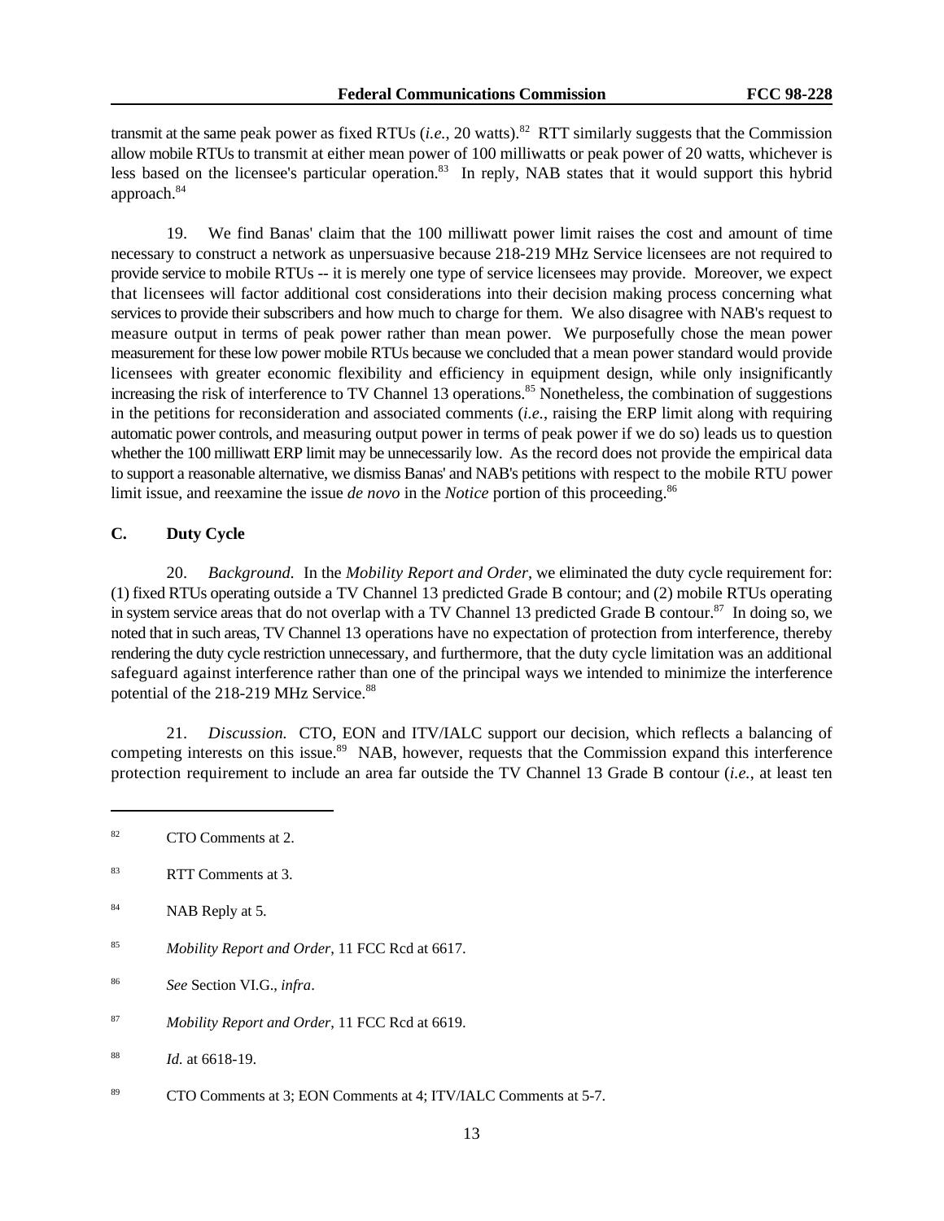transmit at the same peak power as fixed RTUs (*i.e.*, 20 watts).[82] RTT similarly suggests that the Commission allow mobile RTUs to transmit at either mean power of 100 milliwatts or peak power of 20 watts, whichever is less based on the licensee's particular operation.[83] In reply, NAB states that it would support this hybrid approach.[84]

19. We find Banas' claim that the 100 milliwatt power limit raises the cost and amount of time necessary to construct a network as unpersuasive because 218-219 MHz Service licensees are not required to provide service to mobile RTUs -- it is merely one type of service licensees may provide. Moreover, we expect that licensees will factor additional cost considerations into their decision making process concerning what services to provide their subscribers and how much to charge for them. We also disagree with NAB's request to measure output in terms of peak power rather than mean power. We purposefully chose the mean power measurement for these low power mobile RTUs because we concluded that a mean power standard would provide licensees with greater economic flexibility and efficiency in equipment design, while only insignificantly increasing the risk of interference to TV Channel 13 operations.[85] Nonetheless, the combination of suggestions in the petitions for reconsideration and associated comments (*i.e.*, raising the ERP limit along with requiring automatic power controls, and measuring output power in terms of peak power if we do so) leads us to question whether the 100 milliwatt ERP limit may be unnecessarily low. As the record does not provide the empirical data to support a reasonable alternative, we dismiss Banas' and NAB's petitions with respect to the mobile RTU power limit issue, and reexamine the issue *de novo* in the *Notice* portion of this proceeding.[86]

### C. Duty Cycle

20. *Background.* In the *Mobility Report and Order*, we eliminated the duty cycle requirement for: (1) fixed RTUs operating outside a TV Channel 13 predicted Grade B contour; and (2) mobile RTUs operating in system service areas that do not overlap with a TV Channel 13 predicted Grade B contour.[87] In doing so, we noted that in such areas, TV Channel 13 operations have no expectation of protection from interference, thereby rendering the duty cycle restriction unnecessary, and furthermore, that the duty cycle limitation was an additional safeguard against interference rather than one of the principal ways we intended to minimize the interference potential of the 218-219 MHz Service.[88]

21. *Discussion.* CTO, EON and ITV/IALC support our decision, which reflects a balancing of competing interests on this issue.[89] NAB, however, requests that the Commission expand this interference protection requirement to include an area far outside the TV Channel 13 Grade B contour (*i.e.*, at least ten

---

[82] CTO Comments at 2.

[83] RTT Comments at 3.

[84] NAB Reply at 5.

[85] *Mobility Report and Order*, 11 FCC Rcd at 6617.

[86] *See* Section VI.G., *infra*.

[87] *Mobility Report and Order*, 11 FCC Rcd at 6619.

[88] *Id.* at 6618-19.

[89] CTO Comments at 3; EON Comments at 4; ITV/IALC Comments at 5-7.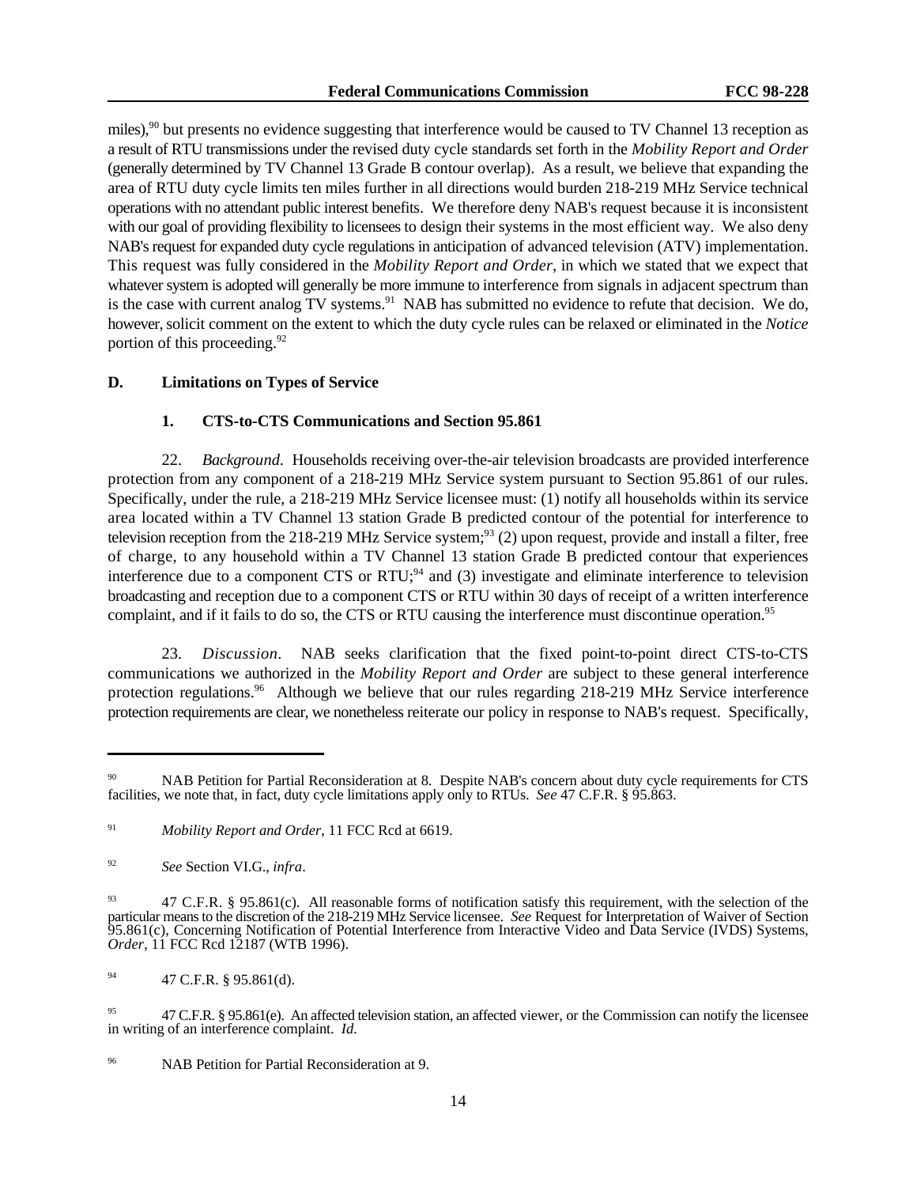miles),[90] but presents no evidence suggesting that interference would be caused to TV Channel 13 reception as a result of RTU transmissions under the revised duty cycle standards set forth in the *Mobility Report and Order* (generally determined by TV Channel 13 Grade B contour overlap). As a result, we believe that expanding the area of RTU duty cycle limits ten miles further in all directions would burden 218-219 MHz Service technical operations with no attendant public interest benefits. We therefore deny NAB's request because it is inconsistent with our goal of providing flexibility to licensees to design their systems in the most efficient way. We also deny NAB's request for expanded duty cycle regulations in anticipation of advanced television (ATV) implementation. This request was fully considered in the *Mobility Report and Order*, in which we stated that we expect that whatever system is adopted will generally be more immune to interference from signals in adjacent spectrum than is the case with current analog TV systems.[91] NAB has submitted no evidence to refute that decision. We do, however, solicit comment on the extent to which the duty cycle rules can be relaxed or eliminated in the *Notice* portion of this proceeding.[92]

### D. Limitations on Types of Service

#### 1. CTS-to-CTS Communications and Section 95.861

22. *Background*. Households receiving over-the-air television broadcasts are provided interference protection from any component of a 218-219 MHz Service system pursuant to Section 95.861 of our rules. Specifically, under the rule, a 218-219 MHz Service licensee must: (1) notify all households within its service area located within a TV Channel 13 station Grade B predicted contour of the potential for interference to television reception from the 218-219 MHz Service system;[93] (2) upon request, provide and install a filter, free of charge, to any household within a TV Channel 13 station Grade B predicted contour that experiences interference due to a component CTS or RTU;[94] and (3) investigate and eliminate interference to television broadcasting and reception due to a component CTS or RTU within 30 days of receipt of a written interference complaint, and if it fails to do so, the CTS or RTU causing the interference must discontinue operation.[95]

23. *Discussion*. NAB seeks clarification that the fixed point-to-point direct CTS-to-CTS communications we authorized in the *Mobility Report and Order* are subject to these general interference protection regulations.[96] Although we believe that our rules regarding 218-219 MHz Service interference protection requirements are clear, we nonetheless reiterate our policy in response to NAB's request. Specifically,

---

[90] NAB Petition for Partial Reconsideration at 8. Despite NAB's concern about duty cycle requirements for CTS facilities, we note that, in fact, duty cycle limitations apply only to RTUs. *See* 47 C.F.R. § 95.863.

[91] *Mobility Report and Order*, 11 FCC Rcd at 6619.

[92] *See* Section VI.G., *infra*.

[93] 47 C.F.R. § 95.861(c). All reasonable forms of notification satisfy this requirement, with the selection of the particular means to the discretion of the 218-219 MHz Service licensee. *See* Request for Interpretation of Waiver of Section 95.861(c), Concerning Notification of Potential Interference from Interactive Video and Data Service (IVDS) Systems, *Order*, 11 FCC Rcd 12187 (WTB 1996).

[94] 47 C.F.R. § 95.861(d).

[95] 47 C.F.R. § 95.861(e). An affected television station, an affected viewer, or the Commission can notify the licensee in writing of an interference complaint. *Id.*

[96] NAB Petition for Partial Reconsideration at 9.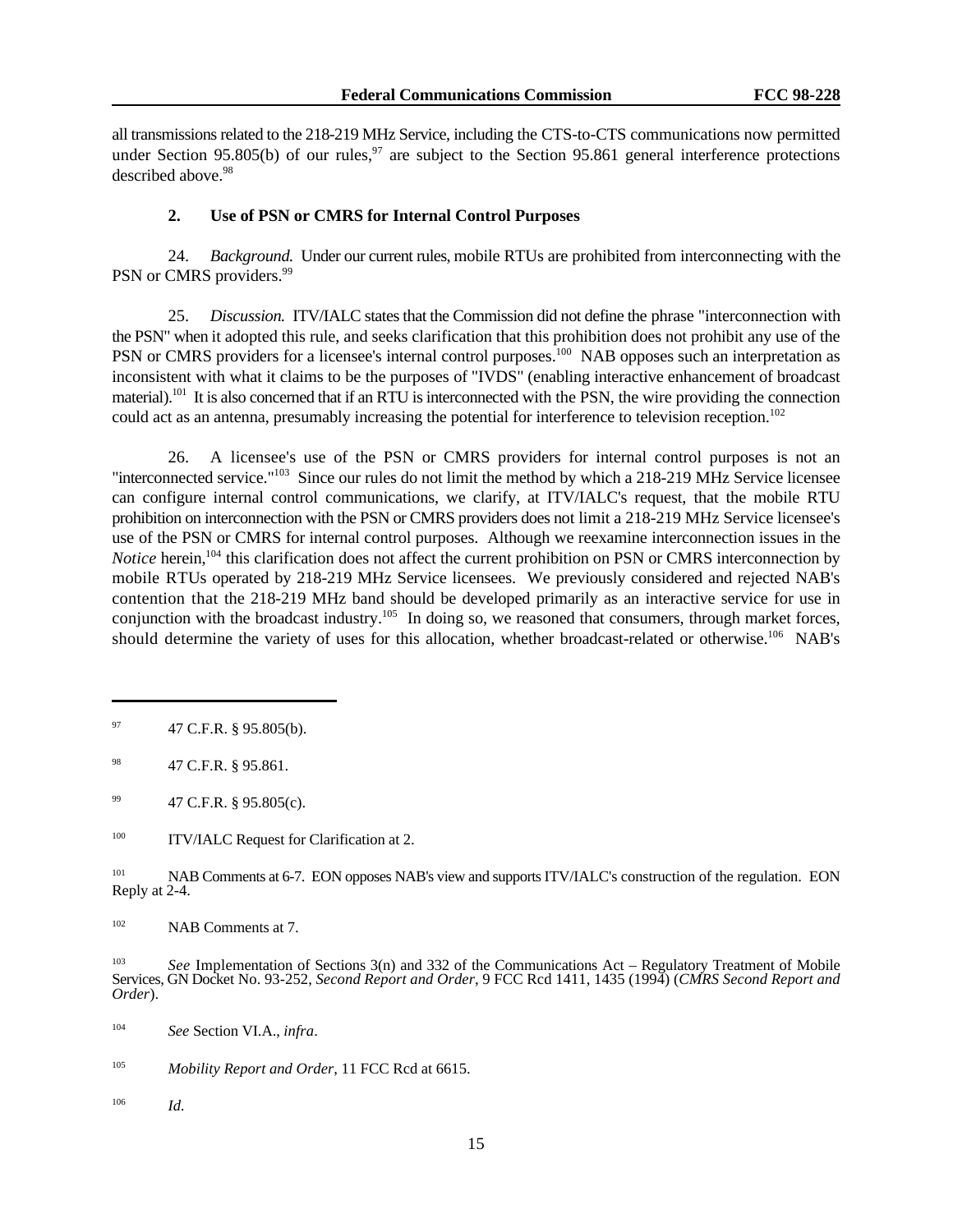all transmissions related to the 218-219 MHz Service, including the CTS-to-CTS communications now permitted under Section 95.805(b) of our rules,[97] are subject to the Section 95.861 general interference protections described above.[98]

### 2. Use of PSN or CMRS for Internal Control Purposes

24. *Background.* Under our current rules, mobile RTUs are prohibited from interconnecting with the PSN or CMRS providers.[99]

25. *Discussion.* ITV/IALC states that the Commission did not define the phrase "interconnection with the PSN" when it adopted this rule, and seeks clarification that this prohibition does not prohibit any use of the PSN or CMRS providers for a licensee's internal control purposes.[100] NAB opposes such an interpretation as inconsistent with what it claims to be the purposes of "IVDS" (enabling interactive enhancement of broadcast material).[101] It is also concerned that if an RTU is interconnected with the PSN, the wire providing the connection could act as an antenna, presumably increasing the potential for interference to television reception.[102]

26. A licensee's use of the PSN or CMRS providers for internal control purposes is not an "interconnected service."[103] Since our rules do not limit the method by which a 218-219 MHz Service licensee can configure internal control communications, we clarify, at ITV/IALC's request, that the mobile RTU prohibition on interconnection with the PSN or CMRS providers does not limit a 218-219 MHz Service licensee's use of the PSN or CMRS for internal control purposes. Although we reexamine interconnection issues in the *Notice* herein,[104] this clarification does not affect the current prohibition on PSN or CMRS interconnection by mobile RTUs operated by 218-219 MHz Service licensees. We previously considered and rejected NAB's contention that the 218-219 MHz band should be developed primarily as an interactive service for use in conjunction with the broadcast industry.[105] In doing so, we reasoned that consumers, through market forces, should determine the variety of uses for this allocation, whether broadcast-related or otherwise.[106] NAB's

---

[97] 47 C.F.R. § 95.805(b).

[98] 47 C.F.R. § 95.861.

[99] 47 C.F.R. § 95.805(c).

[100] ITV/IALC Request for Clarification at 2.

[101] NAB Comments at 6-7. EON opposes NAB's view and supports ITV/IALC's construction of the regulation. EON Reply at 2-4.

[102] NAB Comments at 7.

[103] *See* Implementation of Sections 3(n) and 332 of the Communications Act – Regulatory Treatment of Mobile Services, GN Docket No. 93-252, *Second Report and Order*, 9 FCC Rcd 1411, 1435 (1994) (*CMRS Second Report and Order*).

[104] *See* Section VI.A., *infra*.

[105] *Mobility Report and Order*, 11 FCC Rcd at 6615.

[106] *Id.*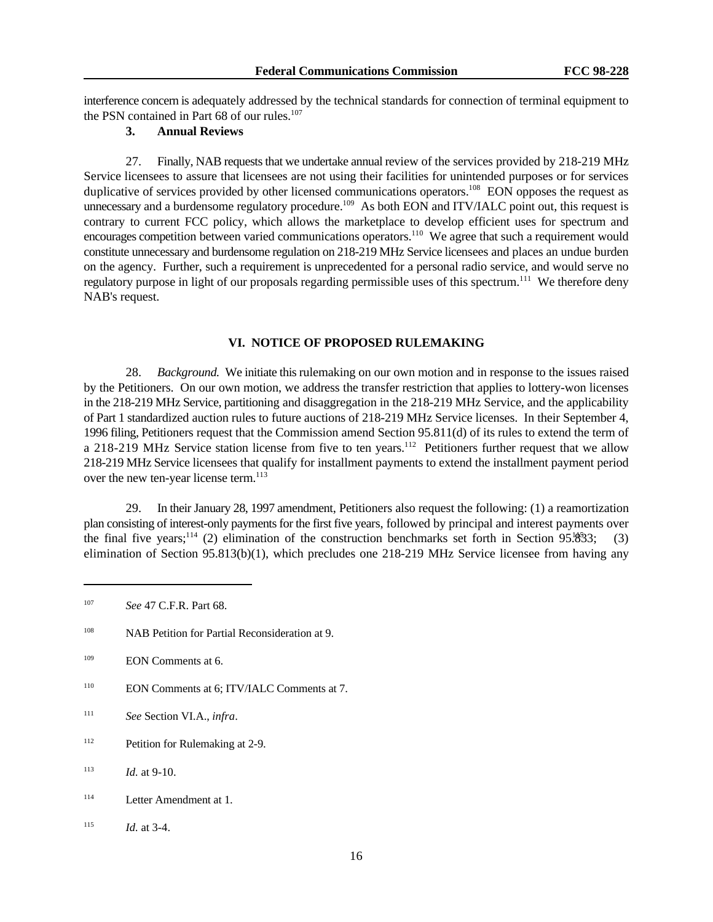interference concern is adequately addressed by the technical standards for connection of terminal equipment to the PSN contained in Part 68 of our rules.[107]

### 3. Annual Reviews

27. Finally, NAB requests that we undertake annual review of the services provided by 218-219 MHz Service licensees to assure that licensees are not using their facilities for unintended purposes or for services duplicative of services provided by other licensed communications operators.[108] EON opposes the request as unnecessary and a burdensome regulatory procedure.[109] As both EON and ITV/IALC point out, this request is contrary to current FCC policy, which allows the marketplace to develop efficient uses for spectrum and encourages competition between varied communications operators.[110] We agree that such a requirement would constitute unnecessary and burdensome regulation on 218-219 MHz Service licensees and places an undue burden on the agency. Further, such a requirement is unprecedented for a personal radio service, and would serve no regulatory purpose in light of our proposals regarding permissible uses of this spectrum.[111] We therefore deny NAB's request.

## VI. NOTICE OF PROPOSED RULEMAKING

28. *Background.* We initiate this rulemaking on our own motion and in response to the issues raised by the Petitioners. On our own motion, we address the transfer restriction that applies to lottery-won licenses in the 218-219 MHz Service, partitioning and disaggregation in the 218-219 MHz Service, and the applicability of Part 1 standardized auction rules to future auctions of 218-219 MHz Service licenses. In their September 4, 1996 filing, Petitioners request that the Commission amend Section 95.811(d) of its rules to extend the term of a 218-219 MHz Service station license from five to ten years.[112] Petitioners further request that we allow 218-219 MHz Service licensees that qualify for installment payments to extend the installment payment period over the new ten-year license term.[113]

29. In their January 28, 1997 amendment, Petitioners also request the following: (1) a reamortization plan consisting of interest-only payments for the first five years, followed by principal and interest payments over the final five years;[114] (2) elimination of the construction benchmarks set forth in Section 95.833;[115] (3) elimination of Section 95.813(b)(1), which precludes one 218-219 MHz Service licensee from having any

[107] *See* 47 C.F.R. Part 68.

[108] NAB Petition for Partial Reconsideration at 9.

[109] EON Comments at 6.

[110] EON Comments at 6; ITV/IALC Comments at 7.

[111] *See* Section VI.A., *infra*.

[112] Petition for Rulemaking at 2-9.

[113] *Id.* at 9-10.

[114] Letter Amendment at 1.

[115] *Id.* at 3-4.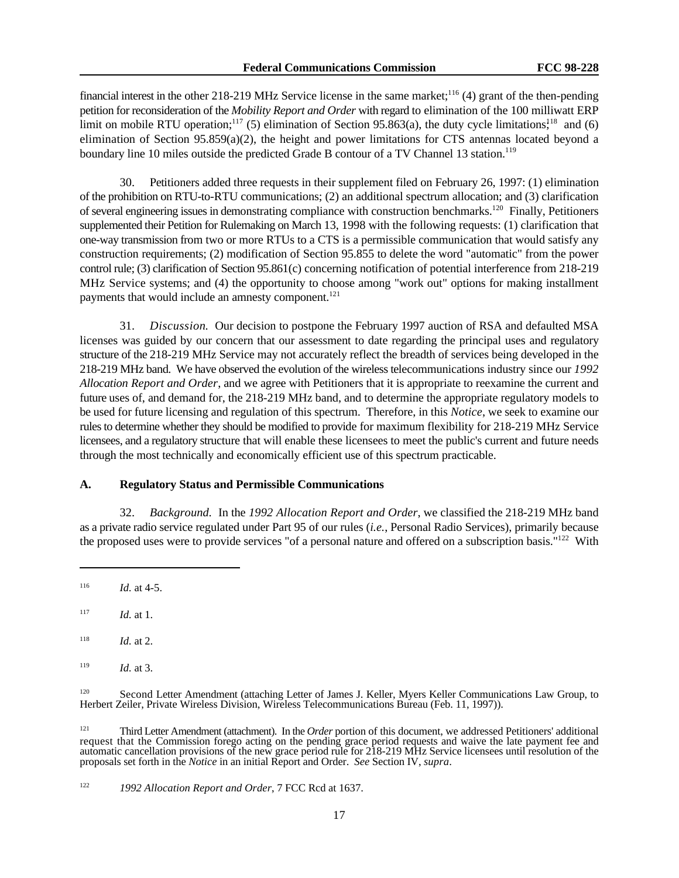financial interest in the other 218-219 MHz Service license in the same market;[116] (4) grant of the then-pending petition for reconsideration of the *Mobility Report and Order* with regard to elimination of the 100 milliwatt ERP limit on mobile RTU operation;[117] (5) elimination of Section 95.863(a), the duty cycle limitations;[118] and (6) elimination of Section 95.859(a)(2), the height and power limitations for CTS antennas located beyond a boundary line 10 miles outside the predicted Grade B contour of a TV Channel 13 station.[119]

30. Petitioners added three requests in their supplement filed on February 26, 1997: (1) elimination of the prohibition on RTU-to-RTU communications; (2) an additional spectrum allocation; and (3) clarification of several engineering issues in demonstrating compliance with construction benchmarks.[120] Finally, Petitioners supplemented their Petition for Rulemaking on March 13, 1998 with the following requests: (1) clarification that one-way transmission from two or more RTUs to a CTS is a permissible communication that would satisfy any construction requirements; (2) modification of Section 95.855 to delete the word "automatic" from the power control rule; (3) clarification of Section 95.861(c) concerning notification of potential interference from 218-219 MHz Service systems; and (4) the opportunity to choose among "work out" options for making installment payments that would include an amnesty component.[121]

31. *Discussion.* Our decision to postpone the February 1997 auction of RSA and defaulted MSA licenses was guided by our concern that our assessment to date regarding the principal uses and regulatory structure of the 218-219 MHz Service may not accurately reflect the breadth of services being developed in the 218-219 MHz band. We have observed the evolution of the wireless telecommunications industry since our *1992 Allocation Report and Order*, and we agree with Petitioners that it is appropriate to reexamine the current and future uses of, and demand for, the 218-219 MHz band, and to determine the appropriate regulatory models to be used for future licensing and regulation of this spectrum. Therefore, in this *Notice*, we seek to examine our rules to determine whether they should be modified to provide for maximum flexibility for 218-219 MHz Service licensees, and a regulatory structure that will enable these licensees to meet the public's current and future needs through the most technically and economically efficient use of this spectrum practicable.

### A. Regulatory Status and Permissible Communications

32. *Background.* In the *1992 Allocation Report and Order*, we classified the 218-219 MHz band as a private radio service regulated under Part 95 of our rules (*i.e.*, Personal Radio Services), primarily because the proposed uses were to provide services "of a personal nature and offered on a subscription basis."[122] With

---

[116] *Id.* at 4-5.

[117] *Id.* at 1.

[118] *Id.* at 2.

[119] *Id.* at 3.

[120] Second Letter Amendment (attaching Letter of James J. Keller, Myers Keller Communications Law Group, to Herbert Zeiler, Private Wireless Division, Wireless Telecommunications Bureau (Feb. 11, 1997)).

[121] Third Letter Amendment (attachment). In the *Order* portion of this document, we addressed Petitioners' additional request that the Commission forego acting on the pending grace period requests and waive the late payment fee and automatic cancellation provisions of the new grace period rule for 218-219 MHz Service licensees until resolution of the proposals set forth in the *Notice* in an initial Report and Order. *See* Section IV, *supra*.

[122] *1992 Allocation Report and Order*, 7 FCC Rcd at 1637.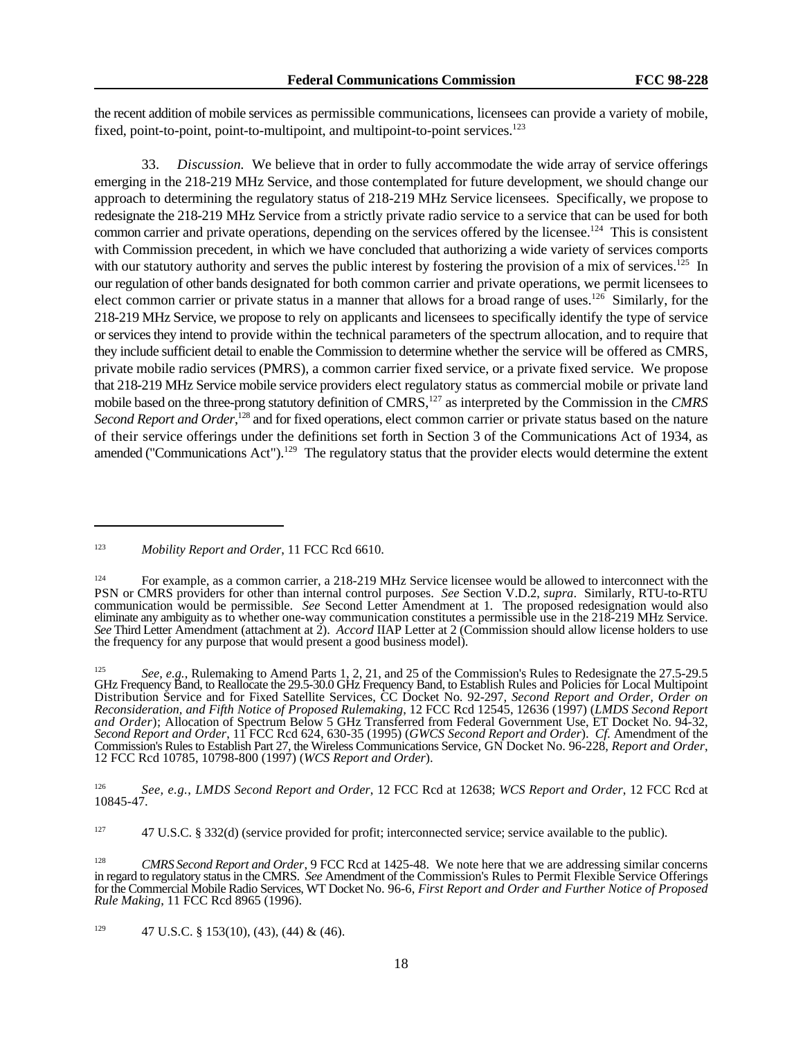the recent addition of mobile services as permissible communications, licensees can provide a variety of mobile, fixed, point-to-point, point-to-multipoint, and multipoint-to-point services.[123]

33. *Discussion.* We believe that in order to fully accommodate the wide array of service offerings emerging in the 218-219 MHz Service, and those contemplated for future development, we should change our approach to determining the regulatory status of 218-219 MHz Service licensees. Specifically, we propose to redesignate the 218-219 MHz Service from a strictly private radio service to a service that can be used for both common carrier and private operations, depending on the services offered by the licensee.[124] This is consistent with Commission precedent, in which we have concluded that authorizing a wide variety of services comports with our statutory authority and serves the public interest by fostering the provision of a mix of services.[125] In our regulation of other bands designated for both common carrier and private operations, we permit licensees to elect common carrier or private status in a manner that allows for a broad range of uses.[126] Similarly, for the 218-219 MHz Service, we propose to rely on applicants and licensees to specifically identify the type of service or services they intend to provide within the technical parameters of the spectrum allocation, and to require that they include sufficient detail to enable the Commission to determine whether the service will be offered as CMRS, private mobile radio services (PMRS), a common carrier fixed service, or a private fixed service. We propose that 218-219 MHz Service mobile service providers elect regulatory status as commercial mobile or private land mobile based on the three-prong statutory definition of CMRS,[127] as interpreted by the Commission in the *CMRS Second Report and Order*,[128] and for fixed operations, elect common carrier or private status based on the nature of their service offerings under the definitions set forth in Section 3 of the Communications Act of 1934, as amended ("Communications Act").[129] The regulatory status that the provider elects would determine the extent

---

[123] *Mobility Report and Order*, 11 FCC Rcd 6610.

[124] For example, as a common carrier, a 218-219 MHz Service licensee would be allowed to interconnect with the PSN or CMRS providers for other than internal control purposes. *See* Section V.D.2, *supra*. Similarly, RTU-to-RTU communication would be permissible. *See* Second Letter Amendment at 1. The proposed redesignation would also eliminate any ambiguity as to whether one-way communication constitutes a permissible use in the 218-219 MHz Service. *See* Third Letter Amendment (attachment at 2). *Accord* IIAP Letter at 2 (Commission should allow license holders to use the frequency for any purpose that would present a good business model).

[125] *See, e.g.*, Rulemaking to Amend Parts 1, 2, 21, and 25 of the Commission's Rules to Redesignate the 27.5-29.5 GHz Frequency Band, to Reallocate the 29.5-30.0 GHz Frequency Band, to Establish Rules and Policies for Local Multipoint Distribution Service and for Fixed Satellite Services, CC Docket No. 92-297, *Second Report and Order, Order on Reconsideration, and Fifth Notice of Proposed Rulemaking*, 12 FCC Rcd 12545, 12636 (1997) (*LMDS Second Report and Order*); Allocation of Spectrum Below 5 GHz Transferred from Federal Government Use, ET Docket No. 94-32, *Second Report and Order*, 11 FCC Rcd 624, 630-35 (1995) (*GWCS Second Report and Order*). *Cf.* Amendment of the Commission's Rules to Establish Part 27, the Wireless Communications Service, GN Docket No. 96-228, *Report and Order*, 12 FCC Rcd 10785, 10798-800 (1997) (*WCS Report and Order*).

[126] *See, e.g.*, *LMDS Second Report and Order*, 12 FCC Rcd at 12638; *WCS Report and Order*, 12 FCC Rcd at 10845-47.

[127] 47 U.S.C. § 332(d) (service provided for profit; interconnected service; service available to the public).

[128] *CMRS Second Report and Order*, 9 FCC Rcd at 1425-48. We note here that we are addressing similar concerns in regard to regulatory status in the CMRS. *See* Amendment of the Commission's Rules to Permit Flexible Service Offerings for the Commercial Mobile Radio Services, WT Docket No. 96-6, *First Report and Order and Further Notice of Proposed Rule Making*, 11 FCC Rcd 8965 (1996).

[129] 47 U.S.C. § 153(10), (43), (44) & (46).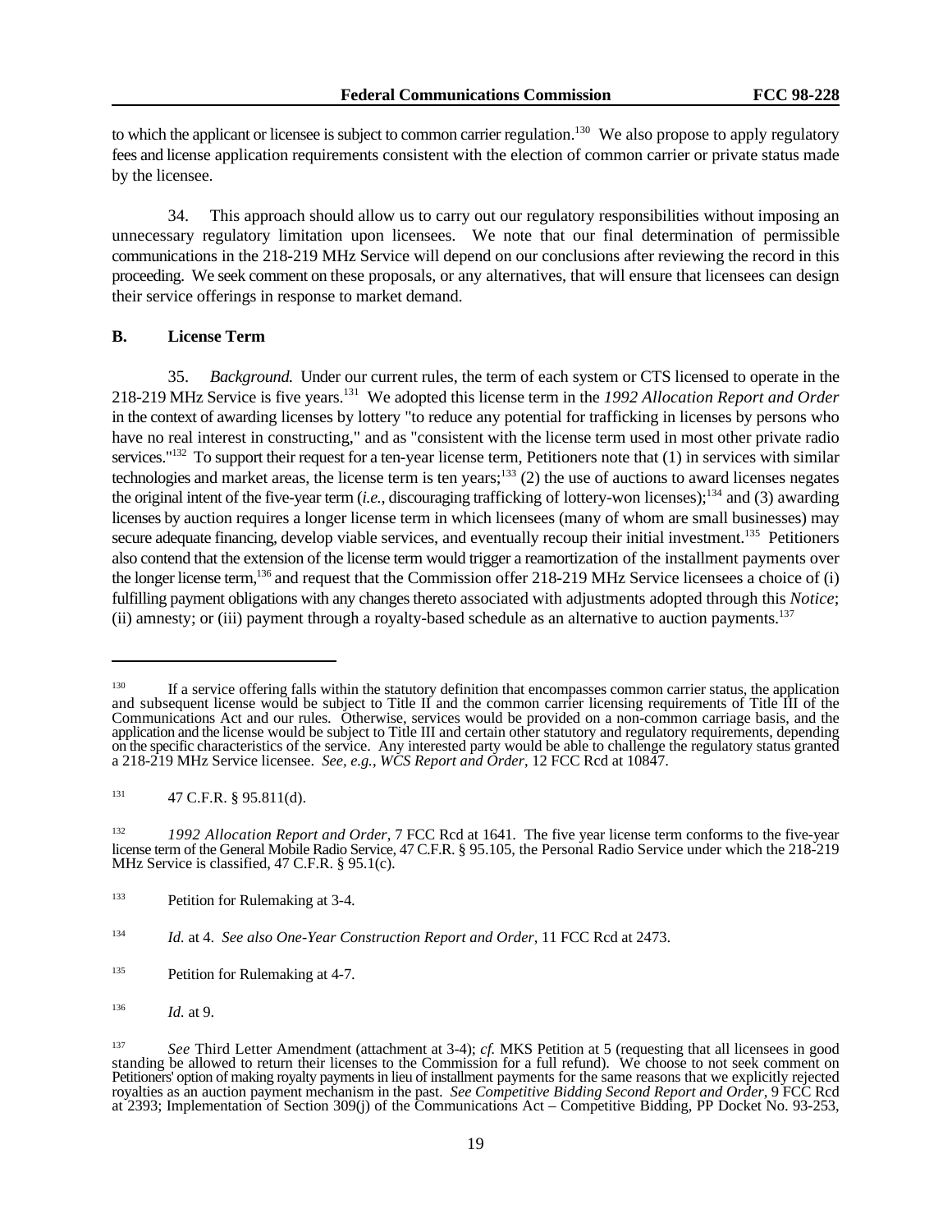to which the applicant or licensee is subject to common carrier regulation.[130] We also propose to apply regulatory fees and license application requirements consistent with the election of common carrier or private status made by the licensee.

34. This approach should allow us to carry out our regulatory responsibilities without imposing an unnecessary regulatory limitation upon licensees. We note that our final determination of permissible communications in the 218-219 MHz Service will depend on our conclusions after reviewing the record in this proceeding. We seek comment on these proposals, or any alternatives, that will ensure that licensees can design their service offerings in response to market demand.

## B. License Term

35. *Background.* Under our current rules, the term of each system or CTS licensed to operate in the 218-219 MHz Service is five years.[131] We adopted this license term in the *1992 Allocation Report and Order* in the context of awarding licenses by lottery "to reduce any potential for trafficking in licenses by persons who have no real interest in constructing," and as "consistent with the license term used in most other private radio services."[132] To support their request for a ten-year license term, Petitioners note that (1) in services with similar technologies and market areas, the license term is ten years;[133] (2) the use of auctions to award licenses negates the original intent of the five-year term (*i.e.*, discouraging trafficking of lottery-won licenses);[134] and (3) awarding licenses by auction requires a longer license term in which licensees (many of whom are small businesses) may secure adequate financing, develop viable services, and eventually recoup their initial investment.[135] Petitioners also contend that the extension of the license term would trigger a reamortization of the installment payments over the longer license term,[136] and request that the Commission offer 218-219 MHz Service licensees a choice of (i) fulfilling payment obligations with any changes thereto associated with adjustments adopted through this *Notice*; (ii) amnesty; or (iii) payment through a royalty-based schedule as an alternative to auction payments.[137]

---

[130] If a service offering falls within the statutory definition that encompasses common carrier status, the application and subsequent license would be subject to Title II and the common carrier licensing requirements of Title III of the Communications Act and our rules. Otherwise, services would be provided on a non-common carriage basis, and the application and the license would be subject to Title III and certain other statutory and regulatory requirements, depending on the specific characteristics of the service. Any interested party would be able to challenge the regulatory status granted a 218-219 MHz Service licensee. *See, e.g.*, *WCS Report and Order*, 12 FCC Rcd at 10847.

[131] 47 C.F.R. § 95.811(d).

[132] *1992 Allocation Report and Order*, 7 FCC Rcd at 1641. The five year license term conforms to the five-year license term of the General Mobile Radio Service, 47 C.F.R. § 95.105, the Personal Radio Service under which the 218-219 MHz Service is classified, 47 C.F.R. § 95.1(c).

[133] Petition for Rulemaking at 3-4.

[134] *Id.* at 4. *See also One-Year Construction Report and Order*, 11 FCC Rcd at 2473.

[135] Petition for Rulemaking at 4-7.

[136] *Id.* at 9.

[137] *See* Third Letter Amendment (attachment at 3-4); *cf.* MKS Petition at 5 (requesting that all licensees in good standing be allowed to return their licenses to the Commission for a full refund). We choose to not seek comment on Petitioners' option of making royalty payments in lieu of installment payments for the same reasons that we explicitly rejected royalties as an auction payment mechanism in the past. *See Competitive Bidding Second Report and Order*, 9 FCC Rcd at 2393; Implementation of Section 309(j) of the Communications Act – Competitive Bidding, PP Docket No. 93-253,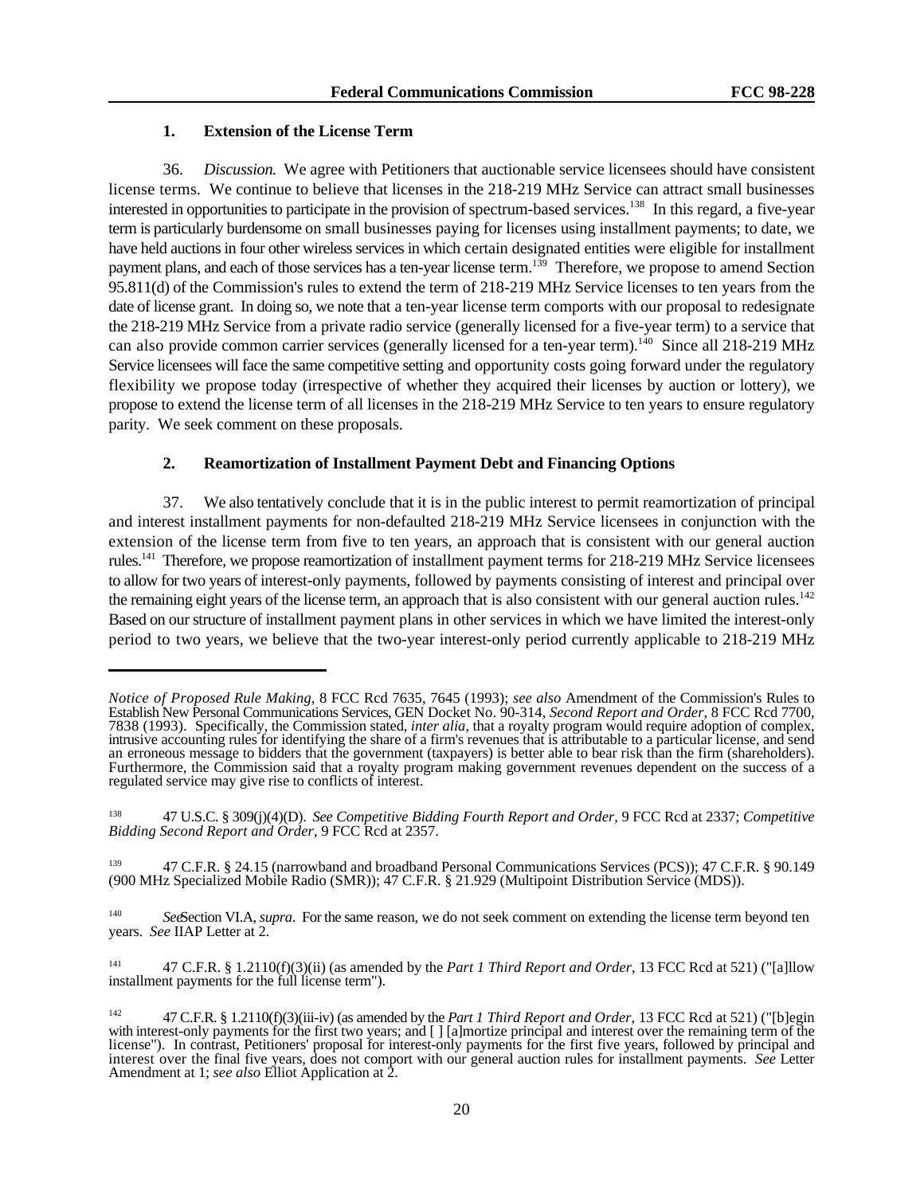### 1. Extension of the License Term

36. *Discussion.* We agree with Petitioners that auctionable service licensees should have consistent license terms. We continue to believe that licenses in the 218-219 MHz Service can attract small businesses interested in opportunities to participate in the provision of spectrum-based services.[138] In this regard, a five-year term is particularly burdensome on small businesses paying for licenses using installment payments; to date, we have held auctions in four other wireless services in which certain designated entities were eligible for installment payment plans, and each of those services has a ten-year license term.[139] Therefore, we propose to amend Section 95.811(d) of the Commission's rules to extend the term of 218-219 MHz Service licenses to ten years from the date of license grant. In doing so, we note that a ten-year license term comports with our proposal to redesignate the 218-219 MHz Service from a private radio service (generally licensed for a five-year term) to a service that can also provide common carrier services (generally licensed for a ten-year term).[140] Since all 218-219 MHz Service licensees will face the same competitive setting and opportunity costs going forward under the regulatory flexibility we propose today (irrespective of whether they acquired their licenses by auction or lottery), we propose to extend the license term of all licenses in the 218-219 MHz Service to ten years to ensure regulatory parity. We seek comment on these proposals.

### 2. Reamortization of Installment Payment Debt and Financing Options

37. We also tentatively conclude that it is in the public interest to permit reamortization of principal and interest installment payments for non-defaulted 218-219 MHz Service licensees in conjunction with the extension of the license term from five to ten years, an approach that is consistent with our general auction rules.[141] Therefore, we propose reamortization of installment payment terms for 218-219 MHz Service licensees to allow for two years of interest-only payments, followed by payments consisting of interest and principal over the remaining eight years of the license term, an approach that is also consistent with our general auction rules.[142] Based on our structure of installment payment plans in other services in which we have limited the interest-only period to two years, we believe that the two-year interest-only period currently applicable to 218-219 MHz

---

*Notice of Proposed Rule Making*, 8 FCC Rcd 7635, 7645 (1993); *see also* Amendment of the Commission's Rules to Establish New Personal Communications Services, GEN Docket No. 90-314, *Second Report and Order*, 8 FCC Rcd 7700, 7838 (1993). Specifically, the Commission stated, *inter alia*, that a royalty program would require adoption of complex, intrusive accounting rules for identifying the share of a firm's revenues that is attributable to a particular license, and send an erroneous message to bidders that the government (taxpayers) is better able to bear risk than the firm (shareholders). Furthermore, the Commission said that a royalty program making government revenues dependent on the success of a regulated service may give rise to conflicts of interest.

[138] 47 U.S.C. § 309(j)(4)(D). *See Competitive Bidding Fourth Report and Order*, 9 FCC Rcd at 2337; *Competitive Bidding Second Report and Order*, 9 FCC Rcd at 2357.

[139] 47 C.F.R. § 24.15 (narrowband and broadband Personal Communications Services (PCS)); 47 C.F.R. § 90.149 (900 MHz Specialized Mobile Radio (SMR)); 47 C.F.R. § 21.929 (Multipoint Distribution Service (MDS)).

[140] *See* Section VI.A, *supra*. For the same reason, we do not seek comment on extending the license term beyond ten years. *See* IIAP Letter at 2.

[141] 47 C.F.R. § 1.2110(f)(3)(ii) (as amended by the *Part 1 Third Report and Order*, 13 FCC Rcd at 521) ("[a]llow installment payments for the full license term").

[142] 47 C.F.R. § 1.2110(f)(3)(iii-iv) (as amended by the *Part 1 Third Report and Order*, 13 FCC Rcd at 521) ("[b]egin with interest-only payments for the first two years; and [ ] [a]mortize principal and interest over the remaining term of the license"). In contrast, Petitioners' proposal for interest-only payments for the first five years, followed by principal and interest over the final five years, does not comport with our general auction rules for installment payments. *See* Letter Amendment at 1; *see also* Elliot Application at 2.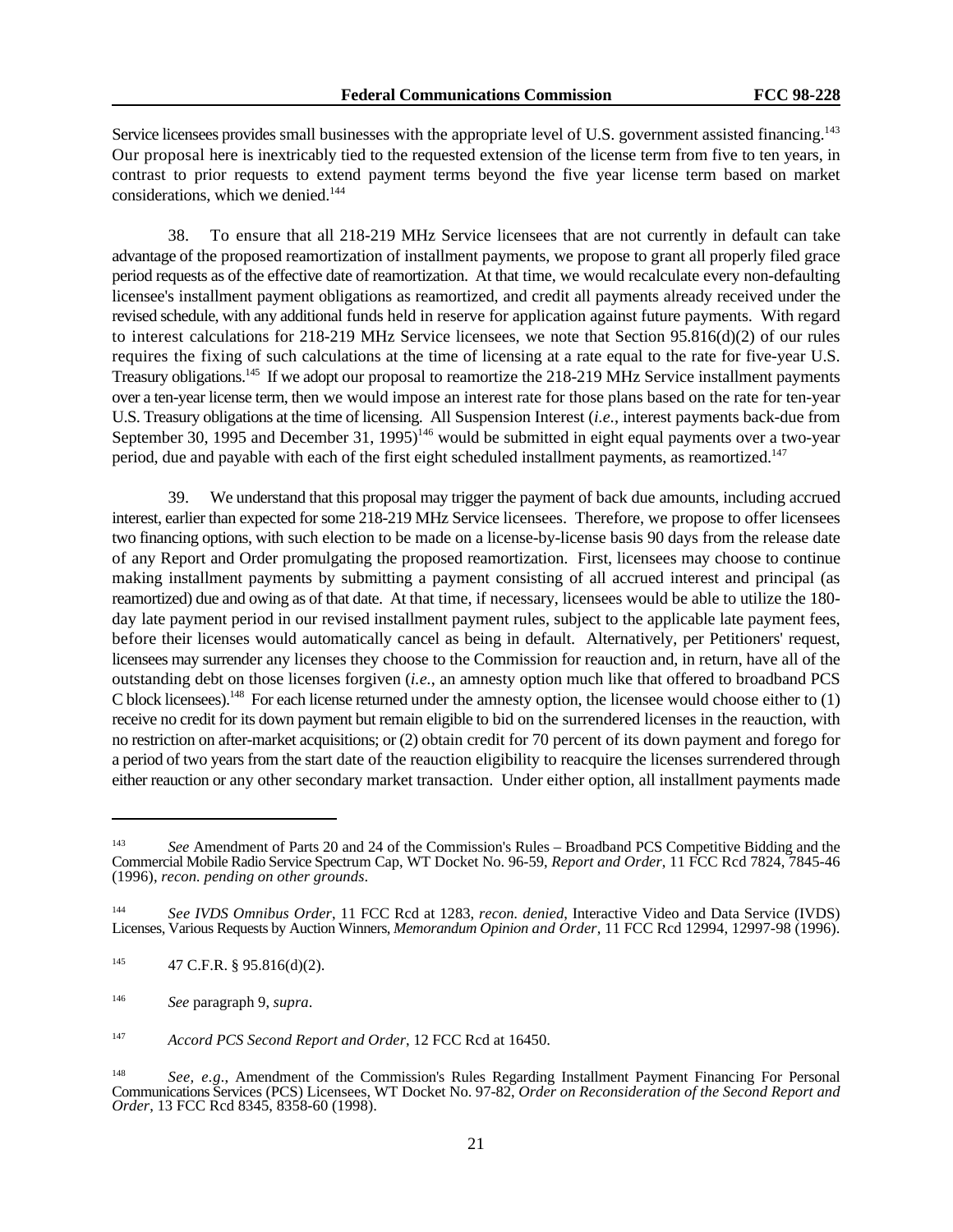Service licensees provides small businesses with the appropriate level of U.S. government assisted financing.[143] Our proposal here is inextricably tied to the requested extension of the license term from five to ten years, in contrast to prior requests to extend payment terms beyond the five year license term based on market considerations, which we denied.[144]

38. To ensure that all 218-219 MHz Service licensees that are not currently in default can take advantage of the proposed reamortization of installment payments, we propose to grant all properly filed grace period requests as of the effective date of reamortization. At that time, we would recalculate every non-defaulting licensee's installment payment obligations as reamortized, and credit all payments already received under the revised schedule, with any additional funds held in reserve for application against future payments. With regard to interest calculations for 218-219 MHz Service licensees, we note that Section 95.816(d)(2) of our rules requires the fixing of such calculations at the time of licensing at a rate equal to the rate for five-year U.S. Treasury obligations.[145] If we adopt our proposal to reamortize the 218-219 MHz Service installment payments over a ten-year license term, then we would impose an interest rate for those plans based on the rate for ten-year U.S. Treasury obligations at the time of licensing. All Suspension Interest (*i.e.*, interest payments back-due from September 30, 1995 and December 31, 1995)[146] would be submitted in eight equal payments over a two-year period, due and payable with each of the first eight scheduled installment payments, as reamortized.[147]

39. We understand that this proposal may trigger the payment of back due amounts, including accrued interest, earlier than expected for some 218-219 MHz Service licensees. Therefore, we propose to offer licensees two financing options, with such election to be made on a license-by-license basis 90 days from the release date of any Report and Order promulgating the proposed reamortization. First, licensees may choose to continue making installment payments by submitting a payment consisting of all accrued interest and principal (as reamortized) due and owing as of that date. At that time, if necessary, licensees would be able to utilize the 180-day late payment period in our revised installment payment rules, subject to the applicable late payment fees, before their licenses would automatically cancel as being in default. Alternatively, per Petitioners' request, licensees may surrender any licenses they choose to the Commission for reauction and, in return, have all of the outstanding debt on those licenses forgiven (*i.e.*, an amnesty option much like that offered to broadband PCS C block licensees).[148] For each license returned under the amnesty option, the licensee would choose either to (1) receive no credit for its down payment but remain eligible to bid on the surrendered licenses in the reauction, with no restriction on after-market acquisitions; or (2) obtain credit for 70 percent of its down payment and forego for a period of two years from the start date of the reauction eligibility to reacquire the licenses surrendered through either reauction or any other secondary market transaction. Under either option, all installment payments made

---

[143] *See* Amendment of Parts 20 and 24 of the Commission's Rules – Broadband PCS Competitive Bidding and the Commercial Mobile Radio Service Spectrum Cap, WT Docket No. 96-59, *Report and Order*, 11 FCC Rcd 7824, 7845-46 (1996), *recon. pending on other grounds*.

[144] *See IVDS Omnibus Order*, 11 FCC Rcd at 1283, *recon. denied*, Interactive Video and Data Service (IVDS) Licenses, Various Requests by Auction Winners, *Memorandum Opinion and Order*, 11 FCC Rcd 12994, 12997-98 (1996).

[145] 47 C.F.R. § 95.816(d)(2).

[146] *See* paragraph 9, *supra*.

[147] *Accord PCS Second Report and Order*, 12 FCC Rcd at 16450.

[148] *See, e.g.*, Amendment of the Commission's Rules Regarding Installment Payment Financing For Personal Communications Services (PCS) Licensees, WT Docket No. 97-82, *Order on Reconsideration of the Second Report and Order*, 13 FCC Rcd 8345, 8358-60 (1998).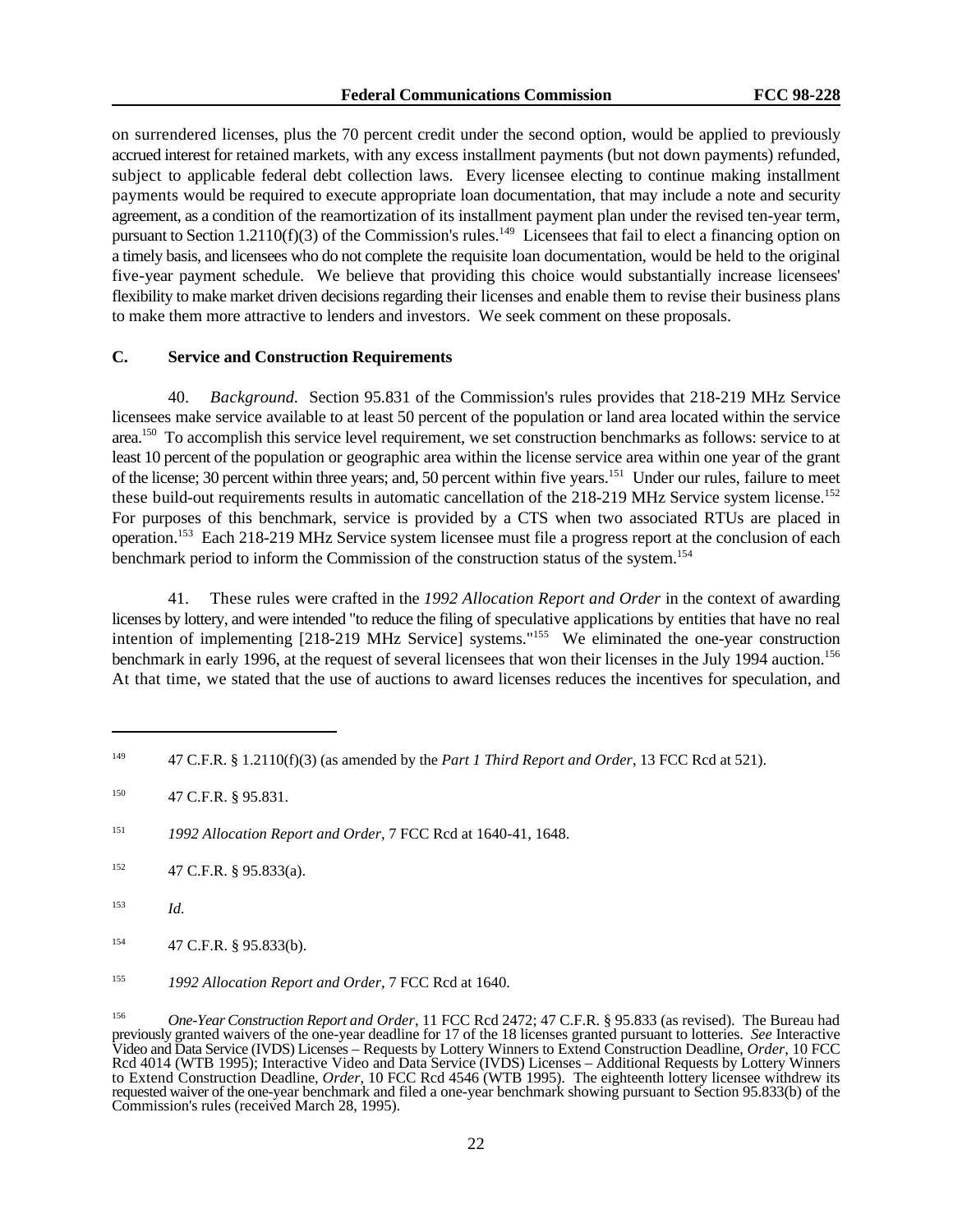on surrendered licenses, plus the 70 percent credit under the second option, would be applied to previously accrued interest for retained markets, with any excess installment payments (but not down payments) refunded, subject to applicable federal debt collection laws. Every licensee electing to continue making installment payments would be required to execute appropriate loan documentation, that may include a note and security agreement, as a condition of the reamortization of its installment payment plan under the revised ten-year term, pursuant to Section 1.2110(f)(3) of the Commission's rules.[149] Licensees that fail to elect a financing option on a timely basis, and licensees who do not complete the requisite loan documentation, would be held to the original five-year payment schedule. We believe that providing this choice would substantially increase licensees' flexibility to make market driven decisions regarding their licenses and enable them to revise their business plans to make them more attractive to lenders and investors. We seek comment on these proposals.

### C. Service and Construction Requirements

40. *Background*. Section 95.831 of the Commission's rules provides that 218-219 MHz Service licensees make service available to at least 50 percent of the population or land area located within the service area.[150] To accomplish this service level requirement, we set construction benchmarks as follows: service to at least 10 percent of the population or geographic area within the license service area within one year of the grant of the license; 30 percent within three years; and, 50 percent within five years.[151] Under our rules, failure to meet these build-out requirements results in automatic cancellation of the 218-219 MHz Service system license.[152] For purposes of this benchmark, service is provided by a CTS when two associated RTUs are placed in operation.[153] Each 218-219 MHz Service system licensee must file a progress report at the conclusion of each benchmark period to inform the Commission of the construction status of the system.[154]

41. These rules were crafted in the *1992 Allocation Report and Order* in the context of awarding licenses by lottery, and were intended "to reduce the filing of speculative applications by entities that have no real intention of implementing [218-219 MHz Service] systems."[155] We eliminated the one-year construction benchmark in early 1996, at the request of several licensees that won their licenses in the July 1994 auction.[156] At that time, we stated that the use of auctions to award licenses reduces the incentives for speculation, and

---

[149] 47 C.F.R. § 1.2110(f)(3) (as amended by the *Part 1 Third Report and Order*, 13 FCC Rcd at 521).

[150] 47 C.F.R. § 95.831.

[151] *1992 Allocation Report and Order*, 7 FCC Rcd at 1640-41, 1648.

[152] 47 C.F.R. § 95.833(a).

[153] *Id.*

[154] 47 C.F.R. § 95.833(b).

[155] *1992 Allocation Report and Order*, 7 FCC Rcd at 1640.

[156] *One-Year Construction Report and Order*, 11 FCC Rcd 2472; 47 C.F.R. § 95.833 (as revised). The Bureau had previously granted waivers of the one-year deadline for 17 of the 18 licenses granted pursuant to lotteries. *See* Interactive Video and Data Service (IVDS) Licenses – Requests by Lottery Winners to Extend Construction Deadline, *Order*, 10 FCC Rcd 4014 (WTB 1995); Interactive Video and Data Service (IVDS) Licenses – Additional Requests by Lottery Winners to Extend Construction Deadline, *Order*, 10 FCC Rcd 4546 (WTB 1995). The eighteenth lottery licensee withdrew its requested waiver of the one-year benchmark and filed a one-year benchmark showing pursuant to Section 95.833(b) of the Commission's rules (received March 28, 1995).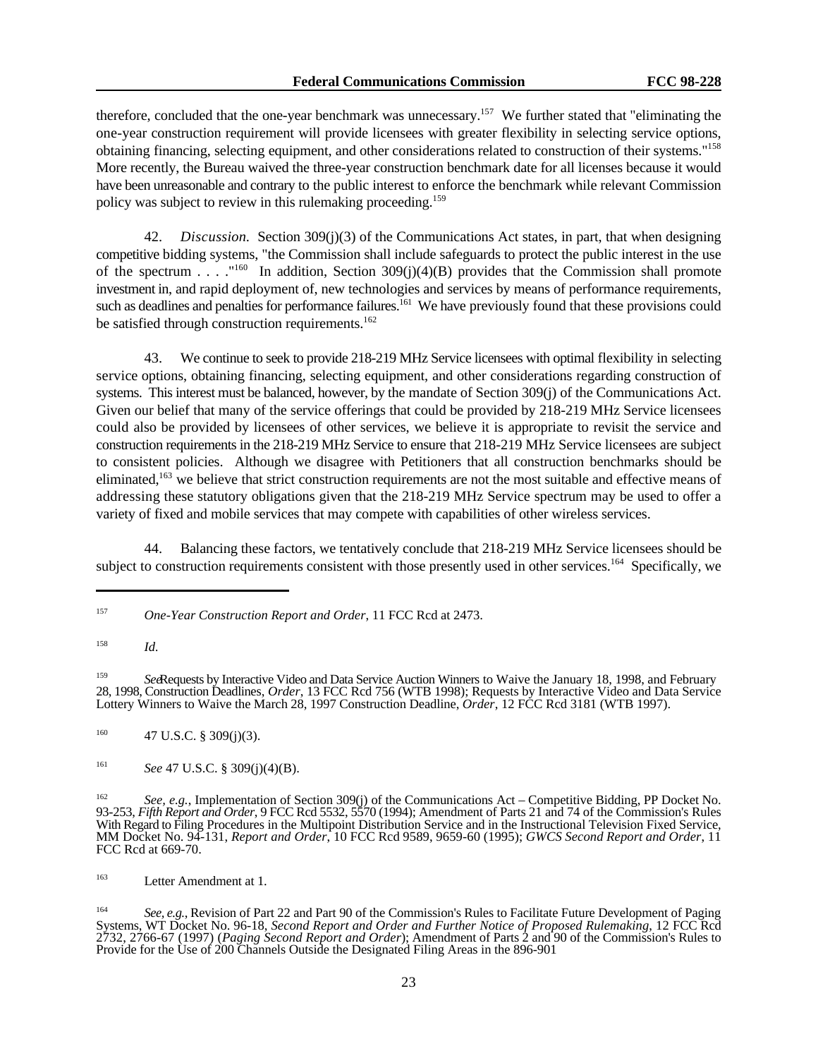therefore, concluded that the one-year benchmark was unnecessary.[157] We further stated that "eliminating the one-year construction requirement will provide licensees with greater flexibility in selecting service options, obtaining financing, selecting equipment, and other considerations related to construction of their systems."[158] More recently, the Bureau waived the three-year construction benchmark date for all licenses because it would have been unreasonable and contrary to the public interest to enforce the benchmark while relevant Commission policy was subject to review in this rulemaking proceeding.[159]

42. *Discussion.* Section 309(j)(3) of the Communications Act states, in part, that when designing competitive bidding systems, "the Commission shall include safeguards to protect the public interest in the use of the spectrum . . . ."[160] In addition, Section 309(j)(4)(B) provides that the Commission shall promote investment in, and rapid deployment of, new technologies and services by means of performance requirements, such as deadlines and penalties for performance failures.[161] We have previously found that these provisions could be satisfied through construction requirements.[162]

43. We continue to seek to provide 218-219 MHz Service licensees with optimal flexibility in selecting service options, obtaining financing, selecting equipment, and other considerations regarding construction of systems. This interest must be balanced, however, by the mandate of Section 309(j) of the Communications Act. Given our belief that many of the service offerings that could be provided by 218-219 MHz Service licensees could also be provided by licensees of other services, we believe it is appropriate to revisit the service and construction requirements in the 218-219 MHz Service to ensure that 218-219 MHz Service licensees are subject to consistent policies. Although we disagree with Petitioners that all construction benchmarks should be eliminated,[163] we believe that strict construction requirements are not the most suitable and effective means of addressing these statutory obligations given that the 218-219 MHz Service spectrum may be used to offer a variety of fixed and mobile services that may compete with capabilities of other wireless services.

44. Balancing these factors, we tentatively conclude that 218-219 MHz Service licensees should be subject to construction requirements consistent with those presently used in other services.[164] Specifically, we

---

[157] *One-Year Construction Report and Order*, 11 FCC Rcd at 2473.

[158] *Id.*

[159] *See* Requests by Interactive Video and Data Service Auction Winners to Waive the January 18, 1998, and February 28, 1998, Construction Deadlines, *Order*, 13 FCC Rcd 756 (WTB 1998); Requests by Interactive Video and Data Service Lottery Winners to Waive the March 28, 1997 Construction Deadline, *Order*, 12 FCC Rcd 3181 (WTB 1997).

[160] 47 U.S.C. § 309(j)(3).

[161] *See* 47 U.S.C. § 309(j)(4)(B).

[162] *See, e.g.*, Implementation of Section 309(j) of the Communications Act – Competitive Bidding, PP Docket No. 93-253, *Fifth Report and Order*, 9 FCC Rcd 5532, 5570 (1994); Amendment of Parts 21 and 74 of the Commission's Rules With Regard to Filing Procedures in the Multipoint Distribution Service and in the Instructional Television Fixed Service, MM Docket No. 94-131, *Report and Order*, 10 FCC Rcd 9589, 9659-60 (1995); *GWCS Second Report and Order*, 11 FCC Rcd at 669-70.

[163] Letter Amendment at 1.

[164] *See, e.g.*, Revision of Part 22 and Part 90 of the Commission's Rules to Facilitate Future Development of Paging Systems, WT Docket No. 96-18, *Second Report and Order and Further Notice of Proposed Rulemaking*, 12 FCC Rcd 2732, 2766-67 (1997) (*Paging Second Report and Order*); Amendment of Parts 2 and 90 of the Commission's Rules to Provide for the Use of 200 Channels Outside the Designated Filing Areas in the 896-901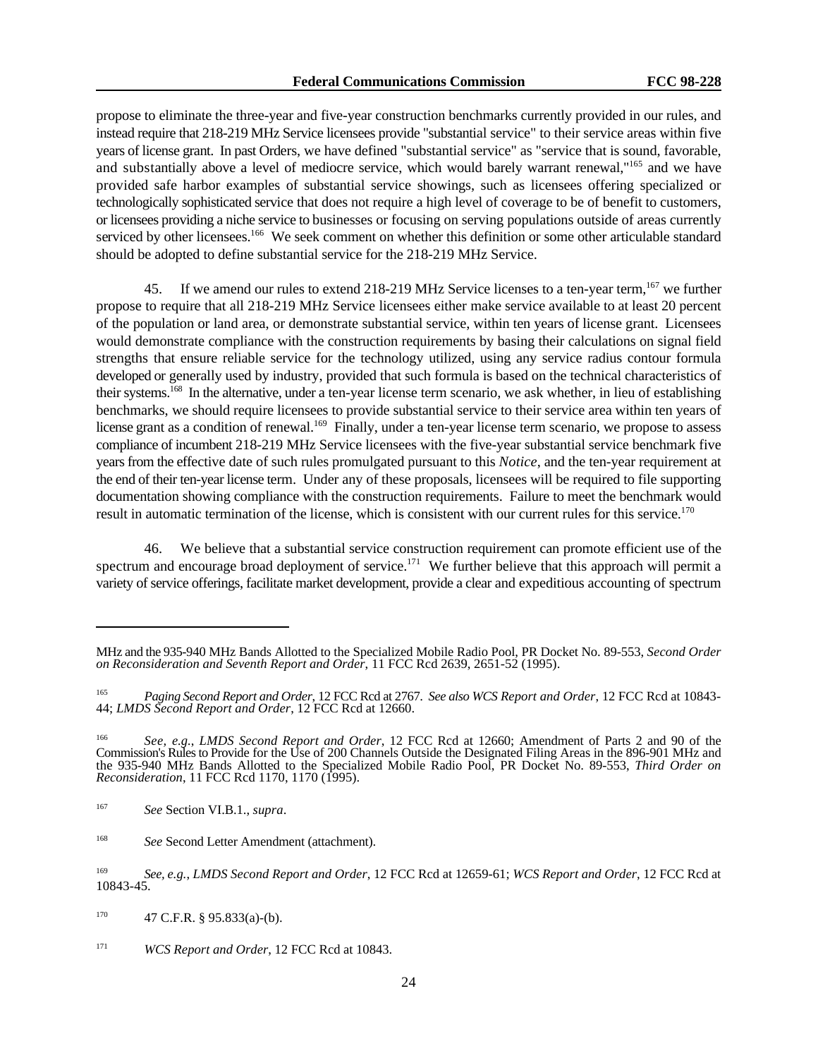propose to eliminate the three-year and five-year construction benchmarks currently provided in our rules, and instead require that 218-219 MHz Service licensees provide "substantial service" to their service areas within five years of license grant. In past Orders, we have defined "substantial service" as "service that is sound, favorable, and substantially above a level of mediocre service, which would barely warrant renewal,"[165] and we have provided safe harbor examples of substantial service showings, such as licensees offering specialized or technologically sophisticated service that does not require a high level of coverage to be of benefit to customers, or licensees providing a niche service to businesses or focusing on serving populations outside of areas currently serviced by other licensees.[166] We seek comment on whether this definition or some other articulable standard should be adopted to define substantial service for the 218-219 MHz Service.

45. If we amend our rules to extend 218-219 MHz Service licenses to a ten-year term,[167] we further propose to require that all 218-219 MHz Service licensees either make service available to at least 20 percent of the population or land area, or demonstrate substantial service, within ten years of license grant. Licensees would demonstrate compliance with the construction requirements by basing their calculations on signal field strengths that ensure reliable service for the technology utilized, using any service radius contour formula developed or generally used by industry, provided that such formula is based on the technical characteristics of their systems.[168] In the alternative, under a ten-year license term scenario, we ask whether, in lieu of establishing benchmarks, we should require licensees to provide substantial service to their service area within ten years of license grant as a condition of renewal.[169] Finally, under a ten-year license term scenario, we propose to assess compliance of incumbent 218-219 MHz Service licensees with the five-year substantial service benchmark five years from the effective date of such rules promulgated pursuant to this *Notice*, and the ten-year requirement at the end of their ten-year license term. Under any of these proposals, licensees will be required to file supporting documentation showing compliance with the construction requirements. Failure to meet the benchmark would result in automatic termination of the license, which is consistent with our current rules for this service.[170]

46. We believe that a substantial service construction requirement can promote efficient use of the spectrum and encourage broad deployment of service.[171] We further believe that this approach will permit a variety of service offerings, facilitate market development, provide a clear and expeditious accounting of spectrum

---

MHz and the 935-940 MHz Bands Allotted to the Specialized Mobile Radio Pool, PR Docket No. 89-553, *Second Order on Reconsideration and Seventh Report and Order*, 11 FCC Rcd 2639, 2651-52 (1995).

[165] *Paging Second Report and Order*, 12 FCC Rcd at 2767. *See also WCS Report and Order*, 12 FCC Rcd at 10843-44; *LMDS Second Report and Order*, 12 FCC Rcd at 12660.

[166] *See, e.g.*, *LMDS Second Report and Order*, 12 FCC Rcd at 12660; Amendment of Parts 2 and 90 of the Commission's Rules to Provide for the Use of 200 Channels Outside the Designated Filing Areas in the 896-901 MHz and the 935-940 MHz Bands Allotted to the Specialized Mobile Radio Pool, PR Docket No. 89-553, *Third Order on Reconsideration*, 11 FCC Rcd 1170, 1170 (1995).

[167] *See* Section VI.B.1., *supra*.

[168] *See* Second Letter Amendment (attachment).

[169] *See, e.g.*, *LMDS Second Report and Order*, 12 FCC Rcd at 12659-61; *WCS Report and Order*, 12 FCC Rcd at 10843-45.

[170] 47 C.F.R. § 95.833(a)-(b).

[171] *WCS Report and Order*, 12 FCC Rcd at 10843.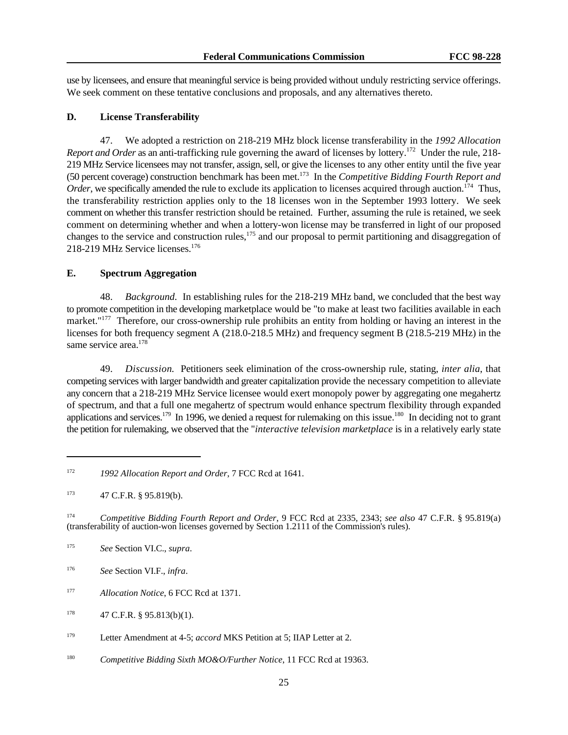use by licensees, and ensure that meaningful service is being provided without unduly restricting service offerings. We seek comment on these tentative conclusions and proposals, and any alternatives thereto.

### D. License Transferability

47. We adopted a restriction on 218-219 MHz block license transferability in the *1992 Allocation Report and Order* as an anti-trafficking rule governing the award of licenses by lottery.[172] Under the rule, 218-219 MHz Service licensees may not transfer, assign, sell, or give the licenses to any other entity until the five year (50 percent coverage) construction benchmark has been met.[173] In the *Competitive Bidding Fourth Report and Order*, we specifically amended the rule to exclude its application to licenses acquired through auction.[174] Thus, the transferability restriction applies only to the 18 licenses won in the September 1993 lottery. We seek comment on whether this transfer restriction should be retained. Further, assuming the rule is retained, we seek comment on determining whether and when a lottery-won license may be transferred in light of our proposed changes to the service and construction rules,[175] and our proposal to permit partitioning and disaggregation of 218-219 MHz Service licenses.[176]

### E. Spectrum Aggregation

48. *Background.* In establishing rules for the 218-219 MHz band, we concluded that the best way to promote competition in the developing marketplace would be "to make at least two facilities available in each market."[177] Therefore, our cross-ownership rule prohibits an entity from holding or having an interest in the licenses for both frequency segment A (218.0-218.5 MHz) and frequency segment B (218.5-219 MHz) in the same service area.[178]

49. *Discussion.* Petitioners seek elimination of the cross-ownership rule, stating, *inter alia,* that competing services with larger bandwidth and greater capitalization provide the necessary competition to alleviate any concern that a 218-219 MHz Service licensee would exert monopoly power by aggregating one megahertz of spectrum, and that a full one megahertz of spectrum would enhance spectrum flexibility through expanded applications and services.[179] In 1996, we denied a request for rulemaking on this issue.[180] In deciding not to grant the petition for rulemaking, we observed that the "*interactive television marketplace* is in a relatively early state

---

[172] *1992 Allocation Report and Order*, 7 FCC Rcd at 1641.

[173] 47 C.F.R. § 95.819(b).

[174] *Competitive Bidding Fourth Report and Order*, 9 FCC Rcd at 2335, 2343; *see also* 47 C.F.R. § 95.819(a) (transferability of auction-won licenses governed by Section 1.2111 of the Commission's rules).

[175] *See* Section VI.C., *supra*.

[176] *See* Section VI.F., *infra*.

[177] *Allocation Notice*, 6 FCC Rcd at 1371.

[178] 47 C.F.R. § 95.813(b)(1).

[179] Letter Amendment at 4-5; *accord* MKS Petition at 5; IIAP Letter at 2.

[180] *Competitive Bidding Sixth MO&O/Further Notice*, 11 FCC Rcd at 19363.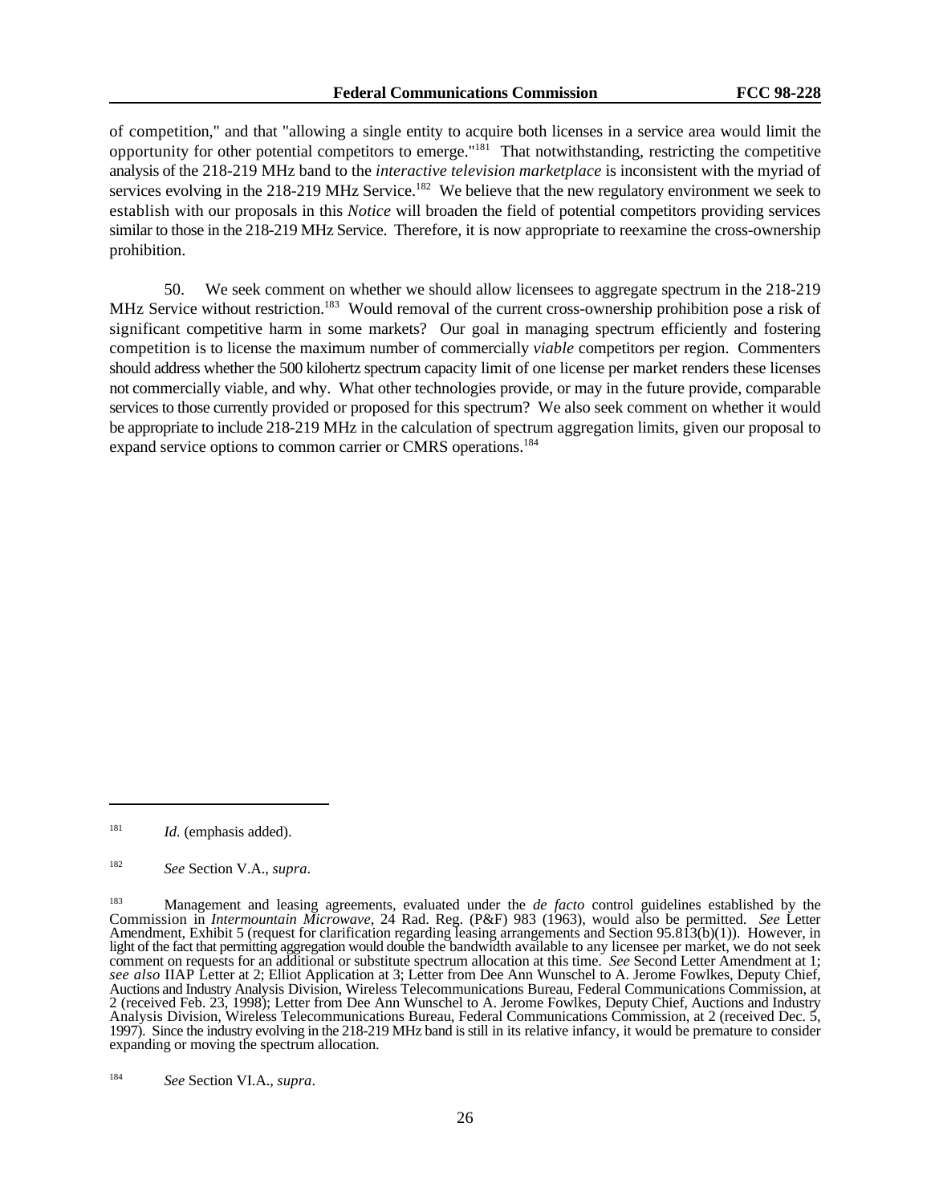of competition," and that "allowing a single entity to acquire both licenses in a service area would limit the opportunity for other potential competitors to emerge."[181] That notwithstanding, restricting the competitive analysis of the 218-219 MHz band to the *interactive television marketplace* is inconsistent with the myriad of services evolving in the 218-219 MHz Service.[182] We believe that the new regulatory environment we seek to establish with our proposals in this *Notice* will broaden the field of potential competitors providing services similar to those in the 218-219 MHz Service. Therefore, it is now appropriate to reexamine the cross-ownership prohibition.

50. We seek comment on whether we should allow licensees to aggregate spectrum in the 218-219 MHz Service without restriction.[183] Would removal of the current cross-ownership prohibition pose a risk of significant competitive harm in some markets? Our goal in managing spectrum efficiently and fostering competition is to license the maximum number of commercially *viable* competitors per region. Commenters should address whether the 500 kilohertz spectrum capacity limit of one license per market renders these licenses not commercially viable, and why. What other technologies provide, or may in the future provide, comparable services to those currently provided or proposed for this spectrum? We also seek comment on whether it would be appropriate to include 218-219 MHz in the calculation of spectrum aggregation limits, given our proposal to expand service options to common carrier or CMRS operations.[184]

---

[181] *Id.* (emphasis added).

[182] *See* Section V.A., *supra*.

[183] Management and leasing agreements, evaluated under the *de facto* control guidelines established by the Commission in *Intermountain Microwave*, 24 Rad. Reg. (P&F) 983 (1963), would also be permitted. *See* Letter Amendment, Exhibit 5 (request for clarification regarding leasing arrangements and Section 95.813(b)(1)). However, in light of the fact that permitting aggregation would double the bandwidth available to any licensee per market, we do not seek comment on requests for an additional or substitute spectrum allocation at this time. *See* Second Letter Amendment at 1; *see also* IIAP Letter at 2; Elliot Application at 3; Letter from Dee Ann Wunschel to A. Jerome Fowlkes, Deputy Chief, Auctions and Industry Analysis Division, Wireless Telecommunications Bureau, Federal Communications Commission, at 2 (received Feb. 23, 1998); Letter from Dee Ann Wunschel to A. Jerome Fowlkes, Deputy Chief, Auctions and Industry Analysis Division, Wireless Telecommunications Bureau, Federal Communications Commission, at 2 (received Dec. 5, 1997). Since the industry evolving in the 218-219 MHz band is still in its relative infancy, it would be premature to consider expanding or moving the spectrum allocation.

[184] *See* Section VI.A., *supra*.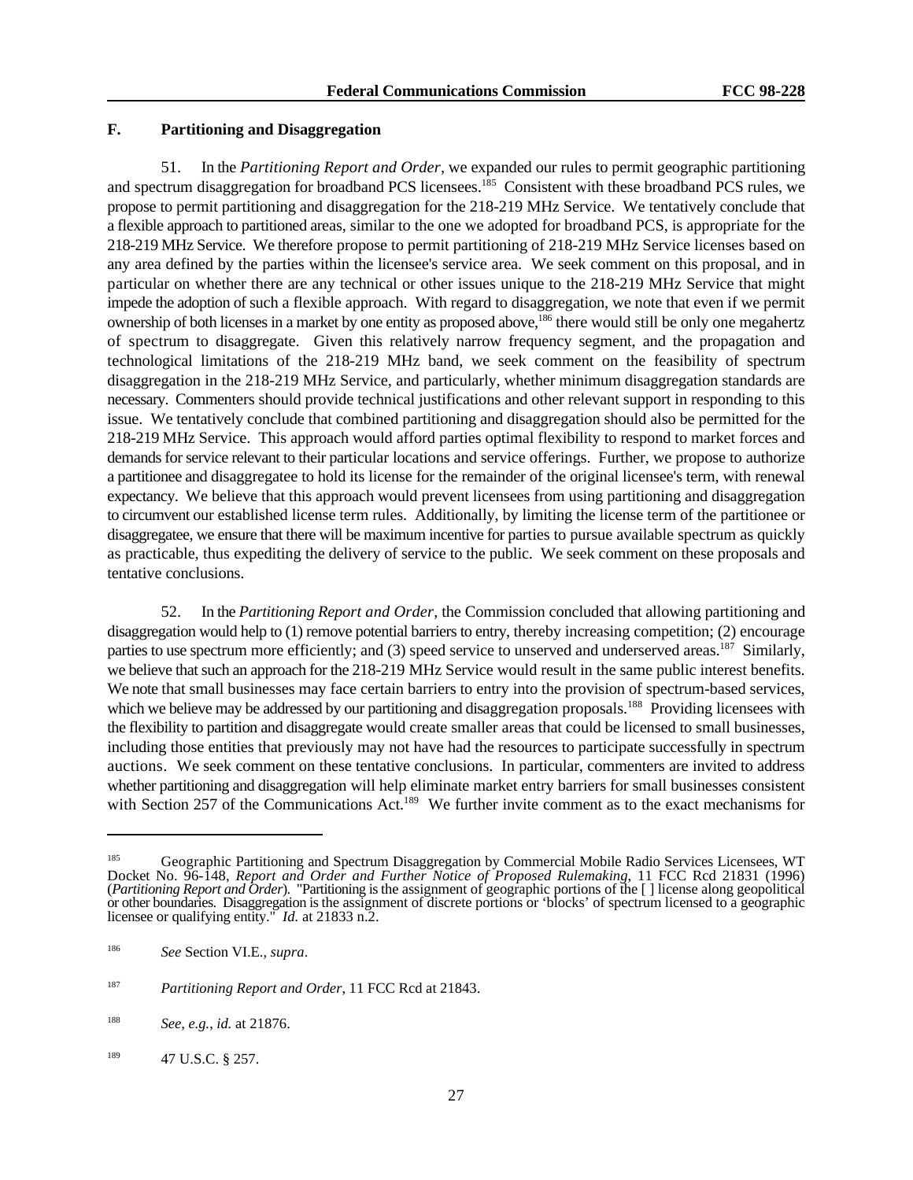### F. Partitioning and Disaggregation

51. In the *Partitioning Report and Order*, we expanded our rules to permit geographic partitioning and spectrum disaggregation for broadband PCS licensees.[185] Consistent with these broadband PCS rules, we propose to permit partitioning and disaggregation for the 218-219 MHz Service. We tentatively conclude that a flexible approach to partitioned areas, similar to the one we adopted for broadband PCS, is appropriate for the 218-219 MHz Service. We therefore propose to permit partitioning of 218-219 MHz Service licenses based on any area defined by the parties within the licensee's service area. We seek comment on this proposal, and in particular on whether there are any technical or other issues unique to the 218-219 MHz Service that might impede the adoption of such a flexible approach. With regard to disaggregation, we note that even if we permit ownership of both licenses in a market by one entity as proposed above,[186] there would still be only one megahertz of spectrum to disaggregate. Given this relatively narrow frequency segment, and the propagation and technological limitations of the 218-219 MHz band, we seek comment on the feasibility of spectrum disaggregation in the 218-219 MHz Service, and particularly, whether minimum disaggregation standards are necessary. Commenters should provide technical justifications and other relevant support in responding to this issue. We tentatively conclude that combined partitioning and disaggregation should also be permitted for the 218-219 MHz Service. This approach would afford parties optimal flexibility to respond to market forces and demands for service relevant to their particular locations and service offerings. Further, we propose to authorize a partitionee and disaggregatee to hold its license for the remainder of the original licensee's term, with renewal expectancy. We believe that this approach would prevent licensees from using partitioning and disaggregation to circumvent our established license term rules. Additionally, by limiting the license term of the partitionee or disaggregatee, we ensure that there will be maximum incentive for parties to pursue available spectrum as quickly as practicable, thus expediting the delivery of service to the public. We seek comment on these proposals and tentative conclusions.

52. In the *Partitioning Report and Order*, the Commission concluded that allowing partitioning and disaggregation would help to (1) remove potential barriers to entry, thereby increasing competition; (2) encourage parties to use spectrum more efficiently; and (3) speed service to unserved and underserved areas.[187] Similarly, we believe that such an approach for the 218-219 MHz Service would result in the same public interest benefits. We note that small businesses may face certain barriers to entry into the provision of spectrum-based services, which we believe may be addressed by our partitioning and disaggregation proposals.[188] Providing licensees with the flexibility to partition and disaggregate would create smaller areas that could be licensed to small businesses, including those entities that previously may not have had the resources to participate successfully in spectrum auctions. We seek comment on these tentative conclusions. In particular, commenters are invited to address whether partitioning and disaggregation will help eliminate market entry barriers for small businesses consistent with Section 257 of the Communications Act.[189] We further invite comment as to the exact mechanisms for

---

[185] Geographic Partitioning and Spectrum Disaggregation by Commercial Mobile Radio Services Licensees, WT Docket No. 96-148, *Report and Order and Further Notice of Proposed Rulemaking*, 11 FCC Rcd 21831 (1996) (*Partitioning Report and Order*). "Partitioning is the assignment of geographic portions of the [ ] license along geopolitical or other boundaries. Disaggregation is the assignment of discrete portions or 'blocks' of spectrum licensed to a geographic licensee or qualifying entity." *Id.* at 21833 n.2.

[186] *See* Section VI.E., *supra*.

[187] *Partitioning Report and Order*, 11 FCC Rcd at 21843.

[188] *See, e.g.*, *id.* at 21876.

[189] 47 U.S.C. § 257.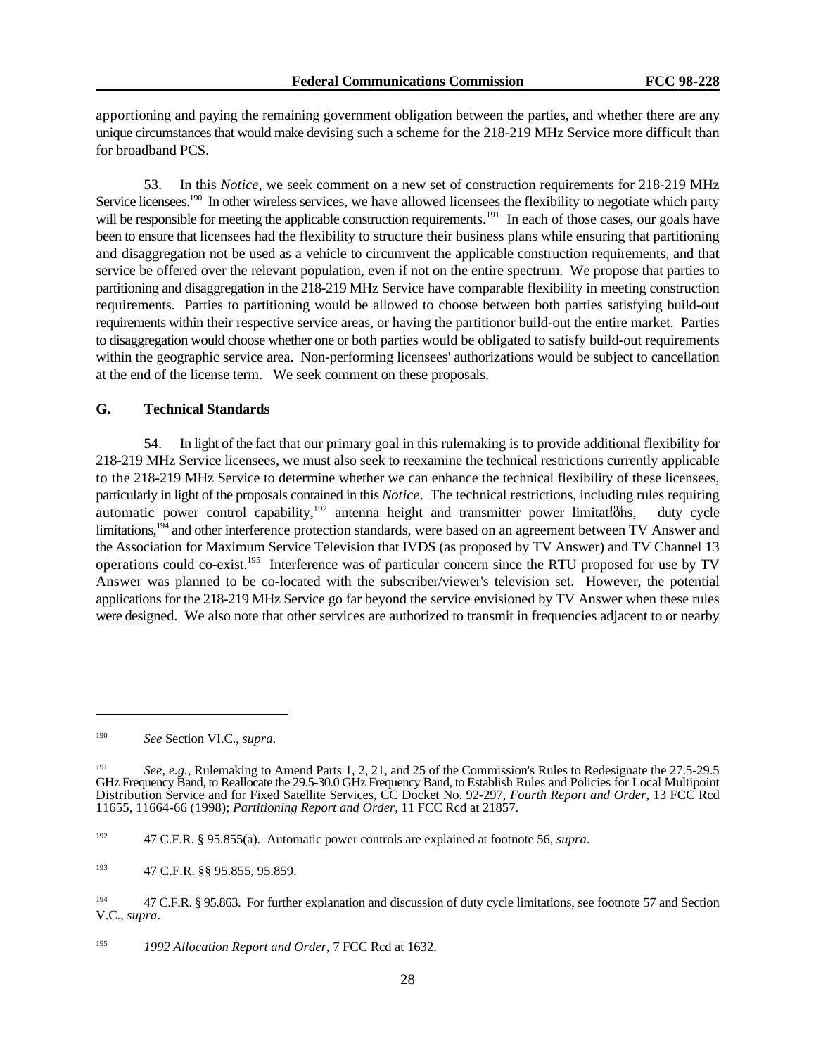apportioning and paying the remaining government obligation between the parties, and whether there are any unique circumstances that would make devising such a scheme for the 218-219 MHz Service more difficult than for broadband PCS.

53. In this *Notice*, we seek comment on a new set of construction requirements for 218-219 MHz Service licensees.[190] In other wireless services, we have allowed licensees the flexibility to negotiate which party will be responsible for meeting the applicable construction requirements.[191] In each of those cases, our goals have been to ensure that licensees had the flexibility to structure their business plans while ensuring that partitioning and disaggregation not be used as a vehicle to circumvent the applicable construction requirements, and that service be offered over the relevant population, even if not on the entire spectrum. We propose that parties to partitioning and disaggregation in the 218-219 MHz Service have comparable flexibility in meeting construction requirements. Parties to partitioning would be allowed to choose between both parties satisfying build-out requirements within their respective service areas, or having the partitionor build-out the entire market. Parties to disaggregation would choose whether one or both parties would be obligated to satisfy build-out requirements within the geographic service area. Non-performing licensees' authorizations would be subject to cancellation at the end of the license term. We seek comment on these proposals.

## G. Technical Standards

54. In light of the fact that our primary goal in this rulemaking is to provide additional flexibility for 218-219 MHz Service licensees, we must also seek to reexamine the technical restrictions currently applicable to the 218-219 MHz Service to determine whether we can enhance the technical flexibility of these licensees, particularly in light of the proposals contained in this *Notice*. The technical restrictions, including rules requiring automatic power control capability,[192] antenna height and transmitter power limitations,[193] duty cycle limitations,[194] and other interference protection standards, were based on an agreement between TV Answer and the Association for Maximum Service Television that IVDS (as proposed by TV Answer) and TV Channel 13 operations could co-exist.[195] Interference was of particular concern since the RTU proposed for use by TV Answer was planned to be co-located with the subscriber/viewer's television set. However, the potential applications for the 218-219 MHz Service go far beyond the service envisioned by TV Answer when these rules were designed. We also note that other services are authorized to transmit in frequencies adjacent to or nearby

---

[190] *See* Section VI.C., *supra*.

[191] *See, e.g.*, Rulemaking to Amend Parts 1, 2, 21, and 25 of the Commission's Rules to Redesignate the 27.5-29.5 GHz Frequency Band, to Reallocate the 29.5-30.0 GHz Frequency Band, to Establish Rules and Policies for Local Multipoint Distribution Service and for Fixed Satellite Services, CC Docket No. 92-297, *Fourth Report and Order*, 13 FCC Rcd 11655, 11664-66 (1998); *Partitioning Report and Order*, 11 FCC Rcd at 21857.

[192] 47 C.F.R. § 95.855(a). Automatic power controls are explained at footnote 56, *supra*.

[193] 47 C.F.R. §§ 95.855, 95.859.

[194] 47 C.F.R. § 95.863. For further explanation and discussion of duty cycle limitations, see footnote 57 and Section V.C., *supra*.

[195] *1992 Allocation Report and Order*, 7 FCC Rcd at 1632.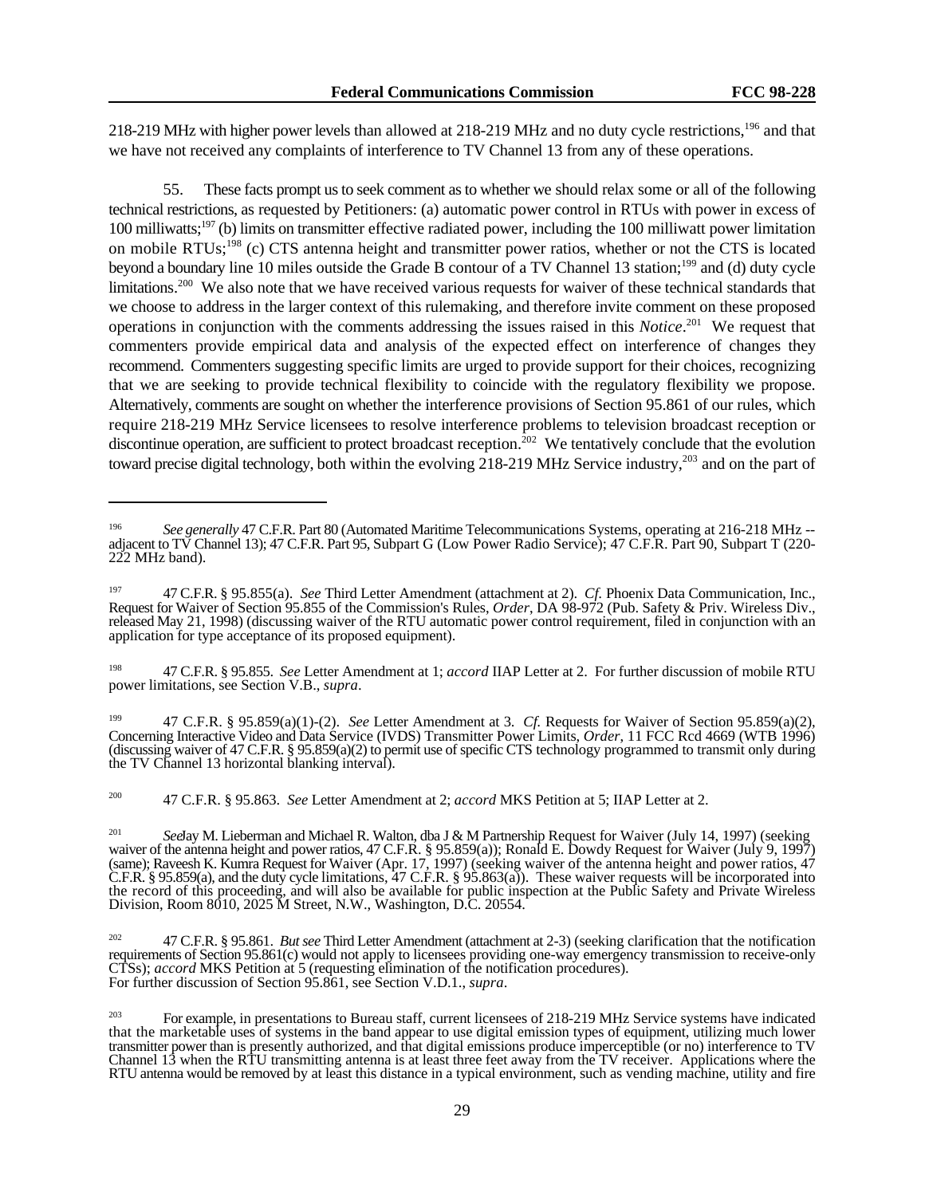218-219 MHz with higher power levels than allowed at 218-219 MHz and no duty cycle restrictions,[196] and that we have not received any complaints of interference to TV Channel 13 from any of these operations.

55. These facts prompt us to seek comment as to whether we should relax some or all of the following technical restrictions, as requested by Petitioners: (a) automatic power control in RTUs with power in excess of 100 milliwatts;[197] (b) limits on transmitter effective radiated power, including the 100 milliwatt power limitation on mobile RTUs;[198] (c) CTS antenna height and transmitter power ratios, whether or not the CTS is located beyond a boundary line 10 miles outside the Grade B contour of a TV Channel 13 station;[199] and (d) duty cycle limitations.[200] We also note that we have received various requests for waiver of these technical standards that we choose to address in the larger context of this rulemaking, and therefore invite comment on these proposed operations in conjunction with the comments addressing the issues raised in this *Notice*.[201] We request that commenters provide empirical data and analysis of the expected effect on interference of changes they recommend. Commenters suggesting specific limits are urged to provide support for their choices, recognizing that we are seeking to provide technical flexibility to coincide with the regulatory flexibility we propose. Alternatively, comments are sought on whether the interference provisions of Section 95.861 of our rules, which require 218-219 MHz Service licensees to resolve interference problems to television broadcast reception or discontinue operation, are sufficient to protect broadcast reception.[202] We tentatively conclude that the evolution toward precise digital technology, both within the evolving 218-219 MHz Service industry,[203] and on the part of

---

[196] *See generally* 47 C.F.R. Part 80 (Automated Maritime Telecommunications Systems, operating at 216-218 MHz -- adjacent to TV Channel 13); 47 C.F.R. Part 95, Subpart G (Low Power Radio Service); 47 C.F.R. Part 90, Subpart T (220-222 MHz band).

[197] 47 C.F.R. § 95.855(a). *See* Third Letter Amendment (attachment at 2). *Cf.* Phoenix Data Communication, Inc., Request for Waiver of Section 95.855 of the Commission's Rules, *Order*, DA 98-972 (Pub. Safety & Priv. Wireless Div., released May 21, 1998) (discussing waiver of the RTU automatic power control requirement, filed in conjunction with an application for type acceptance of its proposed equipment).

[198] 47 C.F.R. § 95.855. *See* Letter Amendment at 1; *accord* IIAP Letter at 2. For further discussion of mobile RTU power limitations, see Section V.B., *supra*.

[199] 47 C.F.R. § 95.859(a)(1)-(2). *See* Letter Amendment at 3. *Cf.* Requests for Waiver of Section 95.859(a)(2), Concerning Interactive Video and Data Service (IVDS) Transmitter Power Limits, *Order*, 11 FCC Rcd 4669 (WTB 1996) (discussing waiver of 47 C.F.R. § 95.859(a)(2) to permit use of specific CTS technology programmed to transmit only during the TV Channel 13 horizontal blanking interval).

[200] 47 C.F.R. § 95.863. *See* Letter Amendment at 2; *accord* MKS Petition at 5; IIAP Letter at 2.

[201] *See* Jay M. Lieberman and Michael R. Walton, dba J & M Partnership Request for Waiver (July 14, 1997) (seeking waiver of the antenna height and power ratios, 47 C.F.R. § 95.859(a)); Ronald E. Dowdy Request for Waiver (July 9, 1997) (same); Raveesh K. Kumra Request for Waiver (Apr. 17, 1997) (seeking waiver of the antenna height and power ratios, 47 C.F.R. § 95.859(a), and the duty cycle limitations, 47 C.F.R. § 95.863(a)). These waiver requests will be incorporated into the record of this proceeding, and will also be available for public inspection at the Public Safety and Private Wireless Division, Room 8010, 2025 M Street, N.W., Washington, D.C. 20554.

[202] 47 C.F.R. § 95.861. *But see* Third Letter Amendment (attachment at 2-3) (seeking clarification that the notification requirements of Section 95.861(c) would not apply to licensees providing one-way emergency transmission to receive-only CTSs); *accord* MKS Petition at 5 (requesting elimination of the notification procedures). For further discussion of Section 95.861, see Section V.D.1., *supra*.

[203] For example, in presentations to Bureau staff, current licensees of 218-219 MHz Service systems have indicated that the marketable uses of systems in the band appear to use digital emission types of equipment, utilizing much lower transmitter power than is presently authorized, and that digital emissions produce imperceptible (or no) interference to TV Channel 13 when the RTU transmitting antenna is at least three feet away from the TV receiver. Applications where the RTU antenna would be removed by at least this distance in a typical environment, such as vending machine, utility and fire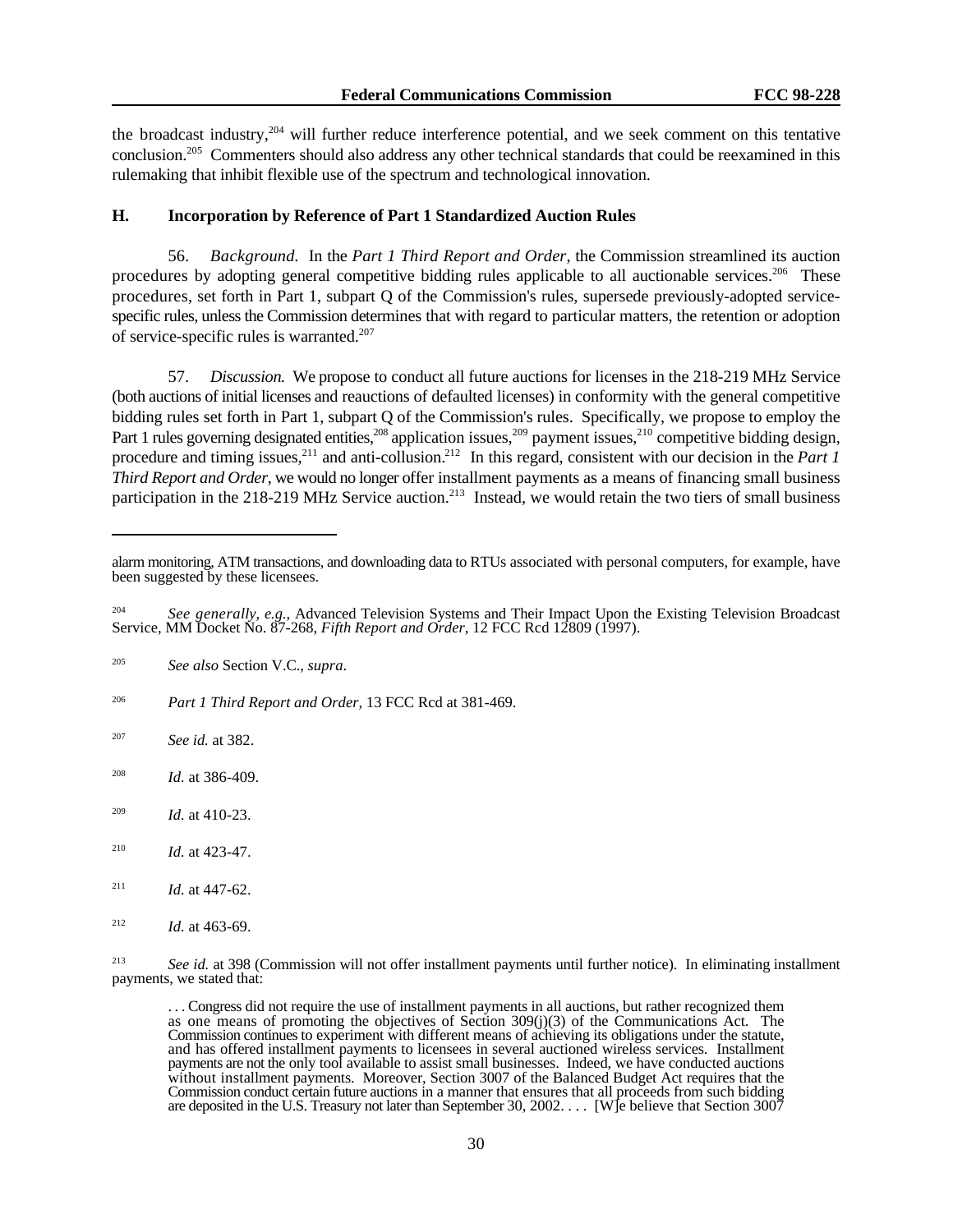the broadcast industry,[204] will further reduce interference potential, and we seek comment on this tentative conclusion.[205] Commenters should also address any other technical standards that could be reexamined in this rulemaking that inhibit flexible use of the spectrum and technological innovation.

### H. Incorporation by Reference of Part 1 Standardized Auction Rules

56. *Background*. In the *Part 1 Third Report and Order*, the Commission streamlined its auction procedures by adopting general competitive bidding rules applicable to all auctionable services.[206] These procedures, set forth in Part 1, subpart Q of the Commission's rules, supersede previously-adopted service-specific rules, unless the Commission determines that with regard to particular matters, the retention or adoption of service-specific rules is warranted.[207]

57. *Discussion.* We propose to conduct all future auctions for licenses in the 218-219 MHz Service (both auctions of initial licenses and reauctions of defaulted licenses) in conformity with the general competitive bidding rules set forth in Part 1, subpart Q of the Commission's rules. Specifically, we propose to employ the Part 1 rules governing designated entities,[208] application issues,[209] payment issues,[210] competitive bidding design, procedure and timing issues,[211] and anti-collusion.[212] In this regard, consistent with our decision in the *Part 1 Third Report and Order*, we would no longer offer installment payments as a means of financing small business participation in the 218-219 MHz Service auction.[213] Instead, we would retain the two tiers of small business

---

alarm monitoring, ATM transactions, and downloading data to RTUs associated with personal computers, for example, have been suggested by these licensees.

[204] *See generally, e.g.*, Advanced Television Systems and Their Impact Upon the Existing Television Broadcast Service, MM Docket No. 87-268, *Fifth Report and Order*, 12 FCC Rcd 12809 (1997).

[205] *See also* Section V.C., *supra*.

[206] *Part 1 Third Report and Order,* 13 FCC Rcd at 381-469.

[207] *See id.* at 382.

[208] *Id.* at 386-409.

[209] *Id.* at 410-23.

[210] *Id.* at 423-47.

[211] *Id.* at 447-62.

[212] *Id.* at 463-69.

[213] *See id.* at 398 (Commission will not offer installment payments until further notice). In eliminating installment payments, we stated that:

> . . . Congress did not require the use of installment payments in all auctions, but rather recognized them as one means of promoting the objectives of Section 309(j)(3) of the Communications Act. The Commission continues to experiment with different means of achieving its obligations under the statute, and has offered installment payments to licensees in several auctioned wireless services. Installment payments are not the only tool available to assist small businesses. Indeed, we have conducted auctions without installment payments. Moreover, Section 3007 of the Balanced Budget Act requires that the Commission conduct certain future auctions in a manner that ensures that all proceeds from such bidding are deposited in the U.S. Treasury not later than September 30, 2002. . . . [W]e believe that Section 3007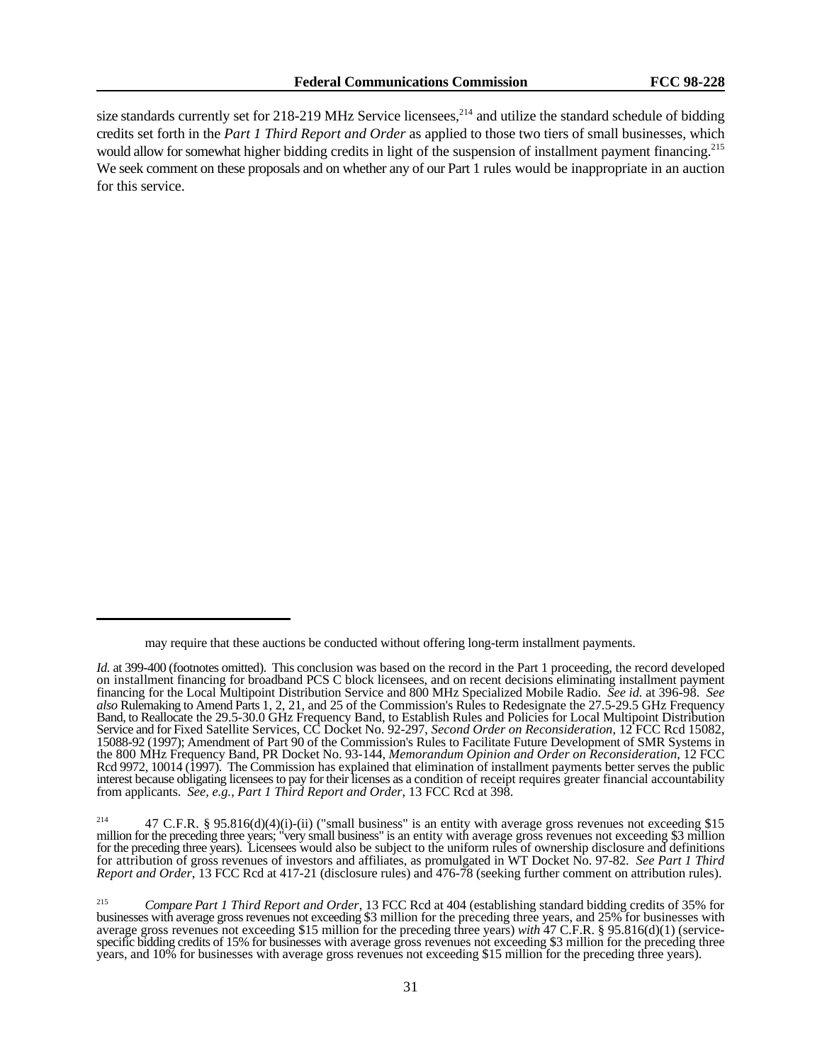size standards currently set for 218-219 MHz Service licensees,[214] and utilize the standard schedule of bidding credits set forth in the *Part 1 Third Report and Order* as applied to those two tiers of small businesses, which would allow for somewhat higher bidding credits in light of the suspension of installment payment financing.[215] We seek comment on these proposals and on whether any of our Part 1 rules would be inappropriate in an auction for this service.

---

may require that these auctions be conducted without offering long-term installment payments.

*Id.* at 399-400 (footnotes omitted). This conclusion was based on the record in the Part 1 proceeding, the record developed on installment financing for broadband PCS C block licensees, and on recent decisions eliminating installment payment financing for the Local Multipoint Distribution Service and 800 MHz Specialized Mobile Radio. *See id.* at 396-98. *See also* Rulemaking to Amend Parts 1, 2, 21, and 25 of the Commission's Rules to Redesignate the 27.5-29.5 GHz Frequency Band, to Reallocate the 29.5-30.0 GHz Frequency Band, to Establish Rules and Policies for Local Multipoint Distribution Service and for Fixed Satellite Services, CC Docket No. 92-297, *Second Order on Reconsideration*, 12 FCC Rcd 15082, 15088-92 (1997); Amendment of Part 90 of the Commission's Rules to Facilitate Future Development of SMR Systems in the 800 MHz Frequency Band, PR Docket No. 93-144, *Memorandum Opinion and Order on Reconsideration*, 12 FCC Rcd 9972, 10014 (1997). The Commission has explained that elimination of installment payments better serves the public interest because obligating licensees to pay for their licenses as a condition of receipt requires greater financial accountability from applicants. *See, e.g.*, *Part 1 Third Report and Order*, 13 FCC Rcd at 398.

[214] 47 C.F.R. § 95.816(d)(4)(i)-(ii) ("small business" is an entity with average gross revenues not exceeding $15 million for the preceding three years; "very small business" is an entity with average gross revenues not exceeding $3 million for the preceding three years). Licensees would also be subject to the uniform rules of ownership disclosure and definitions for attribution of gross revenues of investors and affiliates, as promulgated in WT Docket No. 97-82. *See Part 1 Third Report and Order*, 13 FCC Rcd at 417-21 (disclosure rules) and 476-78 (seeking further comment on attribution rules).

[215] *Compare Part 1 Third Report and Order*, 13 FCC Rcd at 404 (establishing standard bidding credits of 35% for businesses with average gross revenues not exceeding $3 million for the preceding three years, and 25% for businesses with average gross revenues not exceeding $15 million for the preceding three years) *with* 47 C.F.R. § 95.816(d)(1) (service-specific bidding credits of 15% for businesses with average gross revenues not exceeding $3 million for the preceding three years, and 10% for businesses with average gross revenues not exceeding $15 million for the preceding three years).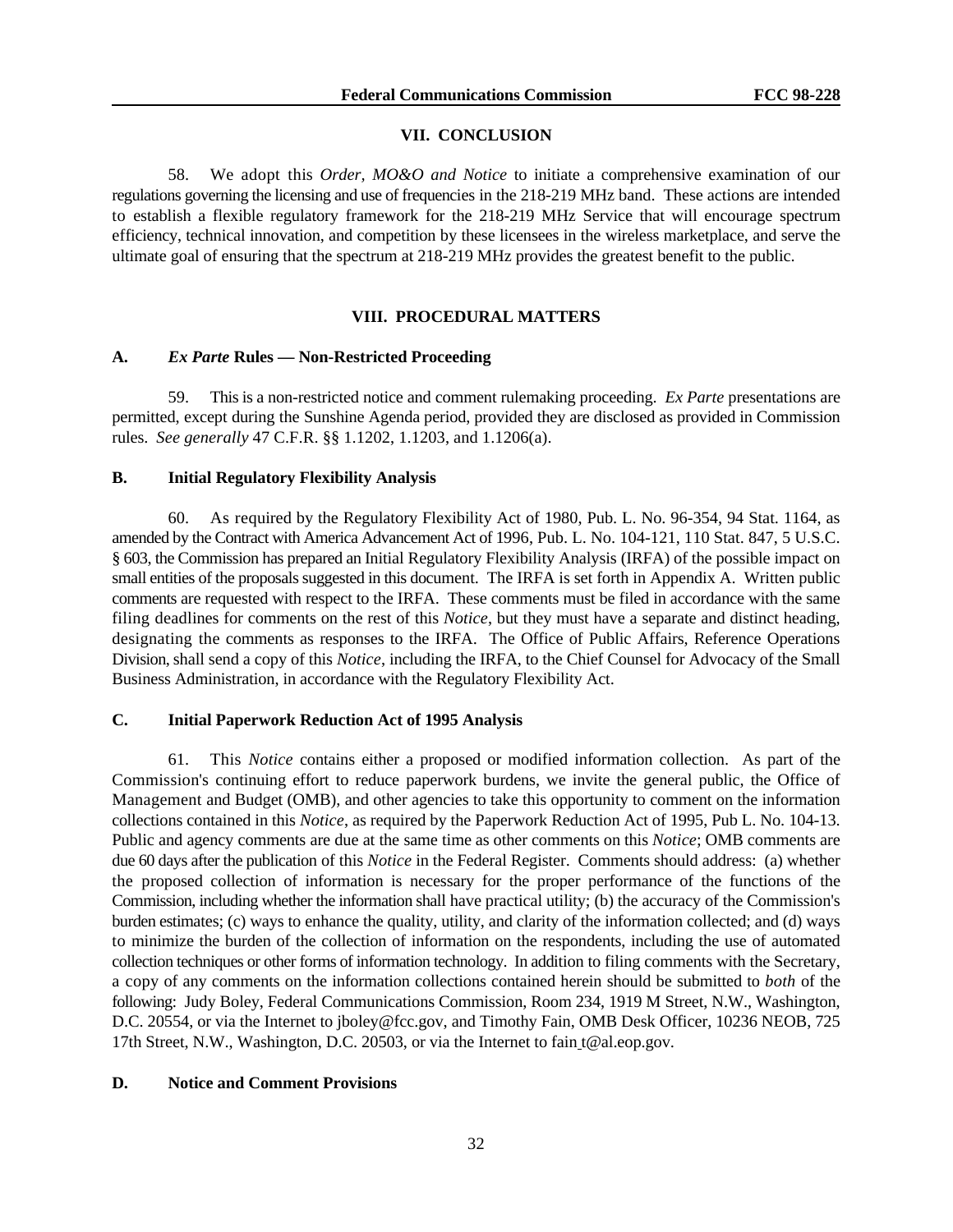## VII. CONCLUSION

58. We adopt this *Order, MO&O and Notice* to initiate a comprehensive examination of our regulations governing the licensing and use of frequencies in the 218-219 MHz band. These actions are intended to establish a flexible regulatory framework for the 218-219 MHz Service that will encourage spectrum efficiency, technical innovation, and competition by these licensees in the wireless marketplace, and serve the ultimate goal of ensuring that the spectrum at 218-219 MHz provides the greatest benefit to the public.

## VIII. PROCEDURAL MATTERS

### A. *Ex Parte* Rules — Non-Restricted Proceeding

59. This is a non-restricted notice and comment rulemaking proceeding. *Ex Parte* presentations are permitted, except during the Sunshine Agenda period, provided they are disclosed as provided in Commission rules. *See generally* 47 C.F.R. §§ 1.1202, 1.1203, and 1.1206(a).

### B. Initial Regulatory Flexibility Analysis

60. As required by the Regulatory Flexibility Act of 1980, Pub. L. No. 96-354, 94 Stat. 1164, as amended by the Contract with America Advancement Act of 1996, Pub. L. No. 104-121, 110 Stat. 847, 5 U.S.C. § 603, the Commission has prepared an Initial Regulatory Flexibility Analysis (IRFA) of the possible impact on small entities of the proposals suggested in this document. The IRFA is set forth in Appendix A. Written public comments are requested with respect to the IRFA. These comments must be filed in accordance with the same filing deadlines for comments on the rest of this *Notice*, but they must have a separate and distinct heading, designating the comments as responses to the IRFA. The Office of Public Affairs, Reference Operations Division, shall send a copy of this *Notice*, including the IRFA, to the Chief Counsel for Advocacy of the Small Business Administration, in accordance with the Regulatory Flexibility Act.

### C. Initial Paperwork Reduction Act of 1995 Analysis

61. This *Notice* contains either a proposed or modified information collection. As part of the Commission's continuing effort to reduce paperwork burdens, we invite the general public, the Office of Management and Budget (OMB), and other agencies to take this opportunity to comment on the information collections contained in this *Notice*, as required by the Paperwork Reduction Act of 1995, Pub L. No. 104-13. Public and agency comments are due at the same time as other comments on this *Notice*; OMB comments are due 60 days after the publication of this *Notice* in the Federal Register. Comments should address: (a) whether the proposed collection of information is necessary for the proper performance of the functions of the Commission, including whether the information shall have practical utility; (b) the accuracy of the Commission's burden estimates; (c) ways to enhance the quality, utility, and clarity of the information collected; and (d) ways to minimize the burden of the collection of information on the respondents, including the use of automated collection techniques or other forms of information technology. In addition to filing comments with the Secretary, a copy of any comments on the information collections contained herein should be submitted to *both* of the following: Judy Boley, Federal Communications Commission, Room 234, 1919 M Street, N.W., Washington, D.C. 20554, or via the Internet to jboley@fcc.gov, and Timothy Fain, OMB Desk Officer, 10236 NEOB, 725 17th Street, N.W., Washington, D.C. 20503, or via the Internet to fain_t@al.eop.gov.

### D. Notice and Comment Provisions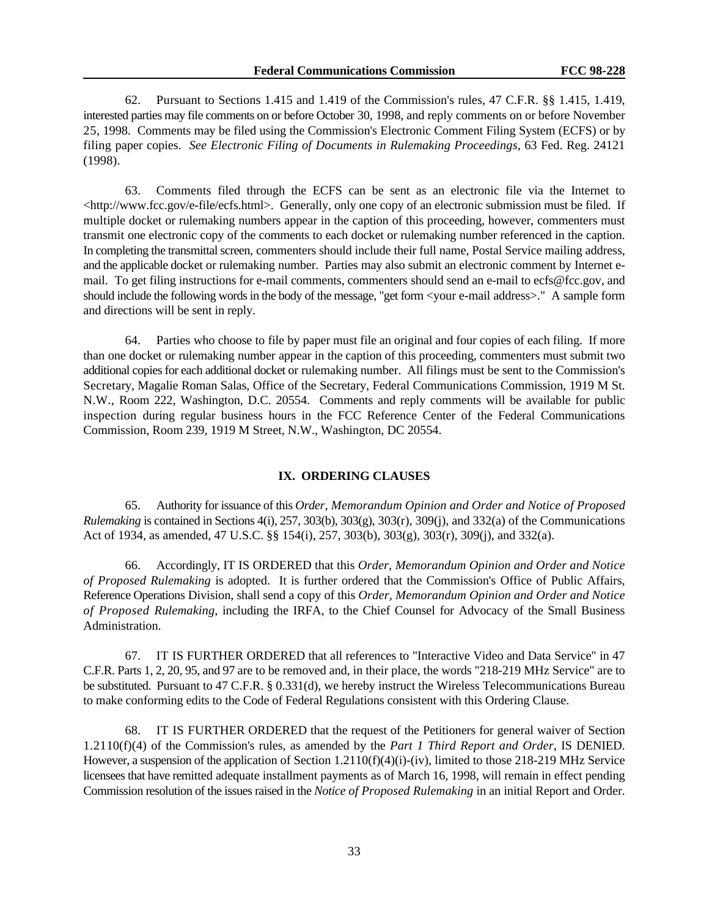62. Pursuant to Sections 1.415 and 1.419 of the Commission's rules, 47 C.F.R. §§ 1.415, 1.419, interested parties may file comments on or before October 30, 1998, and reply comments on or before November 25, 1998. Comments may be filed using the Commission's Electronic Comment Filing System (ECFS) or by filing paper copies. *See Electronic Filing of Documents in Rulemaking Proceedings*, 63 Fed. Reg. 24121 (1998).

63. Comments filed through the ECFS can be sent as an electronic file via the Internet to <http://www.fcc.gov/e-file/ecfs.html>. Generally, only one copy of an electronic submission must be filed. If multiple docket or rulemaking numbers appear in the caption of this proceeding, however, commenters must transmit one electronic copy of the comments to each docket or rulemaking number referenced in the caption. In completing the transmittal screen, commenters should include their full name, Postal Service mailing address, and the applicable docket or rulemaking number. Parties may also submit an electronic comment by Internet e-mail. To get filing instructions for e-mail comments, commenters should send an e-mail to ecfs@fcc.gov, and should include the following words in the body of the message, "get form <your e-mail address>." A sample form and directions will be sent in reply.

64. Parties who choose to file by paper must file an original and four copies of each filing. If more than one docket or rulemaking number appear in the caption of this proceeding, commenters must submit two additional copies for each additional docket or rulemaking number. All filings must be sent to the Commission's Secretary, Magalie Roman Salas, Office of the Secretary, Federal Communications Commission, 1919 M St. N.W., Room 222, Washington, D.C. 20554. Comments and reply comments will be available for public inspection during regular business hours in the FCC Reference Center of the Federal Communications Commission, Room 239, 1919 M Street, N.W., Washington, DC 20554.

## IX. ORDERING CLAUSES

65. Authority for issuance of this *Order, Memorandum Opinion and Order and Notice of Proposed Rulemaking* is contained in Sections 4(i), 257, 303(b), 303(g), 303(r), 309(j), and 332(a) of the Communications Act of 1934, as amended, 47 U.S.C. §§ 154(i), 257, 303(b), 303(g), 303(r), 309(j), and 332(a).

66. Accordingly, IT IS ORDERED that this *Order, Memorandum Opinion and Order and Notice of Proposed Rulemaking* is adopted. It is further ordered that the Commission's Office of Public Affairs, Reference Operations Division, shall send a copy of this *Order, Memorandum Opinion and Order and Notice of Proposed Rulemaking*, including the IRFA, to the Chief Counsel for Advocacy of the Small Business Administration.

67. IT IS FURTHER ORDERED that all references to "Interactive Video and Data Service" in 47 C.F.R. Parts 1, 2, 20, 95, and 97 are to be removed and, in their place, the words "218-219 MHz Service" are to be substituted. Pursuant to 47 C.F.R. § 0.331(d), we hereby instruct the Wireless Telecommunications Bureau to make conforming edits to the Code of Federal Regulations consistent with this Ordering Clause.

68. IT IS FURTHER ORDERED that the request of the Petitioners for general waiver of Section 1.2110(f)(4) of the Commission's rules, as amended by the *Part 1 Third Report and Order*, IS DENIED. However, a suspension of the application of Section 1.2110(f)(4)(i)-(iv), limited to those 218-219 MHz Service licensees that have remitted adequate installment payments as of March 16, 1998, will remain in effect pending Commission resolution of the issues raised in the *Notice of Proposed Rulemaking* in an initial Report and Order.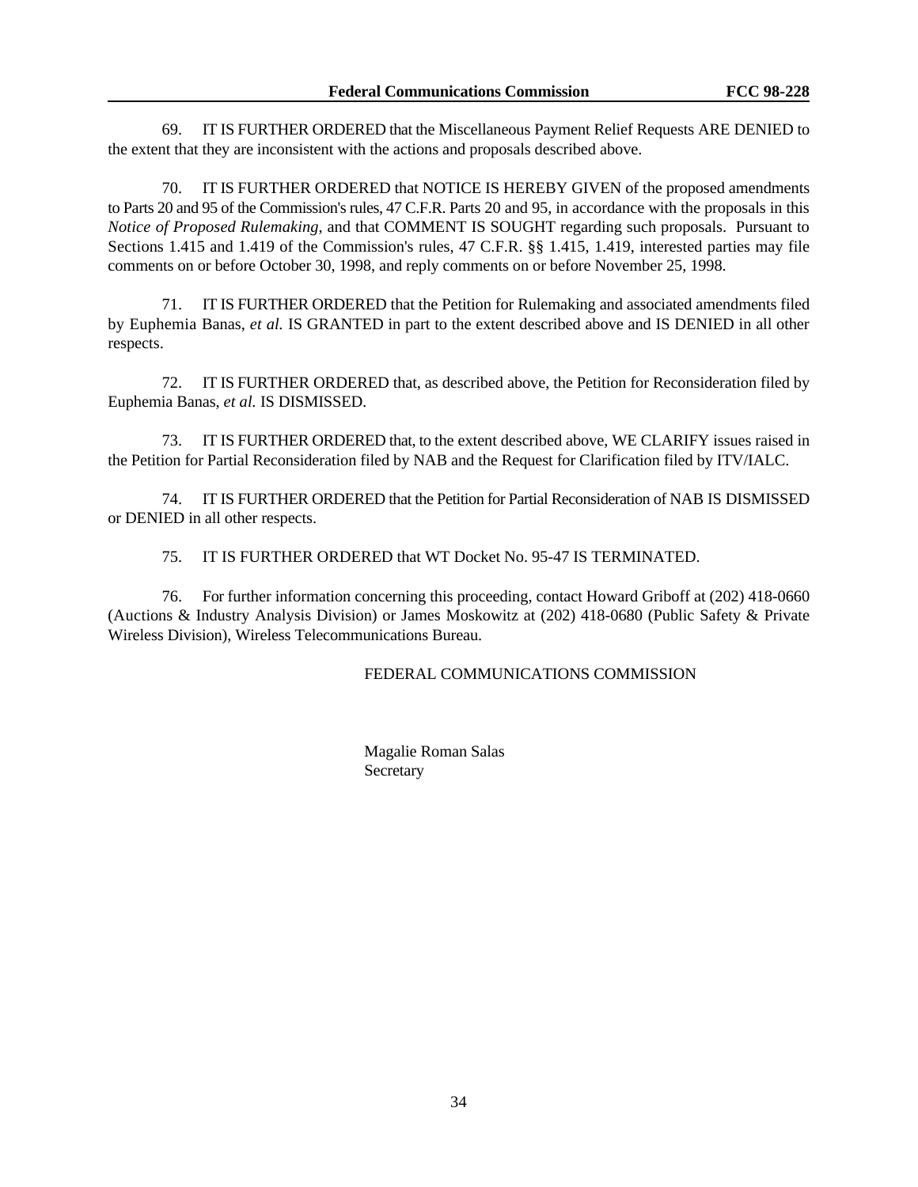69. IT IS FURTHER ORDERED that the Miscellaneous Payment Relief Requests ARE DENIED to the extent that they are inconsistent with the actions and proposals described above.

70. IT IS FURTHER ORDERED that NOTICE IS HEREBY GIVEN of the proposed amendments to Parts 20 and 95 of the Commission's rules, 47 C.F.R. Parts 20 and 95, in accordance with the proposals in this *Notice of Proposed Rulemaking*, and that COMMENT IS SOUGHT regarding such proposals. Pursuant to Sections 1.415 and 1.419 of the Commission's rules, 47 C.F.R. §§ 1.415, 1.419, interested parties may file comments on or before October 30, 1998, and reply comments on or before November 25, 1998.

71. IT IS FURTHER ORDERED that the Petition for Rulemaking and associated amendments filed by Euphemia Banas, *et al.* IS GRANTED in part to the extent described above and IS DENIED in all other respects.

72. IT IS FURTHER ORDERED that, as described above, the Petition for Reconsideration filed by Euphemia Banas, *et al.* IS DISMISSED.

73. IT IS FURTHER ORDERED that, to the extent described above, WE CLARIFY issues raised in the Petition for Partial Reconsideration filed by NAB and the Request for Clarification filed by ITV/IALC.

74. IT IS FURTHER ORDERED that the Petition for Partial Reconsideration of NAB IS DISMISSED or DENIED in all other respects.

75. IT IS FURTHER ORDERED that WT Docket No. 95-47 IS TERMINATED.

76. For further information concerning this proceeding, contact Howard Griboff at (202) 418-0660 (Auctions & Industry Analysis Division) or James Moskowitz at (202) 418-0680 (Public Safety & Private Wireless Division), Wireless Telecommunications Bureau.

FEDERAL COMMUNICATIONS COMMISSION

Magalie Roman Salas
Secretary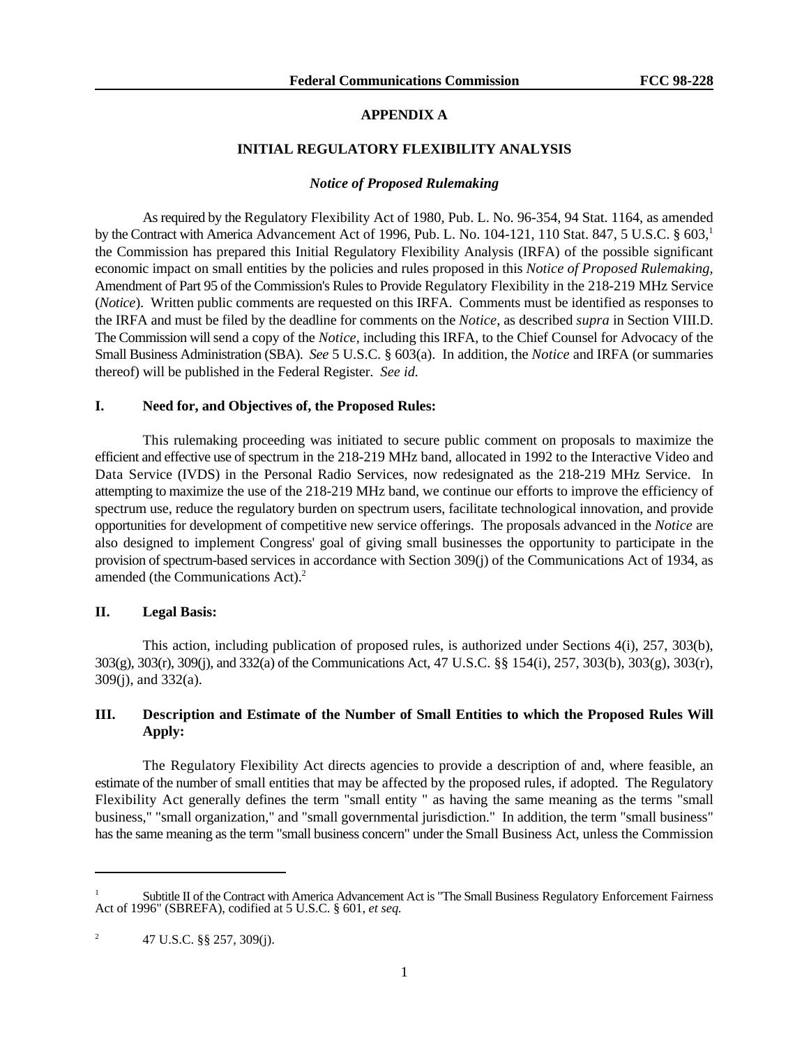# APPENDIX A

## INITIAL REGULATORY FLEXIBILITY ANALYSIS

### *Notice of Proposed Rulemaking*

As required by the Regulatory Flexibility Act of 1980, Pub. L. No. 96-354, 94 Stat. 1164, as amended by the Contract with America Advancement Act of 1996, Pub. L. No. 104-121, 110 Stat. 847, 5 U.S.C. § 603,[1] the Commission has prepared this Initial Regulatory Flexibility Analysis (IRFA) of the possible significant economic impact on small entities by the policies and rules proposed in this *Notice of Proposed Rulemaking*, Amendment of Part 95 of the Commission's Rules to Provide Regulatory Flexibility in the 218-219 MHz Service (*Notice*). Written public comments are requested on this IRFA. Comments must be identified as responses to the IRFA and must be filed by the deadline for comments on the *Notice*, as described *supra* in Section VIII.D. The Commission will send a copy of the *Notice*, including this IRFA, to the Chief Counsel for Advocacy of the Small Business Administration (SBA). *See* 5 U.S.C. § 603(a). In addition, the *Notice* and IRFA (or summaries thereof) will be published in the Federal Register. *See id.*

## I. Need for, and Objectives of, the Proposed Rules:

This rulemaking proceeding was initiated to secure public comment on proposals to maximize the efficient and effective use of spectrum in the 218-219 MHz band, allocated in 1992 to the Interactive Video and Data Service (IVDS) in the Personal Radio Services, now redesignated as the 218-219 MHz Service. In attempting to maximize the use of the 218-219 MHz band, we continue our efforts to improve the efficiency of spectrum use, reduce the regulatory burden on spectrum users, facilitate technological innovation, and provide opportunities for development of competitive new service offerings. The proposals advanced in the *Notice* are also designed to implement Congress' goal of giving small businesses the opportunity to participate in the provision of spectrum-based services in accordance with Section 309(j) of the Communications Act of 1934, as amended (the Communications Act).[2]

## II. Legal Basis:

This action, including publication of proposed rules, is authorized under Sections 4(i), 257, 303(b), 303(g), 303(r), 309(j), and 332(a) of the Communications Act, 47 U.S.C. §§ 154(i), 257, 303(b), 303(g), 303(r), 309(j), and 332(a).

## III. Description and Estimate of the Number of Small Entities to which the Proposed Rules Will Apply:

The Regulatory Flexibility Act directs agencies to provide a description of and, where feasible, an estimate of the number of small entities that may be affected by the proposed rules, if adopted. The Regulatory Flexibility Act generally defines the term "small entity " as having the same meaning as the terms "small business," "small organization," and "small governmental jurisdiction." In addition, the term "small business" has the same meaning as the term "small business concern" under the Small Business Act, unless the Commission

---

[1] Subtitle II of the Contract with America Advancement Act is "The Small Business Regulatory Enforcement Fairness Act of 1996" (SBREFA), codified at 5 U.S.C. § 601, *et seq.*

[2] 47 U.S.C. §§ 257, 309(j).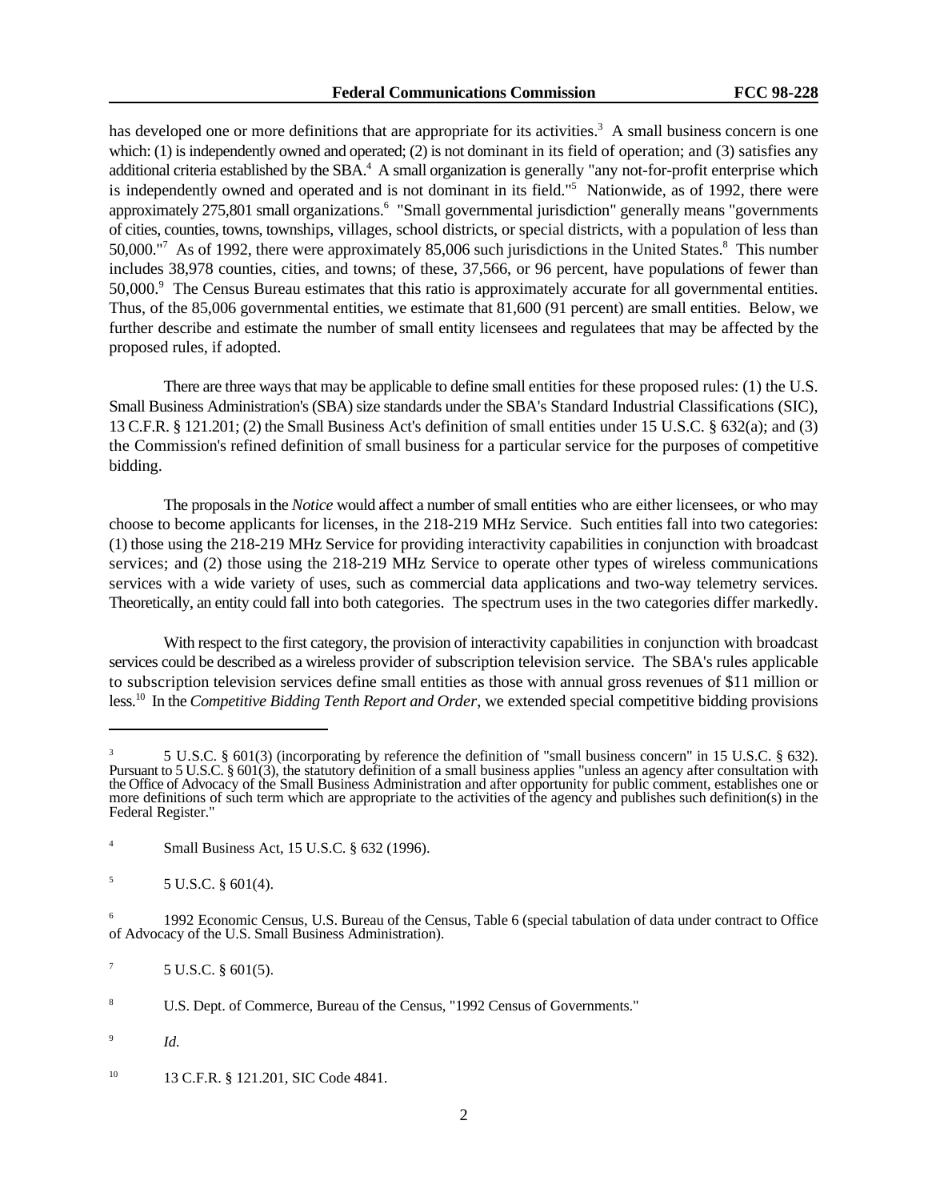has developed one or more definitions that are appropriate for its activities.[3] A small business concern is one which: (1) is independently owned and operated; (2) is not dominant in its field of operation; and (3) satisfies any additional criteria established by the SBA.[4] A small organization is generally "any not-for-profit enterprise which is independently owned and operated and is not dominant in its field."[5] Nationwide, as of 1992, there were approximately 275,801 small organizations.[6] "Small governmental jurisdiction" generally means "governments of cities, counties, towns, townships, villages, school districts, or special districts, with a population of less than 50,000."[7] As of 1992, there were approximately 85,006 such jurisdictions in the United States.[8] This number includes 38,978 counties, cities, and towns; of these, 37,566, or 96 percent, have populations of fewer than 50,000.[9] The Census Bureau estimates that this ratio is approximately accurate for all governmental entities. Thus, of the 85,006 governmental entities, we estimate that 81,600 (91 percent) are small entities. Below, we further describe and estimate the number of small entity licensees and regulatees that may be affected by the proposed rules, if adopted.

There are three ways that may be applicable to define small entities for these proposed rules: (1) the U.S. Small Business Administration's (SBA) size standards under the SBA's Standard Industrial Classifications (SIC), 13 C.F.R. § 121.201; (2) the Small Business Act's definition of small entities under 15 U.S.C. § 632(a); and (3) the Commission's refined definition of small business for a particular service for the purposes of competitive bidding.

The proposals in the *Notice* would affect a number of small entities who are either licensees, or who may choose to become applicants for licenses, in the 218-219 MHz Service. Such entities fall into two categories: (1) those using the 218-219 MHz Service for providing interactivity capabilities in conjunction with broadcast services; and (2) those using the 218-219 MHz Service to operate other types of wireless communications services with a wide variety of uses, such as commercial data applications and two-way telemetry services. Theoretically, an entity could fall into both categories. The spectrum uses in the two categories differ markedly.

With respect to the first category, the provision of interactivity capabilities in conjunction with broadcast services could be described as a wireless provider of subscription television service. The SBA's rules applicable to subscription television services define small entities as those with annual gross revenues of $11 million or less.[10] In the *Competitive Bidding Tenth Report and Order*, we extended special competitive bidding provisions

---

[3] 5 U.S.C. § 601(3) (incorporating by reference the definition of "small business concern" in 15 U.S.C. § 632). Pursuant to 5 U.S.C. § 601(3), the statutory definition of a small business applies "unless an agency after consultation with the Office of Advocacy of the Small Business Administration and after opportunity for public comment, establishes one or more definitions of such term which are appropriate to the activities of the agency and publishes such definition(s) in the Federal Register."

[4] Small Business Act, 15 U.S.C. § 632 (1996).

[5] 5 U.S.C. § 601(4).

[6] 1992 Economic Census, U.S. Bureau of the Census, Table 6 (special tabulation of data under contract to Office of Advocacy of the U.S. Small Business Administration).

[7] 5 U.S.C. § 601(5).

[8] U.S. Dept. of Commerce, Bureau of the Census, "1992 Census of Governments."

[9] *Id.*

[10] 13 C.F.R. § 121.201, SIC Code 4841.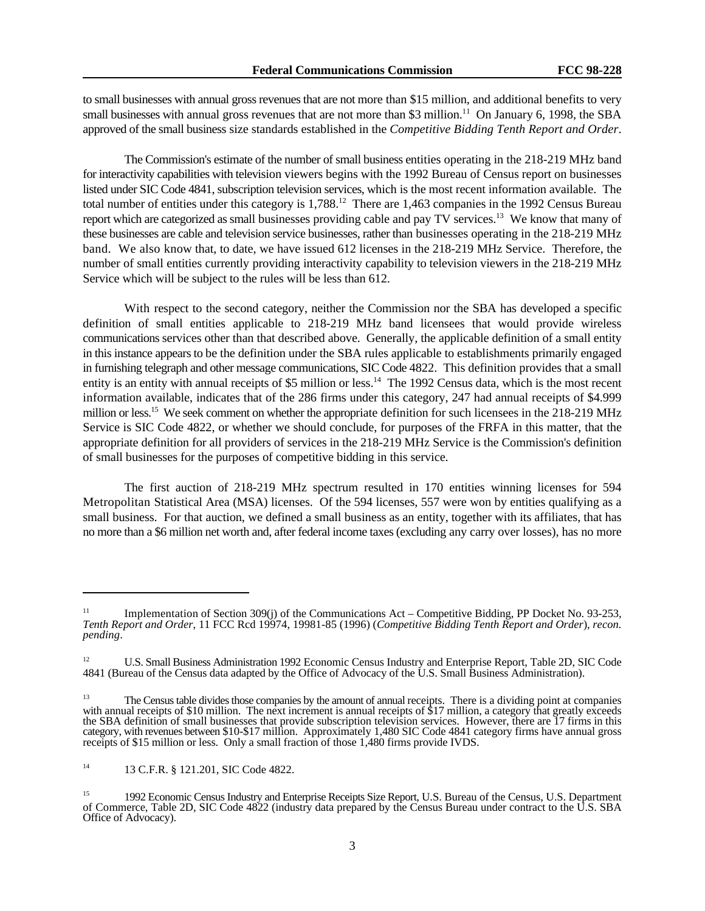to small businesses with annual gross revenues that are not more than $15 million, and additional benefits to very small businesses with annual gross revenues that are not more than $3 million.[11] On January 6, 1998, the SBA approved of the small business size standards established in the *Competitive Bidding Tenth Report and Order*.

The Commission's estimate of the number of small business entities operating in the 218-219 MHz band for interactivity capabilities with television viewers begins with the 1992 Bureau of Census report on businesses listed under SIC Code 4841, subscription television services, which is the most recent information available. The total number of entities under this category is 1,788.[12] There are 1,463 companies in the 1992 Census Bureau report which are categorized as small businesses providing cable and pay TV services.[13] We know that many of these businesses are cable and television service businesses, rather than businesses operating in the 218-219 MHz band. We also know that, to date, we have issued 612 licenses in the 218-219 MHz Service. Therefore, the number of small entities currently providing interactivity capability to television viewers in the 218-219 MHz Service which will be subject to the rules will be less than 612.

With respect to the second category, neither the Commission nor the SBA has developed a specific definition of small entities applicable to 218-219 MHz band licensees that would provide wireless communications services other than that described above. Generally, the applicable definition of a small entity in this instance appears to be the definition under the SBA rules applicable to establishments primarily engaged in furnishing telegraph and other message communications, SIC Code 4822. This definition provides that a small entity is an entity with annual receipts of $5 million or less.[14] The 1992 Census data, which is the most recent information available, indicates that of the 286 firms under this category, 247 had annual receipts of $4.999 million or less.[15] We seek comment on whether the appropriate definition for such licensees in the 218-219 MHz Service is SIC Code 4822, or whether we should conclude, for purposes of the FRFA in this matter, that the appropriate definition for all providers of services in the 218-219 MHz Service is the Commission's definition of small businesses for the purposes of competitive bidding in this service.

The first auction of 218-219 MHz spectrum resulted in 170 entities winning licenses for 594 Metropolitan Statistical Area (MSA) licenses. Of the 594 licenses, 557 were won by entities qualifying as a small business. For that auction, we defined a small business as an entity, together with its affiliates, that has no more than a $6 million net worth and, after federal income taxes (excluding any carry over losses), has no more

---

[11] Implementation of Section 309(j) of the Communications Act – Competitive Bidding, PP Docket No. 93-253, *Tenth Report and Order*, 11 FCC Rcd 19974, 19981-85 (1996) (*Competitive Bidding Tenth Report and Order*), *recon. pending*.

[12] U.S. Small Business Administration 1992 Economic Census Industry and Enterprise Report, Table 2D, SIC Code 4841 (Bureau of the Census data adapted by the Office of Advocacy of the U.S. Small Business Administration).

[13] The Census table divides those companies by the amount of annual receipts. There is a dividing point at companies with annual receipts of $10 million. The next increment is annual receipts of $17 million, a category that greatly exceeds the SBA definition of small businesses that provide subscription television services. However, there are 17 firms in this category, with revenues between $10-$17 million. Approximately 1,480 SIC Code 4841 category firms have annual gross receipts of $15 million or less. Only a small fraction of those 1,480 firms provide IVDS.

[14] 13 C.F.R. § 121.201, SIC Code 4822.

[15] 1992 Economic Census Industry and Enterprise Receipts Size Report, U.S. Bureau of the Census, U.S. Department of Commerce, Table 2D, SIC Code 4822 (industry data prepared by the Census Bureau under contract to the U.S. SBA Office of Advocacy).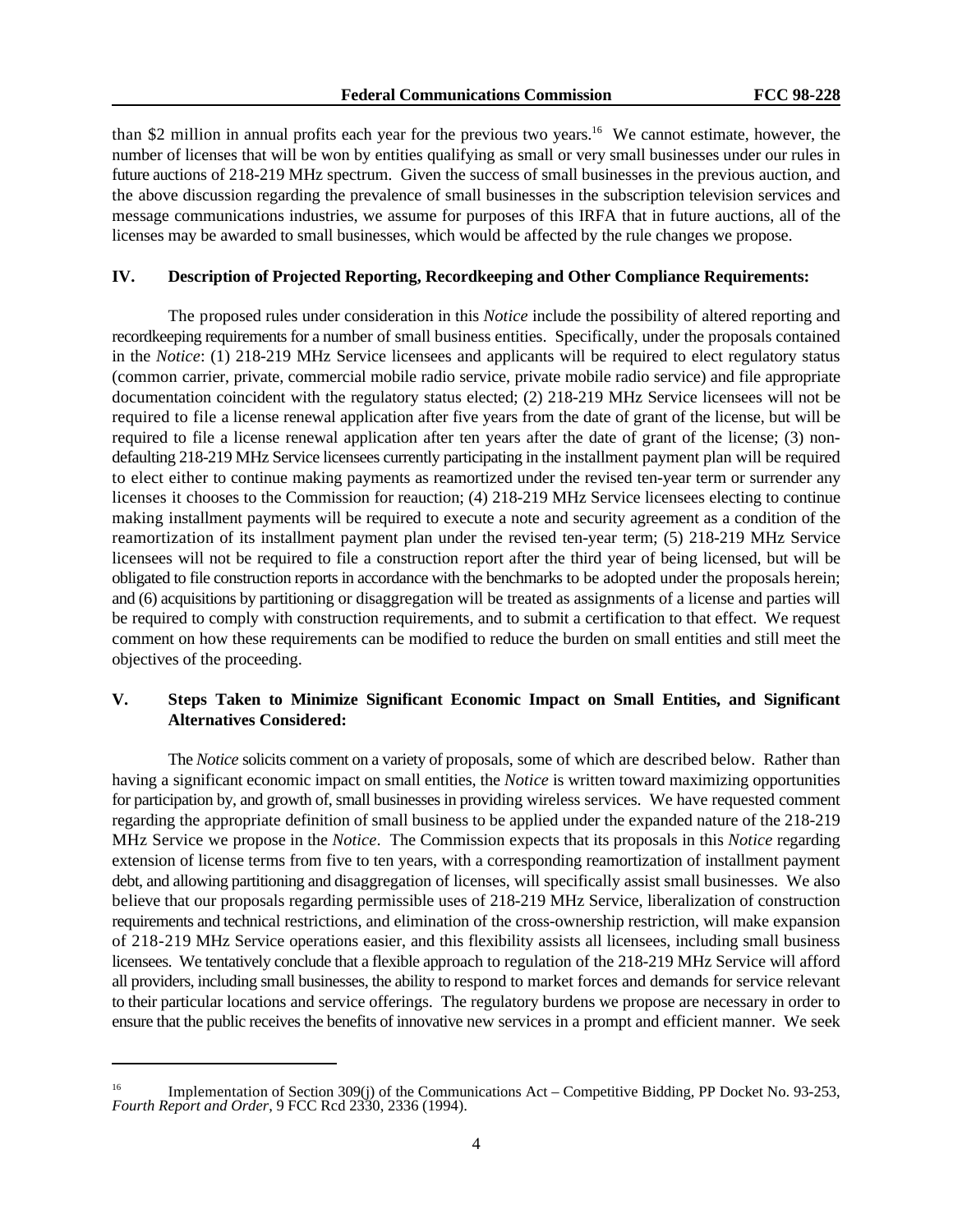than $2 million in annual profits each year for the previous two years.[16] We cannot estimate, however, the number of licenses that will be won by entities qualifying as small or very small businesses under our rules in future auctions of 218-219 MHz spectrum. Given the success of small businesses in the previous auction, and the above discussion regarding the prevalence of small businesses in the subscription television services and message communications industries, we assume for purposes of this IRFA that in future auctions, all of the licenses may be awarded to small businesses, which would be affected by the rule changes we propose.

## IV. Description of Projected Reporting, Recordkeeping and Other Compliance Requirements:

The proposed rules under consideration in this *Notice* include the possibility of altered reporting and recordkeeping requirements for a number of small business entities. Specifically, under the proposals contained in the *Notice*: (1) 218-219 MHz Service licensees and applicants will be required to elect regulatory status (common carrier, private, commercial mobile radio service, private mobile radio service) and file appropriate documentation coincident with the regulatory status elected; (2) 218-219 MHz Service licensees will not be required to file a license renewal application after five years from the date of grant of the license, but will be required to file a license renewal application after ten years after the date of grant of the license; (3) non-defaulting 218-219 MHz Service licensees currently participating in the installment payment plan will be required to elect either to continue making payments as reamortized under the revised ten-year term or surrender any licenses it chooses to the Commission for reauction; (4) 218-219 MHz Service licensees electing to continue making installment payments will be required to execute a note and security agreement as a condition of the reamortization of its installment payment plan under the revised ten-year term; (5) 218-219 MHz Service licensees will not be required to file a construction report after the third year of being licensed, but will be obligated to file construction reports in accordance with the benchmarks to be adopted under the proposals herein; and (6) acquisitions by partitioning or disaggregation will be treated as assignments of a license and parties will be required to comply with construction requirements, and to submit a certification to that effect. We request comment on how these requirements can be modified to reduce the burden on small entities and still meet the objectives of the proceeding.

## V. Steps Taken to Minimize Significant Economic Impact on Small Entities, and Significant Alternatives Considered:

The *Notice* solicits comment on a variety of proposals, some of which are described below. Rather than having a significant economic impact on small entities, the *Notice* is written toward maximizing opportunities for participation by, and growth of, small businesses in providing wireless services. We have requested comment regarding the appropriate definition of small business to be applied under the expanded nature of the 218-219 MHz Service we propose in the *Notice*. The Commission expects that its proposals in this *Notice* regarding extension of license terms from five to ten years, with a corresponding reamortization of installment payment debt, and allowing partitioning and disaggregation of licenses, will specifically assist small businesses. We also believe that our proposals regarding permissible uses of 218-219 MHz Service, liberalization of construction requirements and technical restrictions, and elimination of the cross-ownership restriction, will make expansion of 218-219 MHz Service operations easier, and this flexibility assists all licensees, including small business licensees. We tentatively conclude that a flexible approach to regulation of the 218-219 MHz Service will afford all providers, including small businesses, the ability to respond to market forces and demands for service relevant to their particular locations and service offerings. The regulatory burdens we propose are necessary in order to ensure that the public receives the benefits of innovative new services in a prompt and efficient manner. We seek

---

[16] Implementation of Section 309(j) of the Communications Act – Competitive Bidding, PP Docket No. 93-253, *Fourth Report and Order*, 9 FCC Rcd 2330, 2336 (1994).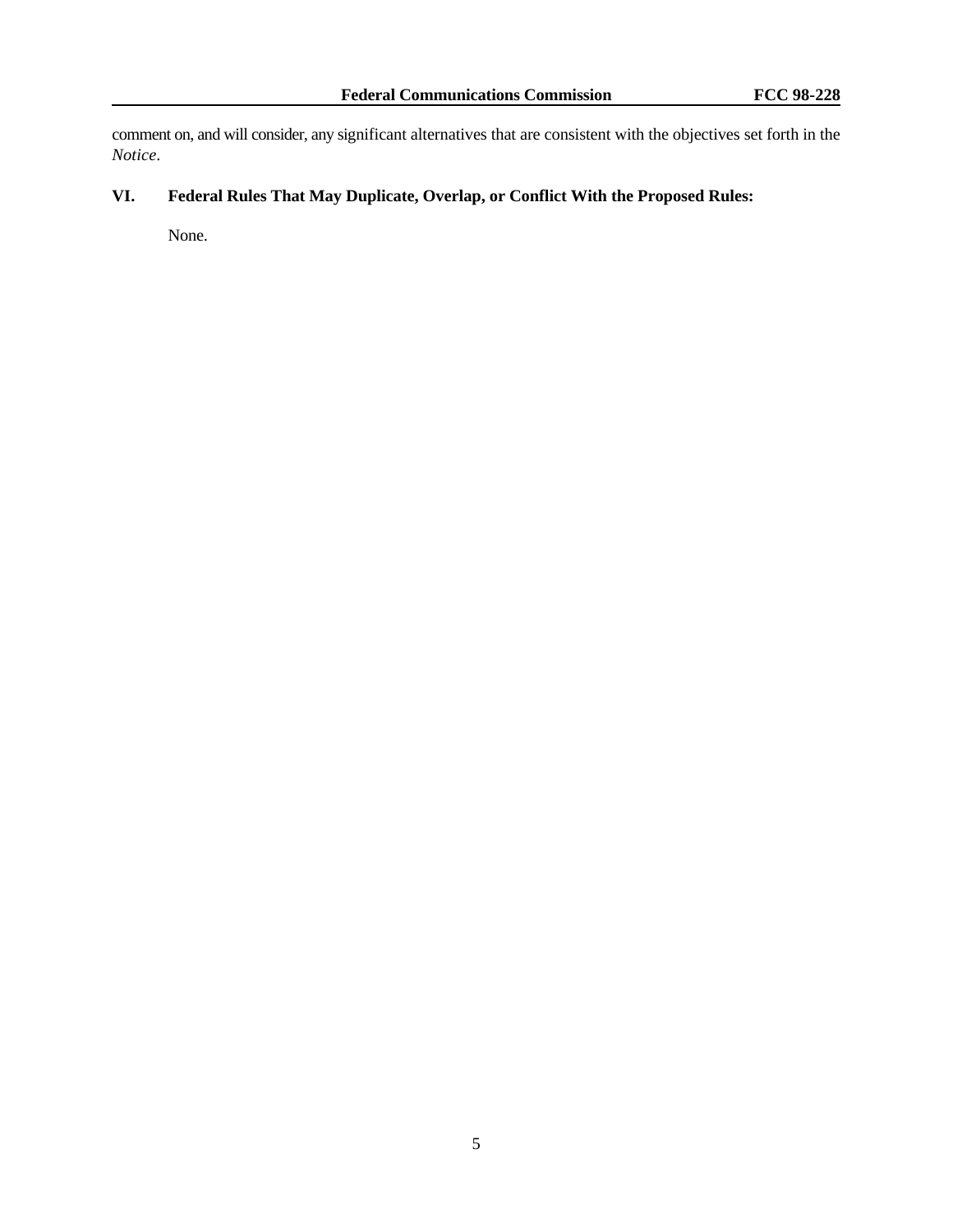comment on, and will consider, any significant alternatives that are consistent with the objectives set forth in the *Notice*.

## VI. Federal Rules That May Duplicate, Overlap, or Conflict With the Proposed Rules:

None.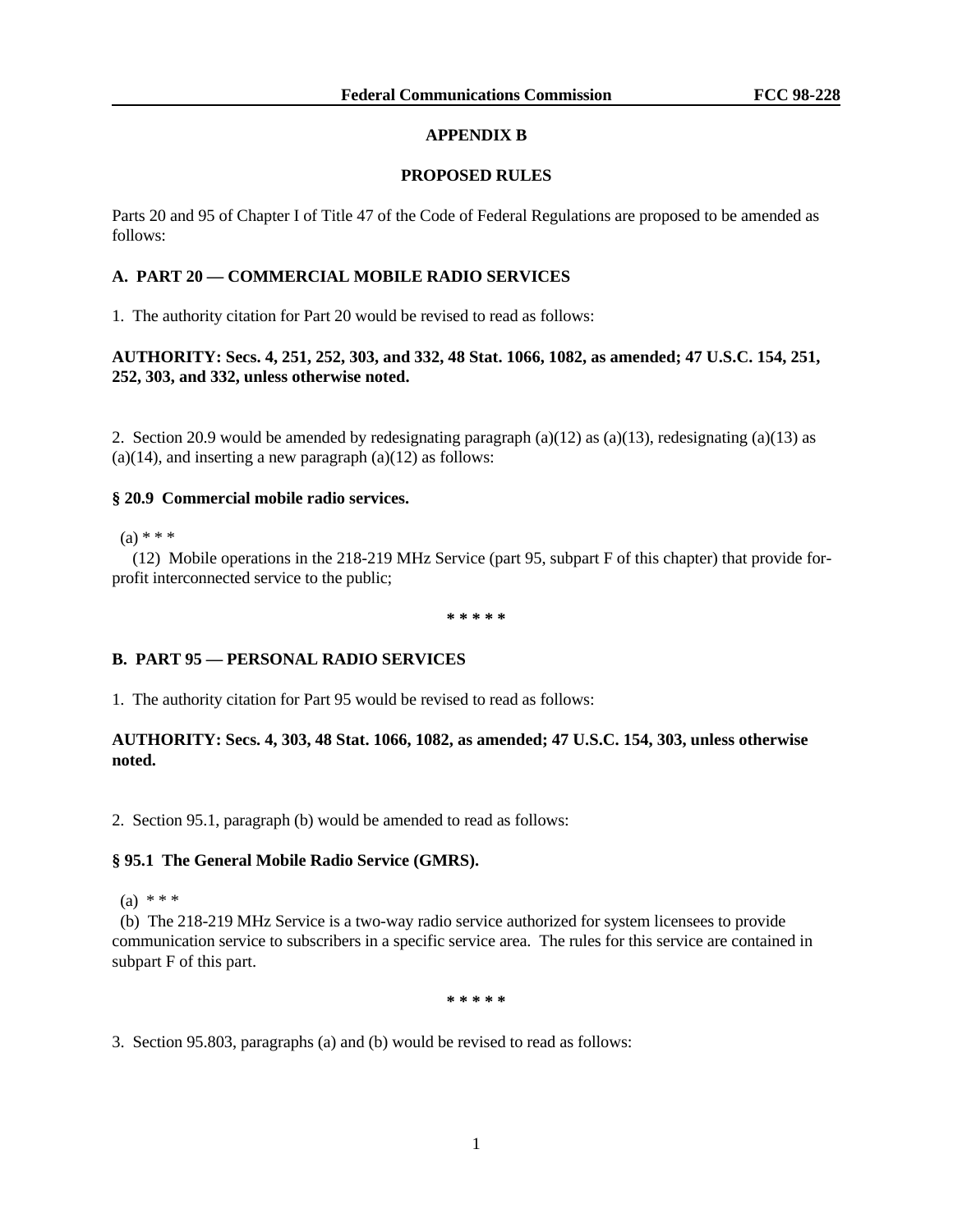## APPENDIX B

## PROPOSED RULES

Parts 20 and 95 of Chapter I of Title 47 of the Code of Federal Regulations are proposed to be amended as follows:

### A. PART 20 — COMMERCIAL MOBILE RADIO SERVICES

1. The authority citation for Part 20 would be revised to read as follows:

**AUTHORITY: Secs. 4, 251, 252, 303, and 332, 48 Stat. 1066, 1082, as amended; 47 U.S.C. 154, 251, 252, 303, and 332, unless otherwise noted.**

2. Section 20.9 would be amended by redesignating paragraph (a)(12) as (a)(13), redesignating (a)(13) as (a)(14), and inserting a new paragraph (a)(12) as follows:

**§ 20.9 Commercial mobile radio services.**

(a) * * *

(12) Mobile operations in the 218-219 MHz Service (part 95, subpart F of this chapter) that provide for-profit interconnected service to the public;

**\* \* \* \* \***

### B. PART 95 — PERSONAL RADIO SERVICES

1. The authority citation for Part 95 would be revised to read as follows:

**AUTHORITY: Secs. 4, 303, 48 Stat. 1066, 1082, as amended; 47 U.S.C. 154, 303, unless otherwise noted.**

2. Section 95.1, paragraph (b) would be amended to read as follows:

**§ 95.1 The General Mobile Radio Service (GMRS).**

(a) * * *

(b) The 218-219 MHz Service is a two-way radio service authorized for system licensees to provide communication service to subscribers in a specific service area. The rules for this service are contained in subpart F of this part.

**\* \* \* \* \***

3. Section 95.803, paragraphs (a) and (b) would be revised to read as follows: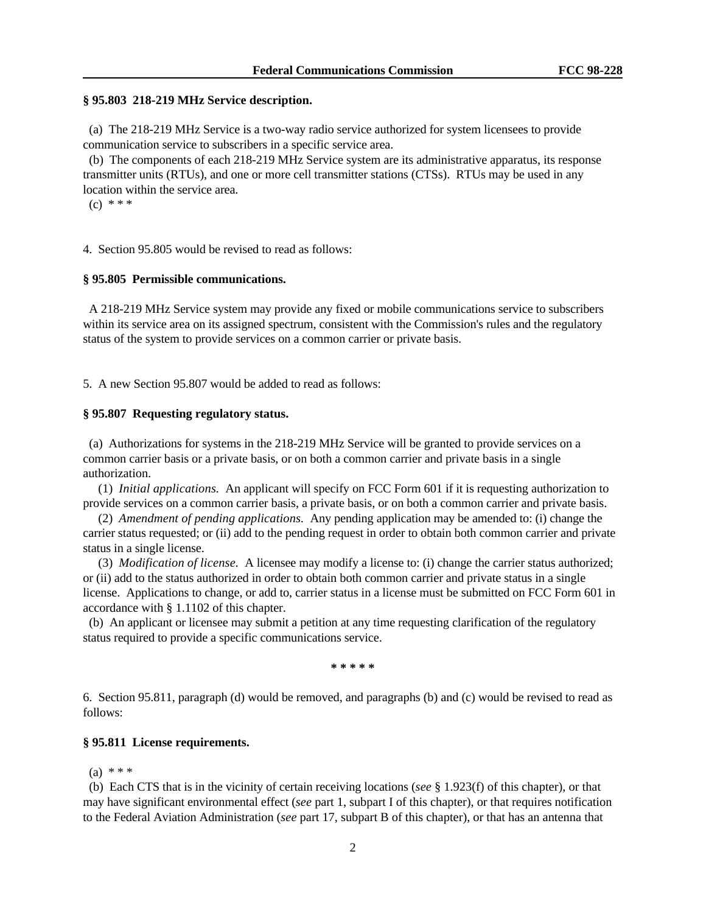**§ 95.803 218-219 MHz Service description.**

(a) The 218-219 MHz Service is a two-way radio service authorized for system licensees to provide communication service to subscribers in a specific service area.

(b) The components of each 218-219 MHz Service system are its administrative apparatus, its response transmitter units (RTUs), and one or more cell transmitter stations (CTSs). RTUs may be used in any location within the service area.

(c) * * *

4. Section 95.805 would be revised to read as follows:

**§ 95.805 Permissible communications.**

A 218-219 MHz Service system may provide any fixed or mobile communications service to subscribers within its service area on its assigned spectrum, consistent with the Commission's rules and the regulatory status of the system to provide services on a common carrier or private basis.

5. A new Section 95.807 would be added to read as follows:

**§ 95.807 Requesting regulatory status.**

(a) Authorizations for systems in the 218-219 MHz Service will be granted to provide services on a common carrier basis or a private basis, or on both a common carrier and private basis in a single authorization.

(1) *Initial applications.* An applicant will specify on FCC Form 601 if it is requesting authorization to provide services on a common carrier basis, a private basis, or on both a common carrier and private basis.

(2) *Amendment of pending applications.* Any pending application may be amended to: (i) change the carrier status requested; or (ii) add to the pending request in order to obtain both common carrier and private status in a single license.

(3) *Modification of license.* A licensee may modify a license to: (i) change the carrier status authorized; or (ii) add to the status authorized in order to obtain both common carrier and private status in a single license. Applications to change, or add to, carrier status in a license must be submitted on FCC Form 601 in accordance with § 1.1102 of this chapter.

(b) An applicant or licensee may submit a petition at any time requesting clarification of the regulatory status required to provide a specific communications service.

**\* \* \* \* \***

6. Section 95.811, paragraph (d) would be removed, and paragraphs (b) and (c) would be revised to read as follows:

**§ 95.811 License requirements.**

(a) * * *

(b) Each CTS that is in the vicinity of certain receiving locations (*see* § 1.923(f) of this chapter), or that may have significant environmental effect (*see* part 1, subpart I of this chapter), or that requires notification to the Federal Aviation Administration (*see* part 17, subpart B of this chapter), or that has an antenna that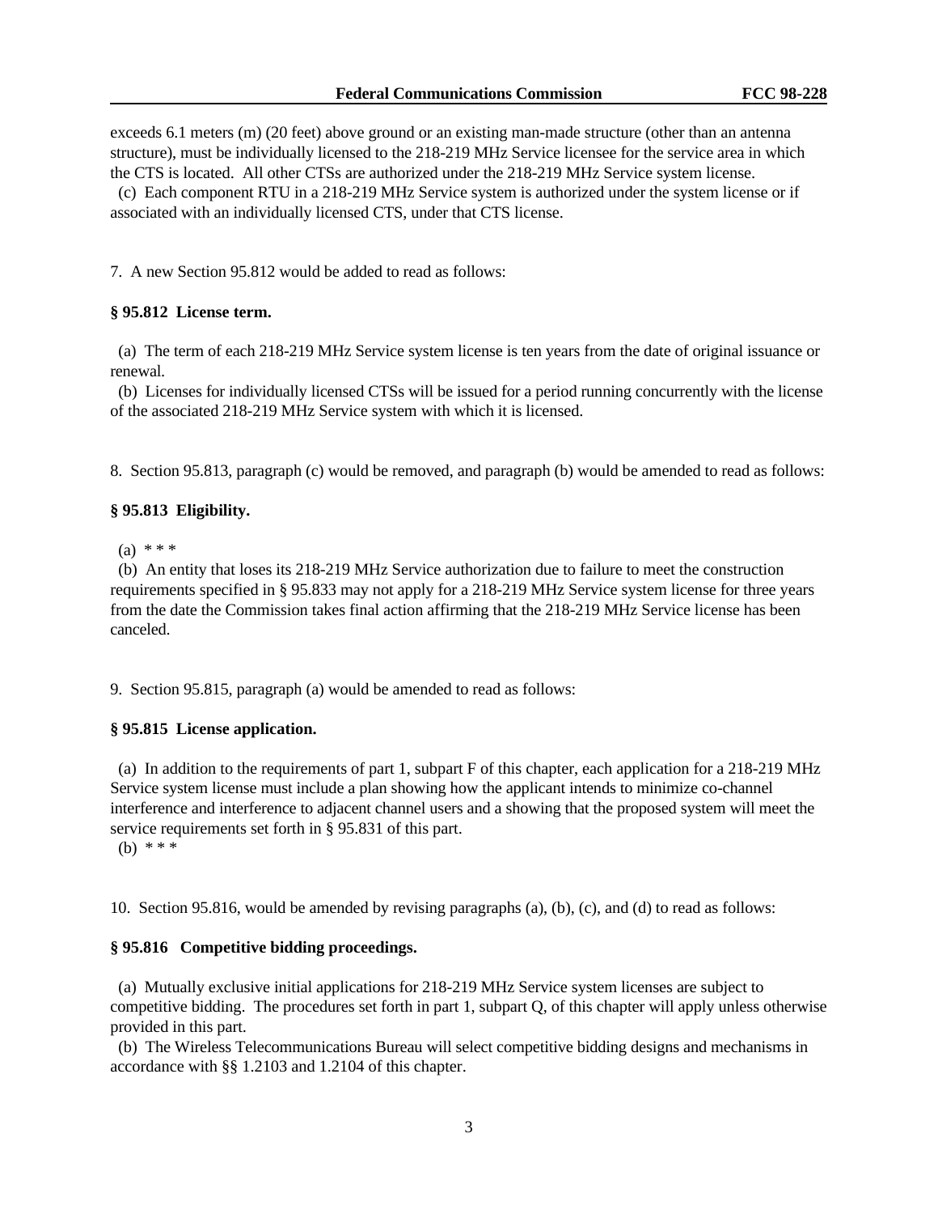exceeds 6.1 meters (m) (20 feet) above ground or an existing man-made structure (other than an antenna structure), must be individually licensed to the 218-219 MHz Service licensee for the service area in which the CTS is located. All other CTSs are authorized under the 218-219 MHz Service system license.

(c) Each component RTU in a 218-219 MHz Service system is authorized under the system license or if associated with an individually licensed CTS, under that CTS license.

7. A new Section 95.812 would be added to read as follows:

**§ 95.812 License term.**

(a) The term of each 218-219 MHz Service system license is ten years from the date of original issuance or renewal.

(b) Licenses for individually licensed CTSs will be issued for a period running concurrently with the license of the associated 218-219 MHz Service system with which it is licensed.

8. Section 95.813, paragraph (c) would be removed, and paragraph (b) would be amended to read as follows:

**§ 95.813 Eligibility.**

(a) * * *

(b) An entity that loses its 218-219 MHz Service authorization due to failure to meet the construction requirements specified in § 95.833 may not apply for a 218-219 MHz Service system license for three years from the date the Commission takes final action affirming that the 218-219 MHz Service license has been canceled.

9. Section 95.815, paragraph (a) would be amended to read as follows:

**§ 95.815 License application.**

(a) In addition to the requirements of part 1, subpart F of this chapter, each application for a 218-219 MHz Service system license must include a plan showing how the applicant intends to minimize co-channel interference and interference to adjacent channel users and a showing that the proposed system will meet the service requirements set forth in § 95.831 of this part.

(b) * * *

10. Section 95.816, would be amended by revising paragraphs (a), (b), (c), and (d) to read as follows:

**§ 95.816 Competitive bidding proceedings.**

(a) Mutually exclusive initial applications for 218-219 MHz Service system licenses are subject to competitive bidding. The procedures set forth in part 1, subpart Q, of this chapter will apply unless otherwise provided in this part.

(b) The Wireless Telecommunications Bureau will select competitive bidding designs and mechanisms in accordance with §§ 1.2103 and 1.2104 of this chapter.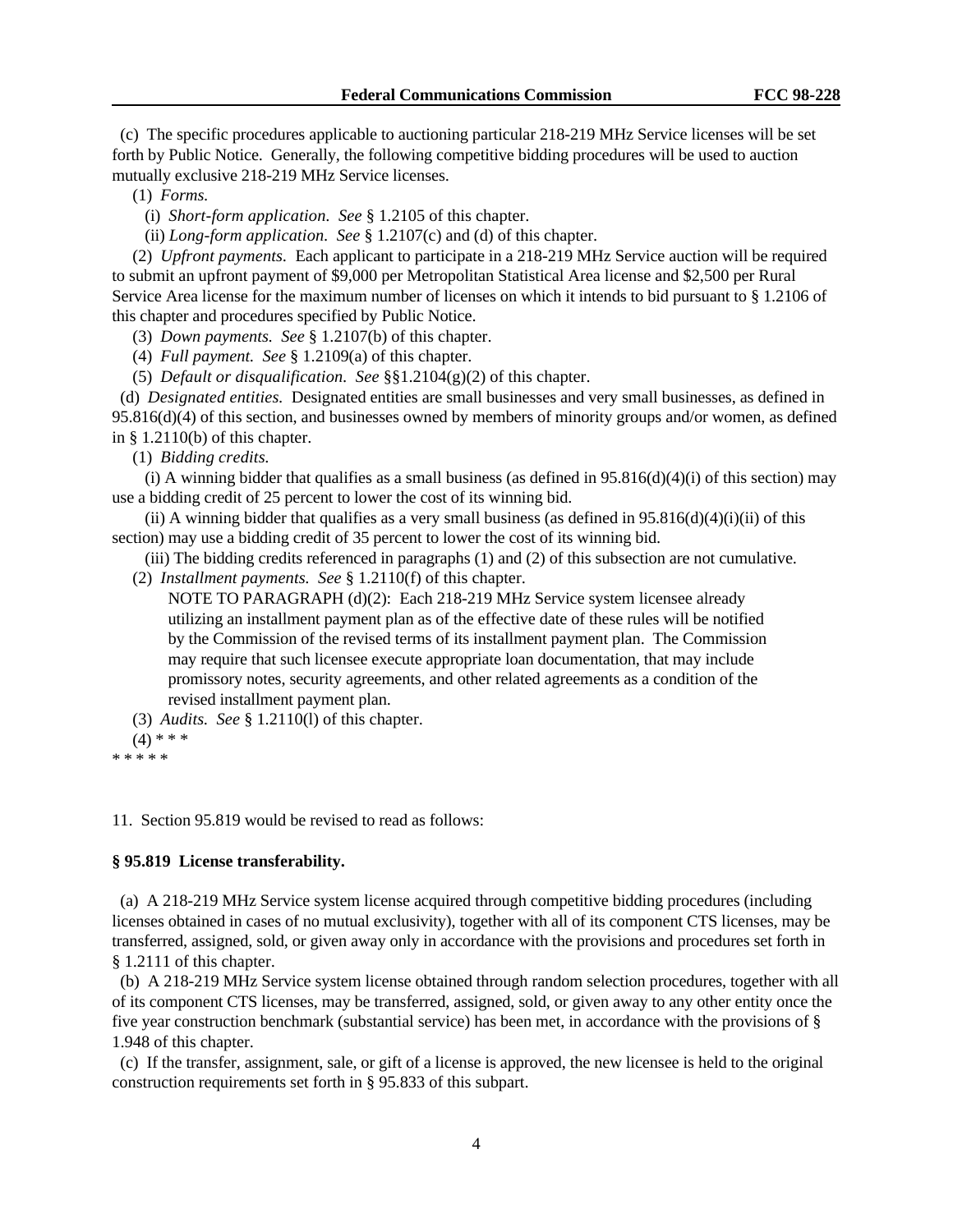(c) The specific procedures applicable to auctioning particular 218-219 MHz Service licenses will be set forth by Public Notice. Generally, the following competitive bidding procedures will be used to auction mutually exclusive 218-219 MHz Service licenses.

(1) *Forms.*

(i) *Short-form application. See* § 1.2105 of this chapter.

(ii) *Long-form application. See* § 1.2107(c) and (d) of this chapter.

(2) *Upfront payments.* Each applicant to participate in a 218-219 MHz Service auction will be required to submit an upfront payment of $9,000 per Metropolitan Statistical Area license and $2,500 per Rural Service Area license for the maximum number of licenses on which it intends to bid pursuant to § 1.2106 of this chapter and procedures specified by Public Notice.

(3) *Down payments. See* § 1.2107(b) of this chapter.

(4) *Full payment. See* § 1.2109(a) of this chapter.

(5) *Default or disqualification. See* §§1.2104(g)(2) of this chapter.

(d) *Designated entities.* Designated entities are small businesses and very small businesses, as defined in 95.816(d)(4) of this section, and businesses owned by members of minority groups and/or women, as defined in § 1.2110(b) of this chapter.

(1) *Bidding credits.*

(i) A winning bidder that qualifies as a small business (as defined in 95.816(d)(4)(i) of this section) may use a bidding credit of 25 percent to lower the cost of its winning bid.

(ii) A winning bidder that qualifies as a very small business (as defined in 95.816(d)(4)(i)(ii) of this section) may use a bidding credit of 35 percent to lower the cost of its winning bid.

(iii) The bidding credits referenced in paragraphs (1) and (2) of this subsection are not cumulative.

(2) *Installment payments. See* § 1.2110(f) of this chapter.

NOTE TO PARAGRAPH (d)(2): Each 218-219 MHz Service system licensee already utilizing an installment payment plan as of the effective date of these rules will be notified by the Commission of the revised terms of its installment payment plan. The Commission may require that such licensee execute appropriate loan documentation, that may include promissory notes, security agreements, and other related agreements as a condition of the revised installment payment plan.

(3) *Audits. See* § 1.2110(l) of this chapter.

(4) * * *

* * * * *

11. Section 95.819 would be revised to read as follows:

**§ 95.819 License transferability.**

(a) A 218-219 MHz Service system license acquired through competitive bidding procedures (including licenses obtained in cases of no mutual exclusivity), together with all of its component CTS licenses, may be transferred, assigned, sold, or given away only in accordance with the provisions and procedures set forth in § 1.2111 of this chapter.

(b) A 218-219 MHz Service system license obtained through random selection procedures, together with all of its component CTS licenses, may be transferred, assigned, sold, or given away to any other entity once the five year construction benchmark (substantial service) has been met, in accordance with the provisions of § 1.948 of this chapter.

(c) If the transfer, assignment, sale, or gift of a license is approved, the new licensee is held to the original construction requirements set forth in § 95.833 of this subpart.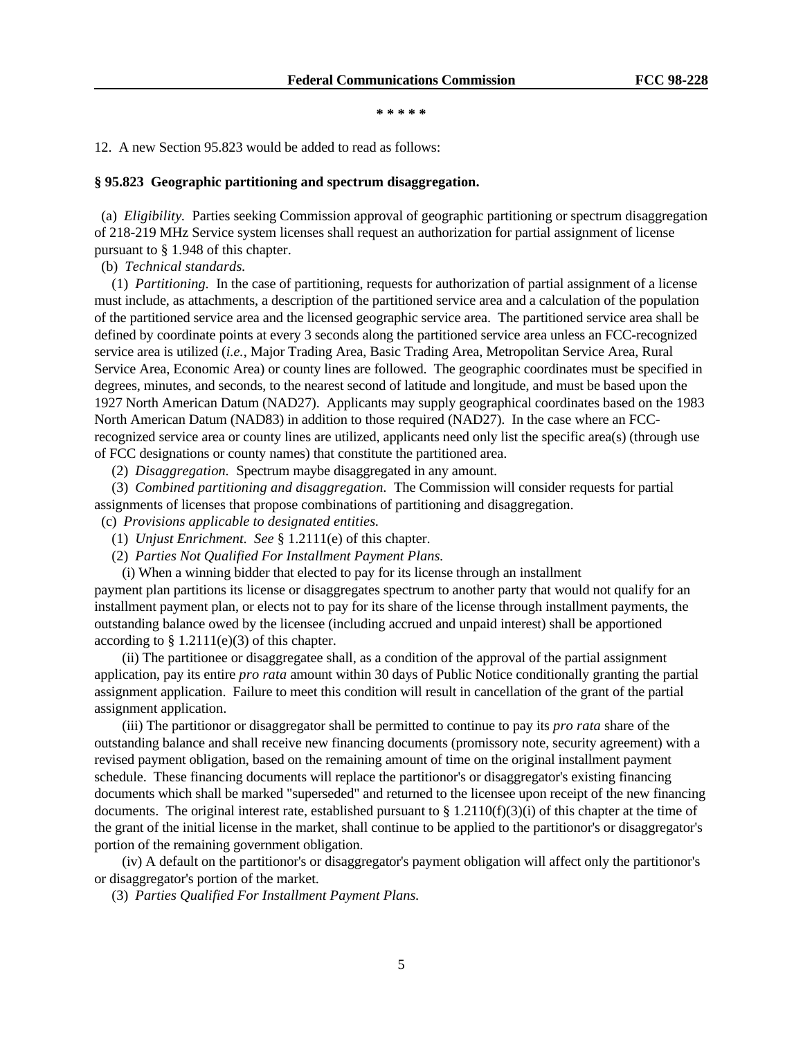* * * * *

12. A new Section 95.823 would be added to read as follows:

**§ 95.823 Geographic partitioning and spectrum disaggregation.**

(a) *Eligibility.* Parties seeking Commission approval of geographic partitioning or spectrum disaggregation of 218-219 MHz Service system licenses shall request an authorization for partial assignment of license pursuant to § 1.948 of this chapter.

(b) *Technical standards.*

(1) *Partitioning.* In the case of partitioning, requests for authorization of partial assignment of a license must include, as attachments, a description of the partitioned service area and a calculation of the population of the partitioned service area and the licensed geographic service area. The partitioned service area shall be defined by coordinate points at every 3 seconds along the partitioned service area unless an FCC-recognized service area is utilized (*i.e.*, Major Trading Area, Basic Trading Area, Metropolitan Service Area, Rural Service Area, Economic Area) or county lines are followed. The geographic coordinates must be specified in degrees, minutes, and seconds, to the nearest second of latitude and longitude, and must be based upon the 1927 North American Datum (NAD27). Applicants may supply geographical coordinates based on the 1983 North American Datum (NAD83) in addition to those required (NAD27). In the case where an FCC-recognized service area or county lines are utilized, applicants need only list the specific area(s) (through use of FCC designations or county names) that constitute the partitioned area.

(2) *Disaggregation.* Spectrum maybe disaggregated in any amount.

(3) *Combined partitioning and disaggregation.* The Commission will consider requests for partial assignments of licenses that propose combinations of partitioning and disaggregation.

(c) *Provisions applicable to designated entities.*

(1) *Unjust Enrichment. See* § 1.2111(e) of this chapter.

(2) *Parties Not Qualified For Installment Payment Plans.*

(i) When a winning bidder that elected to pay for its license through an installment payment plan partitions its license or disaggregates spectrum to another party that would not qualify for an installment payment plan, or elects not to pay for its share of the license through installment payments, the outstanding balance owed by the licensee (including accrued and unpaid interest) shall be apportioned according to § 1.2111(e)(3) of this chapter.

(ii) The partitionee or disaggregatee shall, as a condition of the approval of the partial assignment application, pay its entire *pro rata* amount within 30 days of Public Notice conditionally granting the partial assignment application. Failure to meet this condition will result in cancellation of the grant of the partial assignment application.

(iii) The partitionor or disaggregator shall be permitted to continue to pay its *pro rata* share of the outstanding balance and shall receive new financing documents (promissory note, security agreement) with a revised payment obligation, based on the remaining amount of time on the original installment payment schedule. These financing documents will replace the partitionor's or disaggregator's existing financing documents which shall be marked "superseded" and returned to the licensee upon receipt of the new financing documents. The original interest rate, established pursuant to § 1.2110(f)(3)(i) of this chapter at the time of the grant of the initial license in the market, shall continue to be applied to the partitionor's or disaggregator's portion of the remaining government obligation.

(iv) A default on the partitionor's or disaggregator's payment obligation will affect only the partitionor's or disaggregator's portion of the market.

(3) *Parties Qualified For Installment Payment Plans.*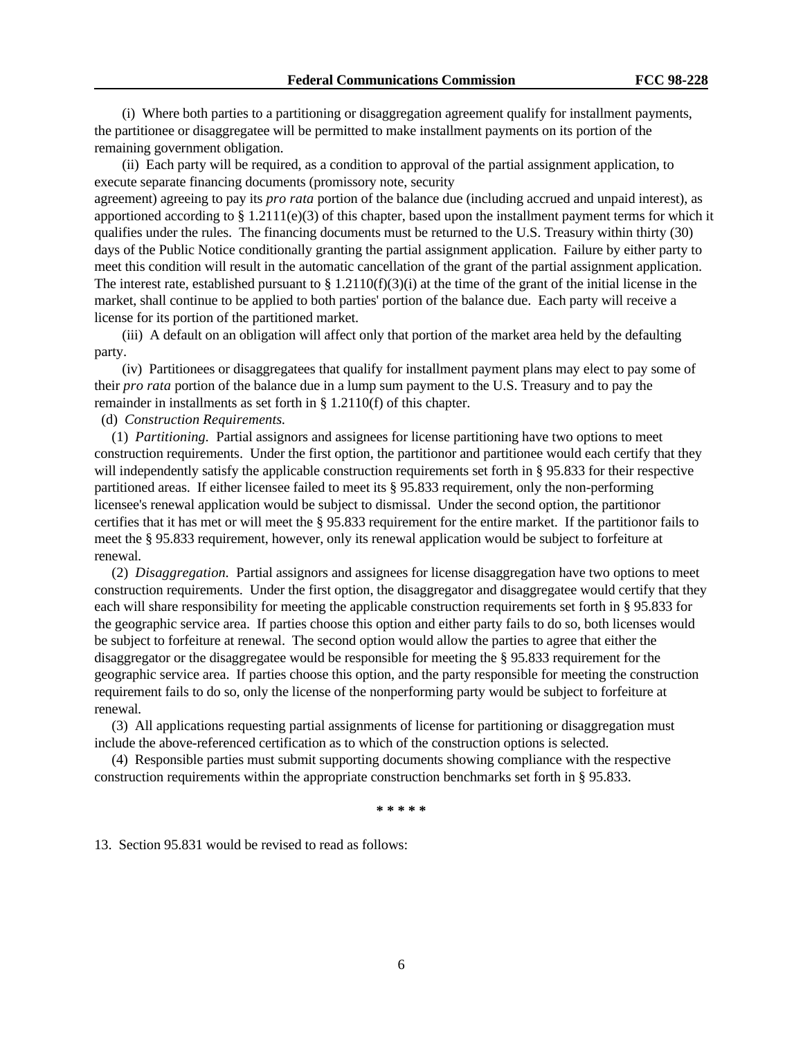(i) Where both parties to a partitioning or disaggregation agreement qualify for installment payments, the partitionee or disaggregatee will be permitted to make installment payments on its portion of the remaining government obligation.

(ii) Each party will be required, as a condition to approval of the partial assignment application, to execute separate financing documents (promissory note, security agreement) agreeing to pay its *pro rata* portion of the balance due (including accrued and unpaid interest), as apportioned according to § 1.2111(e)(3) of this chapter, based upon the installment payment terms for which it qualifies under the rules. The financing documents must be returned to the U.S. Treasury within thirty (30) days of the Public Notice conditionally granting the partial assignment application. Failure by either party to meet this condition will result in the automatic cancellation of the grant of the partial assignment application. The interest rate, established pursuant to § 1.2110(f)(3)(i) at the time of the grant of the initial license in the market, shall continue to be applied to both parties' portion of the balance due. Each party will receive a license for its portion of the partitioned market.

(iii) A default on an obligation will affect only that portion of the market area held by the defaulting party.

(iv) Partitionees or disaggregatees that qualify for installment payment plans may elect to pay some of their *pro rata* portion of the balance due in a lump sum payment to the U.S. Treasury and to pay the remainder in installments as set forth in § 1.2110(f) of this chapter.

(d) *Construction Requirements.*

(1) *Partitioning.* Partial assignors and assignees for license partitioning have two options to meet construction requirements. Under the first option, the partitionor and partitionee would each certify that they will independently satisfy the applicable construction requirements set forth in § 95.833 for their respective partitioned areas. If either licensee failed to meet its § 95.833 requirement, only the non-performing licensee's renewal application would be subject to dismissal. Under the second option, the partitionor certifies that it has met or will meet the § 95.833 requirement for the entire market. If the partitionor fails to meet the § 95.833 requirement, however, only its renewal application would be subject to forfeiture at renewal.

(2) *Disaggregation.* Partial assignors and assignees for license disaggregation have two options to meet construction requirements. Under the first option, the disaggregator and disaggregatee would certify that they each will share responsibility for meeting the applicable construction requirements set forth in § 95.833 for the geographic service area. If parties choose this option and either party fails to do so, both licenses would be subject to forfeiture at renewal. The second option would allow the parties to agree that either the disaggregator or the disaggregatee would be responsible for meeting the § 95.833 requirement for the geographic service area. If parties choose this option, and the party responsible for meeting the construction requirement fails to do so, only the license of the nonperforming party would be subject to forfeiture at renewal.

(3) All applications requesting partial assignments of license for partitioning or disaggregation must include the above-referenced certification as to which of the construction options is selected.

(4) Responsible parties must submit supporting documents showing compliance with the respective construction requirements within the appropriate construction benchmarks set forth in § 95.833.

* * * * *

13. Section 95.831 would be revised to read as follows: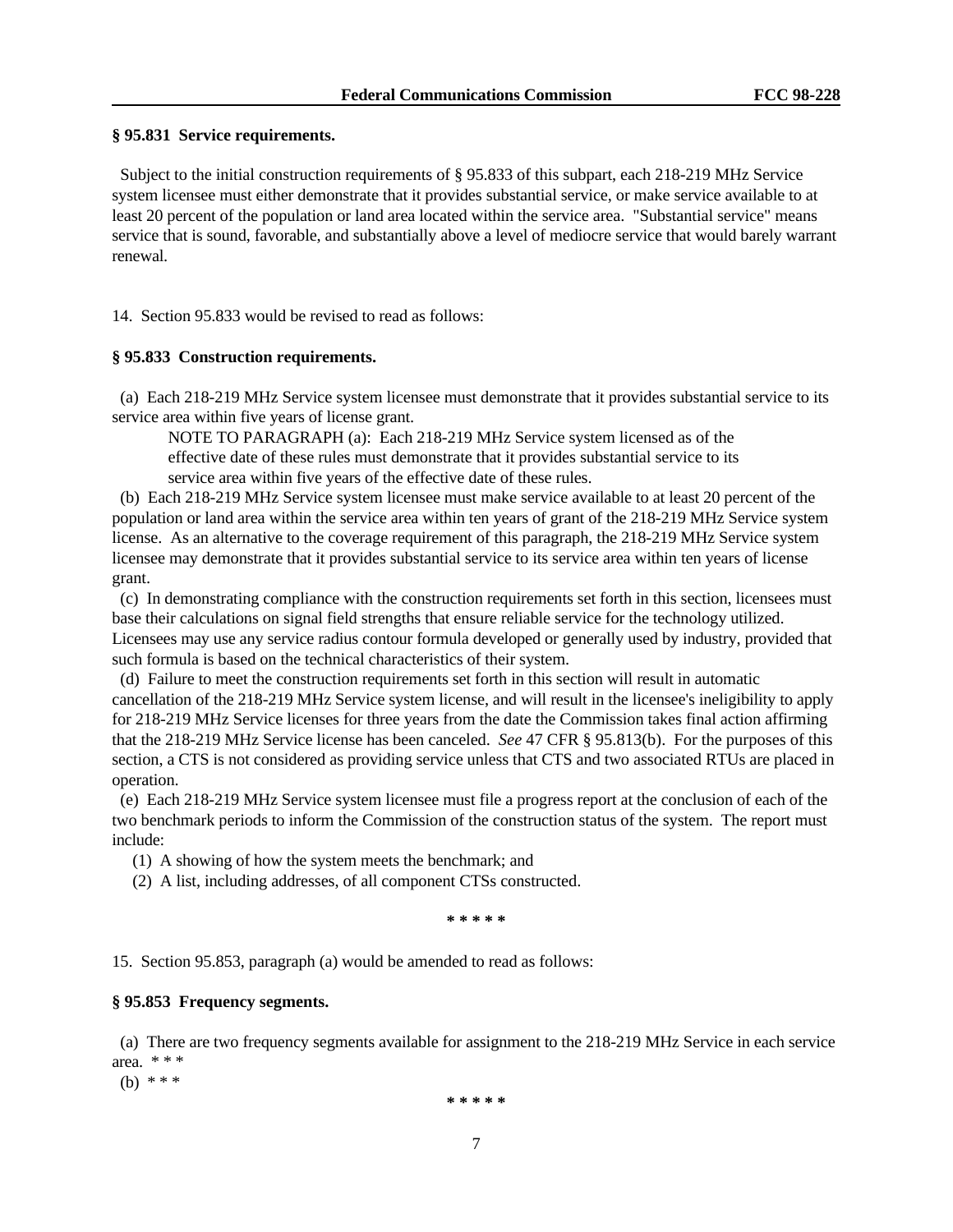**§ 95.831 Service requirements.**

Subject to the initial construction requirements of § 95.833 of this subpart, each 218-219 MHz Service system licensee must either demonstrate that it provides substantial service, or make service available to at least 20 percent of the population or land area located within the service area. "Substantial service" means service that is sound, favorable, and substantially above a level of mediocre service that would barely warrant renewal.

14. Section 95.833 would be revised to read as follows:

**§ 95.833 Construction requirements.**

(a) Each 218-219 MHz Service system licensee must demonstrate that it provides substantial service to its service area within five years of license grant.

> NOTE TO PARAGRAPH (a): Each 218-219 MHz Service system licensed as of the effective date of these rules must demonstrate that it provides substantial service to its service area within five years of the effective date of these rules.

(b) Each 218-219 MHz Service system licensee must make service available to at least 20 percent of the population or land area within the service area within ten years of grant of the 218-219 MHz Service system license. As an alternative to the coverage requirement of this paragraph, the 218-219 MHz Service system licensee may demonstrate that it provides substantial service to its service area within ten years of license grant.

(c) In demonstrating compliance with the construction requirements set forth in this section, licensees must base their calculations on signal field strengths that ensure reliable service for the technology utilized. Licensees may use any service radius contour formula developed or generally used by industry, provided that such formula is based on the technical characteristics of their system.

(d) Failure to meet the construction requirements set forth in this section will result in automatic cancellation of the 218-219 MHz Service system license, and will result in the licensee's ineligibility to apply for 218-219 MHz Service licenses for three years from the date the Commission takes final action affirming that the 218-219 MHz Service license has been canceled. *See* 47 CFR § 95.813(b). For the purposes of this section, a CTS is not considered as providing service unless that CTS and two associated RTUs are placed in operation.

(e) Each 218-219 MHz Service system licensee must file a progress report at the conclusion of each of the two benchmark periods to inform the Commission of the construction status of the system. The report must include:

(1) A showing of how the system meets the benchmark; and

(2) A list, including addresses, of all component CTSs constructed.

\* \* \* \* \*

15. Section 95.853, paragraph (a) would be amended to read as follows:

**§ 95.853 Frequency segments.**

(a) There are two frequency segments available for assignment to the 218-219 MHz Service in each service area. * * *

(b) * * *

\* \* \* \* \*